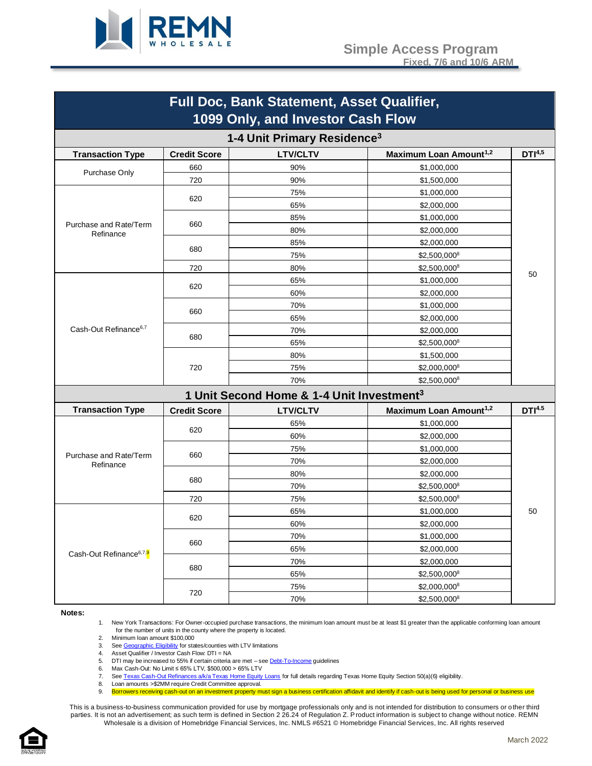# Simple Access Program

**Fixed, 7/6 and 10/6 ARM**

## Full Doc, Bank Statement, Asset Qualifier, 1099 Only, and Investor Cash Flow

### 1-4 Unit Primary Residence[3]

| Transaction Type | Credit Score | LTV/CLTV | Maximum Loan Amount[1,2] | DTI[4,5] |
|---|---|---|---|---|
| Purchase Only | 660 | 90% | $1,000,000 | 50 |
| | 720 | 90% | $1,500,000 | |
| Purchase and Rate/Term Refinance | 620 | 75% | $1,000,000 | |
| | | 65% | $2,000,000 | |
| | 660 | 85% | $1,000,000 | |
| | | 80% | $2,000,000 | |
| | 680 | 85% | $2,000,000 | |
| | | 75% | $2,500,000[8] | |
| | 720 | 80% | $2,500,000[8] | |
| Cash-Out Refinance[6,7] | 620 | 65% | $1,000,000 | |
| | | 60% | $2,000,000 | |
| | 660 | 70% | $1,000,000 | |
| | | 65% | $2,000,000 | |
| | 680 | 70% | $2,000,000 | |
| | | 65% | $2,500,000[8] | |
| | 720 | 80% | $1,500,000 | |
| | | 75% | $2,000,000[8] | |
| | | 70% | $2,500,000[8] | |

### 1 Unit Second Home & 1-4 Unit Investment[3]

| Transaction Type | Credit Score | LTV/CLTV | Maximum Loan Amount[1,2] | DTI[4,5] |
|---|---|---|---|---|
| Purchase and Rate/Term Refinance | 620 | 65% | $1,000,000 | 50 |
| | | 60% | $2,000,000 | |
| | 660 | 75% | $1,000,000 | |
| | | 70% | $2,000,000 | |
| | 680 | 80% | $2,000,000 | |
| | | 70% | $2,500,000[8] | |
| | 720 | 75% | $2,500,000[8] | |
| Cash-Out Refinance[6,7,9] | 620 | 65% | $1,000,000 | |
| | | 60% | $2,000,000 | |
| | 660 | 70% | $1,000,000 | |
| | | 65% | $2,000,000 | |
| | 680 | 70% | $2,000,000 | |
| | | 65% | $2,500,000[8] | |
| | 720 | 75% | $2,000,000[8] | |
| | | 70% | $2,500,000[8] | |

**Notes:**

1. New York Transactions: For Owner-occupied purchase transactions, the minimum loan amount must be at least $1 greater than the applicable conforming loan amount for the number of units in the county where the property is located.
2. Minimum loan amount $100,000
3. See Geographic Eligibility for states/counties with LTV limitations
4. Asset Qualifier / Investor Cash Flow: DTI = NA
5. DTI may be increased to 55% if certain criteria are met – see Debt-To-Income guidelines
6. Max Cash-Out: No Limit ≤ 65% LTV, $500,000 > 65% LTV
7. See Texas Cash-Out Refinances a/k/a Texas Home Equity Loans for full details regarding Texas Home Equity Section 50(a)(6) eligibility.
8. Loan amounts >$2MM require Credit Committee approval.
9. Borrowers receiving cash-out on an investment property must sign a business certification affidavit and identify if cash-out is being used for personal or business use

This is a business-to-business communication provided for use by mortgage professionals only and is not intended for distribution to consumers or other third parties. It is not an advertisement; as such term is defined in Section 2 26.24 of Regulation Z. Product information is subject to change without notice. REMN Wholesale is a division of Homebridge Financial Services, Inc. NMLS #6521 © Homebridge Financial Services, Inc. All rights reserved

March 2022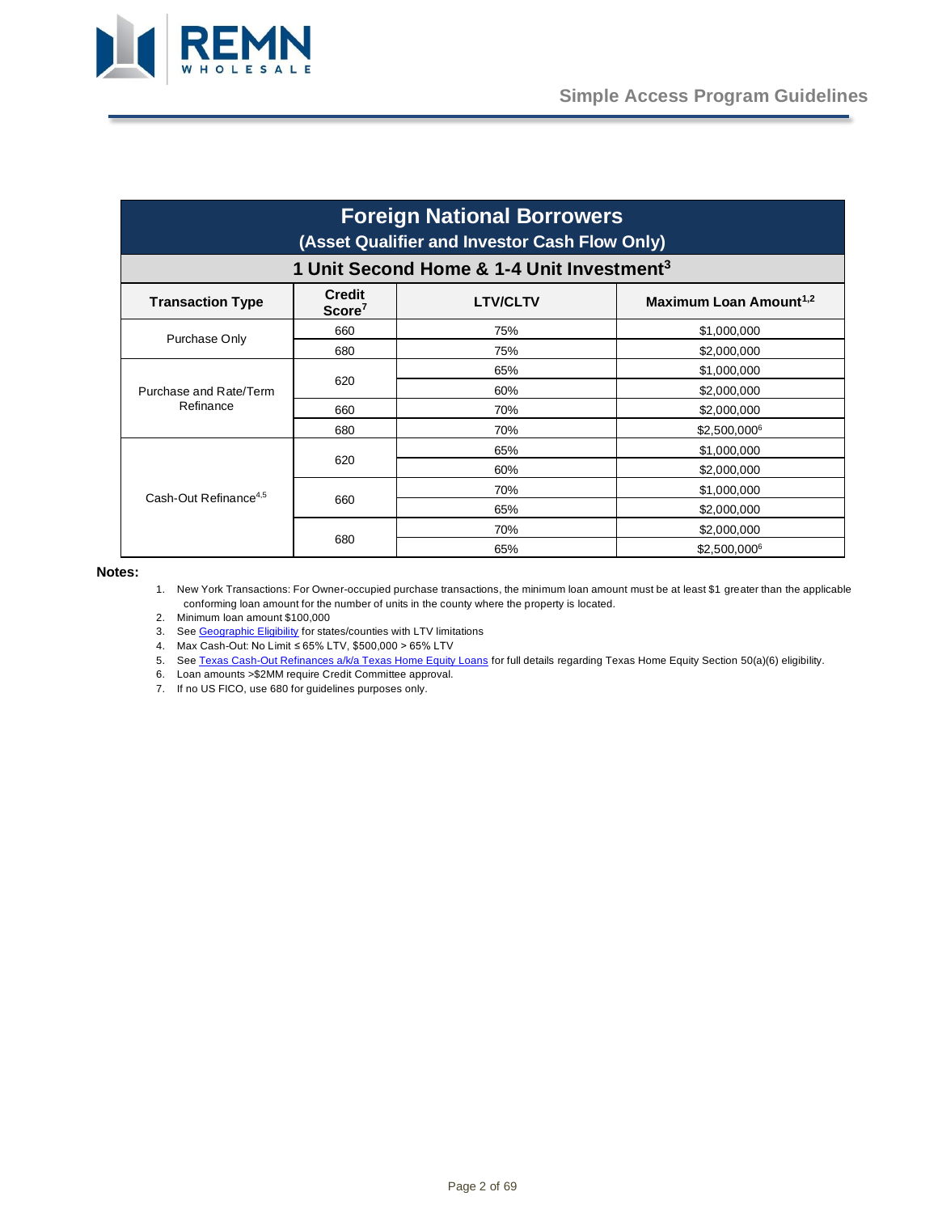## Foreign National Borrowers

### (Asset Qualifier and Investor Cash Flow Only)

### 1 Unit Second Home & 1-4 Unit Investment[3]

| Transaction Type | Credit Score[7] | LTV/CLTV | Maximum Loan Amount[1,2] |
|---|---|---|---|
| Purchase Only | 660 | 75% | $1,000,000 |
| | 680 | 75% | $2,000,000 |
| Purchase and Rate/Term Refinance | 620 | 65% | $1,000,000 |
| | | 60% | $2,000,000 |
| | 660 | 70% | $2,000,000 |
| | 680 | 70% | $2,500,000[6] |
| Cash-Out Refinance[4,5] | 620 | 65% | $1,000,000 |
| | | 60% | $2,000,000 |
| | 660 | 70% | $1,000,000 |
| | | 65% | $2,000,000 |
| | 680 | 70% | $2,000,000 |
| | | 65% | $2,500,000[6] |

**Notes:**

1. New York Transactions: For Owner-occupied purchase transactions, the minimum loan amount must be at least $1 greater than the applicable conforming loan amount for the number of units in the county where the property is located.
2. Minimum loan amount $100,000
3. See Geographic Eligibility for states/counties with LTV limitations
4. Max Cash-Out: No Limit ≤ 65% LTV, $500,000 > 65% LTV
5. See Texas Cash-Out Refinances a/k/a Texas Home Equity Loans for full details regarding Texas Home Equity Section 50(a)(6) eligibility.
6. Loan amounts >$2MM require Credit Committee approval.
7. If no US FICO, use 680 for guidelines purposes only.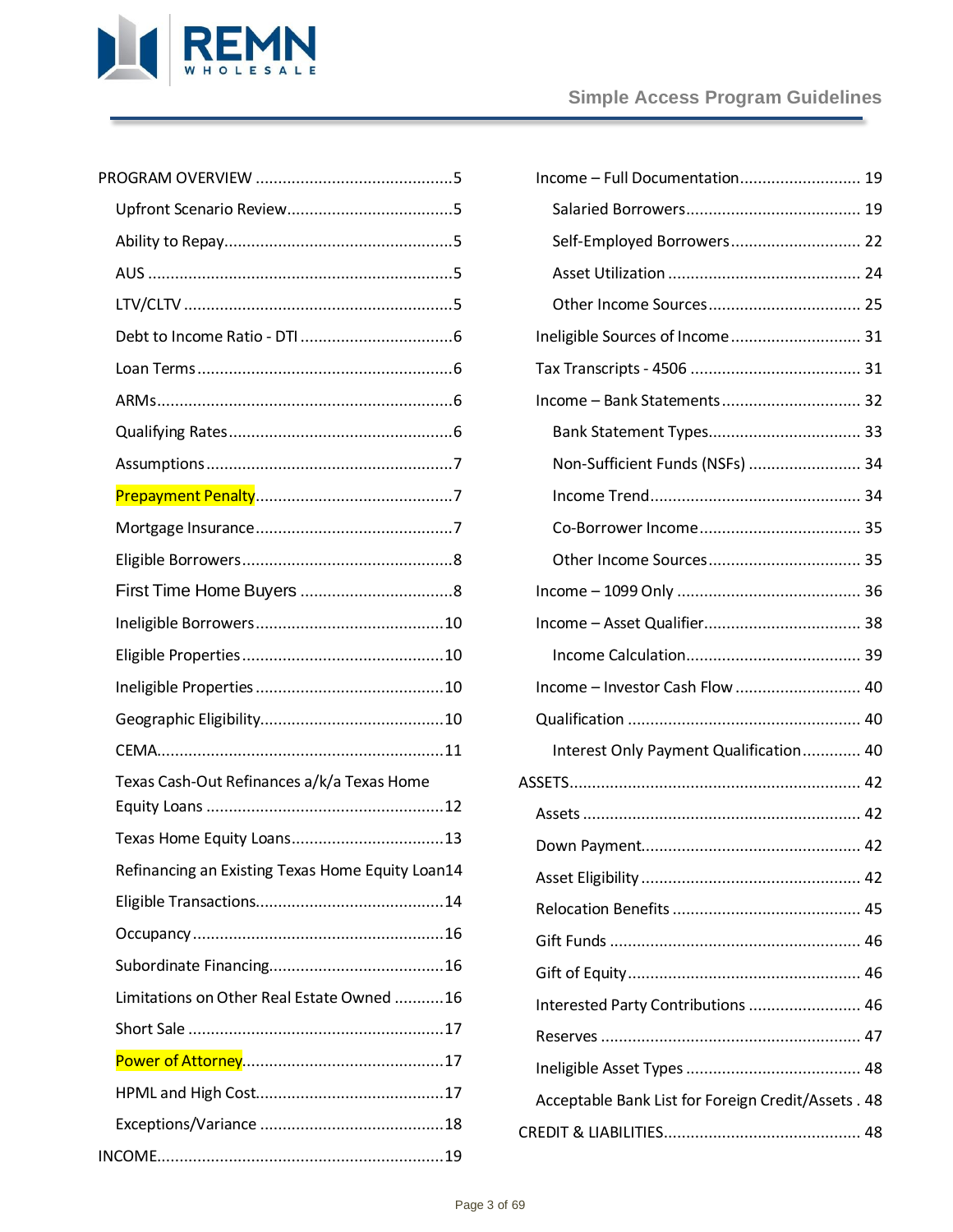PROGRAM OVERVIEW ............................................ 5

- Upfront Scenario Review ..................................... 5
- Ability to Repay ................................................... 5
- AUS .................................................................... 5
- LTV/CLTV ............................................................ 5
- Debt to Income Ratio - DTI .................................. 6
- Loan Terms ......................................................... 6
- ARMs ................................................................. 6
- Qualifying Rates .................................................. 6
- Assumptions ....................................................... 7
- Prepayment Penalty ............................................ 7
- Mortgage Insurance ............................................ 7
- Eligible Borrowers ............................................... 8
- First Time Home Buyers ...................................... 8
- Ineligible Borrowers ........................................... 10
- Eligible Properties .............................................. 10
- Ineligible Properties ........................................... 10
- Geographic Eligibility .......................................... 10
- CEMA ................................................................ 11
- Texas Cash-Out Refinances a/k/a Texas Home Equity Loans ..................................................... 12
- Texas Home Equity Loans ................................... 13
- Refinancing an Existing Texas Home Equity Loan 14
- Eligible Transactions ........................................... 14
- Occupancy ......................................................... 16
- Subordinate Financing ........................................ 16
- Limitations on Other Real Estate Owned ........... 16
- Short Sale .......................................................... 17
- Power of Attorney .............................................. 17
- HPML and High Cost ........................................... 17
- Exceptions/Variance .......................................... 18

INCOME ................................................................ 19

- Income – Full Documentation ........................... 19
  - Salaried Borrowers ....................................... 19
  - Self-Employed Borrowers ............................. 22
  - Asset Utilization ........................................... 24
  - Other Income Sources .................................. 25
- Ineligible Sources of Income ............................. 31
- Tax Transcripts - 4506 ....................................... 31
- Income – Bank Statements ............................... 32
  - Bank Statement Types .................................. 33
  - Non-Sufficient Funds (NSFs) ......................... 34
  - Income Trend ............................................... 34
  - Co-Borrower Income .................................... 35
  - Other Income Sources .................................. 35
- Income – 1099 Only .......................................... 36
- Income – Asset Qualifier ................................... 38
  - Income Calculation ....................................... 39
- Income – Investor Cash Flow ............................ 40
- Qualification ..................................................... 40
  - Interest Only Payment Qualification ............. 40

ASSETS ................................................................. 42

- Assets ............................................................... 42
- Down Payment .................................................. 42
- Asset Eligibility .................................................. 42
- Relocation Benefits ........................................... 45
- Gift Funds ......................................................... 46
- Gift of Equity .................................................... 46
- Interested Party Contributions ......................... 46
- Reserves ........................................................... 47
- Ineligible Asset Types ....................................... 48
- Acceptable Bank List for Foreign Credit/Assets . 48

CREDIT & LIABILITIES ............................................ 48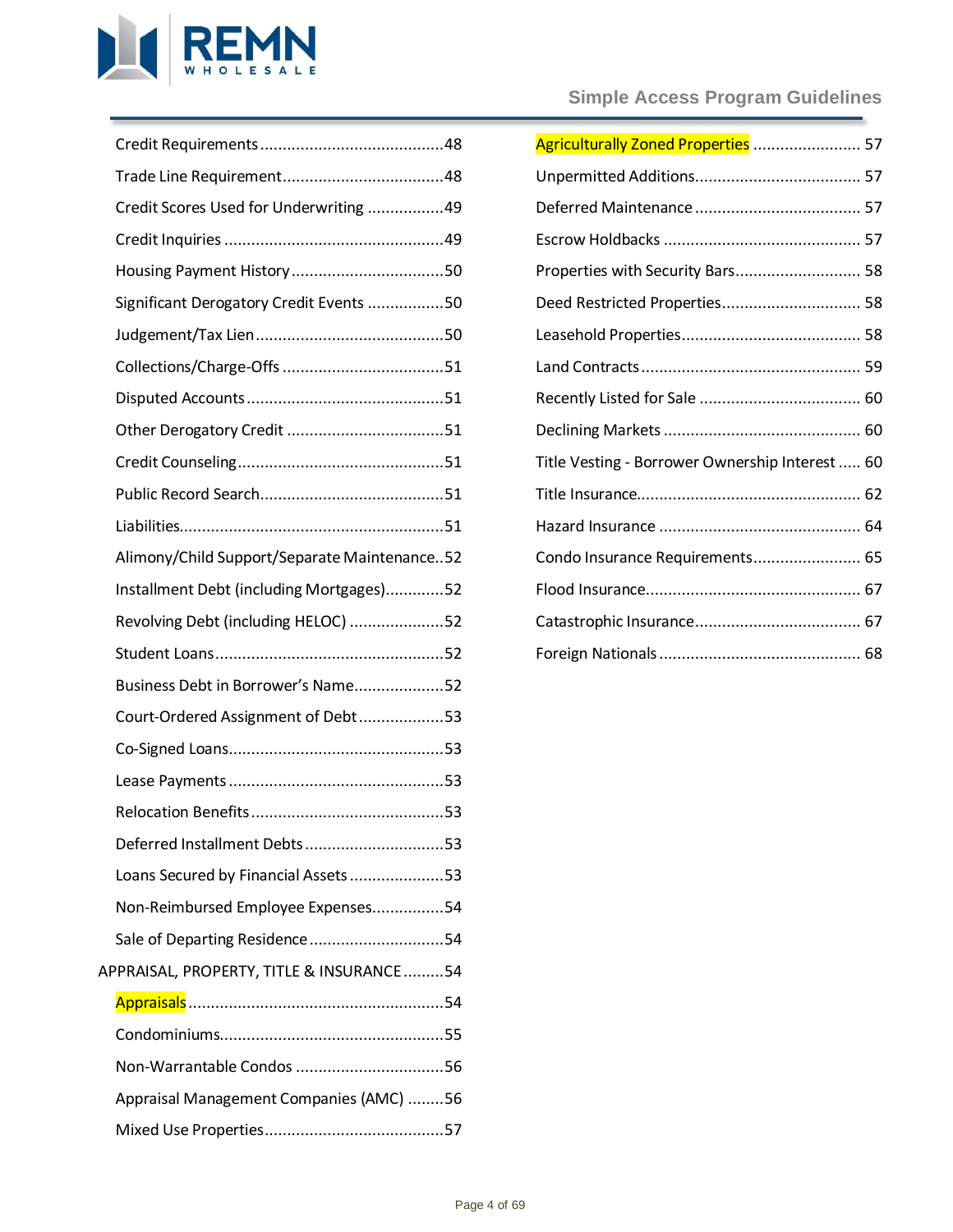Credit Requirements ........................................48

Trade Line Requirement ...................................48

Credit Scores Used for Underwriting .................49

Credit Inquiries ................................................49

Housing Payment History .................................50

Significant Derogatory Credit Events .................50

Judgement/Tax Lien .........................................50

Collections/Charge-Offs ...................................51

Disputed Accounts ...........................................51

Other Derogatory Credit ...................................51

Credit Counseling .............................................51

Public Record Search ........................................51

Liabilities ..........................................................51

Alimony/Child Support/Separate Maintenance..52

Installment Debt (including Mortgages) .............52

Revolving Debt (including HELOC) .....................52

Student Loans ..................................................52

Business Debt in Borrower's Name ....................52

Court-Ordered Assignment of Debt ...................53

Co-Signed Loans ...............................................53

Lease Payments ...............................................53

Relocation Benefits ..........................................53

Deferred Installment Debts ...............................53

Loans Secured by Financial Assets .....................53

Non-Reimbursed Employee Expenses ................54

Sale of Departing Residence .............................54

APPRAISAL, PROPERTY, TITLE & INSURANCE .........54

Appraisals ........................................................54

Condominiums .................................................55

Non-Warrantable Condos .................................56

Appraisal Management Companies (AMC) ........56

Mixed Use Properties .......................................57

Agriculturally Zoned Properties ........................ 57

Unpermitted Additions .................................... 57

Deferred Maintenance ..................................... 57

Escrow Holdbacks ........................................... 57

Properties with Security Bars ........................... 58

Deed Restricted Properties ............................... 58

Leasehold Properties ....................................... 58

Land Contracts ................................................ 59

Recently Listed for Sale .................................... 60

Declining Markets ........................................... 60

Title Vesting - Borrower Ownership Interest ..... 60

Title Insurance ................................................. 62

Hazard Insurance ............................................ 64

Condo Insurance Requirements ........................ 65

Flood Insurance ............................................... 67

Catastrophic Insurance .................................... 67

Foreign Nationals ............................................ 68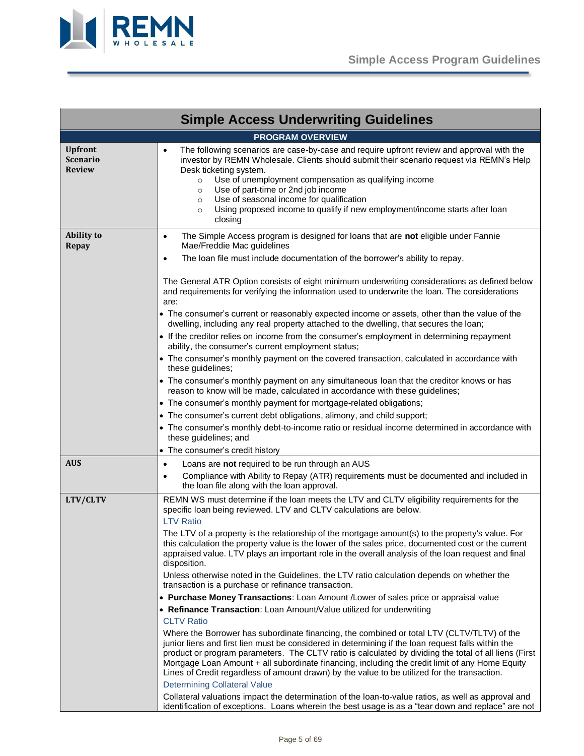# Simple Access Underwriting Guidelines

| Simple Access Underwriting Guidelines | |
|---|---|
| **PROGRAM OVERVIEW** | |
| **Upfront Scenario Review** | • The following scenarios are case-by-case and require upfront review and approval with the investor by REMN Wholesale. Clients should submit their scenario request via REMN's Help Desk ticketing system.<br>  ○ Use of unemployment compensation as qualifying income<br>  ○ Use of part-time or 2nd job income<br>  ○ Use of seasonal income for qualification<br>  ○ Using proposed income to qualify if new employment/income starts after loan closing |
| **Ability to Repay** | • The Simple Access program is designed for loans that are **not** eligible under Fannie Mae/Freddie Mac guidelines<br>• The loan file must include documentation of the borrower's ability to repay.<br><br>The General ATR Option consists of eight minimum underwriting considerations as defined below and requirements for verifying the information used to underwrite the loan. The considerations are:<br>• The consumer's current or reasonably expected income or assets, other than the value of the dwelling, including any real property attached to the dwelling, that secures the loan;<br>• If the creditor relies on income from the consumer's employment in determining repayment ability, the consumer's current employment status;<br>• The consumer's monthly payment on the covered transaction, calculated in accordance with these guidelines;<br>• The consumer's monthly payment on any simultaneous loan that the creditor knows or has reason to know will be made, calculated in accordance with these guidelines;<br>• The consumer's monthly payment for mortgage-related obligations;<br>• The consumer's current debt obligations, alimony, and child support;<br>• The consumer's monthly debt-to-income ratio or residual income determined in accordance with these guidelines; and<br>• The consumer's credit history |
| **AUS** | • Loans are **not** required to be run through an AUS<br>• Compliance with Ability to Repay (ATR) requirements must be documented and included in the loan file along with the loan approval. |
| **LTV/CLTV** | REMN WS must determine if the loan meets the LTV and CLTV eligibility requirements for the specific loan being reviewed. LTV and CLTV calculations are below.<br>LTV Ratio<br>The LTV of a property is the relationship of the mortgage amount(s) to the property's value. For this calculation the property value is the lower of the sales price, documented cost or the current appraised value. LTV plays an important role in the overall analysis of the loan request and final disposition.<br>Unless otherwise noted in the Guidelines, the LTV ratio calculation depends on whether the transaction is a purchase or refinance transaction.<br>• **Purchase Money Transactions**: Loan Amount /Lower of sales price or appraisal value<br>• **Refinance Transaction**: Loan Amount/Value utilized for underwriting<br>CLTV Ratio<br>Where the Borrower has subordinate financing, the combined or total LTV (CLTV/TLTV) of the junior liens and first lien must be considered in determining if the loan request falls within the product or program parameters. The CLTV ratio is calculated by dividing the total of all liens (First Mortgage Loan Amount + all subordinate financing, including the credit limit of any Home Equity Lines of Credit regardless of amount drawn) by the value to be utilized for the transaction.<br>Determining Collateral Value<br>Collateral valuations impact the determination of the loan-to-value ratios, as well as approval and identification of exceptions. Loans wherein the best usage is as a "tear down and replace" are not |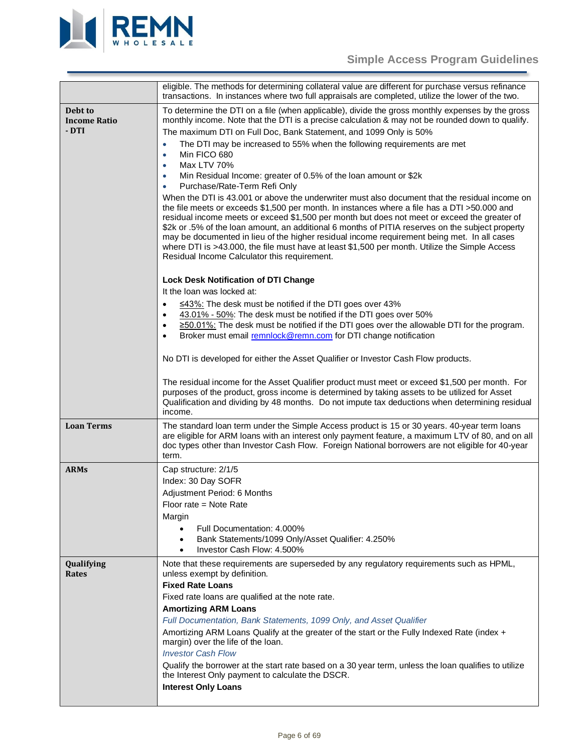| | |
|---|---|
| | eligible. The methods for determining collateral value are different for purchase versus refinance transactions. In instances where two full appraisals are completed, utilize the lower of the two. |
| **Debt to Income Ratio - DTI** | To determine the DTI on a file (when applicable), divide the gross monthly expenses by the gross monthly income. Note that the DTI is a precise calculation & may not be rounded down to qualify.<br><br>The maximum DTI on Full Doc, Bank Statement, and 1099 Only is 50%<br>• The DTI may be increased to 55% when the following requirements are met<br>• Min FICO 680<br>• Max LTV 70%<br>• Min Residual Income: greater of 0.5% of the loan amount or $2k<br>• Purchase/Rate-Term Refi Only<br><br>When the DTI is 43.001 or above the underwriter must also document that the residual income on the file meets or exceeds $1,500 per month. In instances where a file has a DTI >50.000 and residual income meets or exceed $1,500 per month but does not meet or exceed the greater of $2k or .5% of the loan amount, an additional 6 months of PITIA reserves on the subject property may be documented in lieu of the higher residual income requirement being met. In all cases where DTI is >43.000, the file must have at least $1,500 per month. Utilize the Simple Access Residual Income Calculator this requirement.<br><br>**Lock Desk Notification of DTI Change**<br>It the loan was locked at:<br>• ≤43%: The desk must be notified if the DTI goes over 43%<br>• 43.01% - 50%: The desk must be notified if the DTI goes over 50%<br>• ≥50.01%: The desk must be notified if the DTI goes over the allowable DTI for the program.<br>• Broker must email remnlock@remn.com for DTI change notification<br><br>No DTI is developed for either the Asset Qualifier or Investor Cash Flow products.<br><br>The residual income for the Asset Qualifier product must meet or exceed $1,500 per month. For purposes of the product, gross income is determined by taking assets to be utilized for Asset Qualification and dividing by 48 months. Do not impute tax deductions when determining residual income. |
| **Loan Terms** | The standard loan term under the Simple Access product is 15 or 30 years. 40-year term loans are eligible for ARM loans with an interest only payment feature, a maximum LTV of 80, and on all doc types other than Investor Cash Flow. Foreign National borrowers are not eligible for 40-year term. |
| **ARMs** | Cap structure: 2/1/5<br>Index: 30 Day SOFR<br>Adjustment Period: 6 Months<br>Floor rate = Note Rate<br>Margin<br>• Full Documentation: 4.000%<br>• Bank Statements/1099 Only/Asset Qualifier: 4.250%<br>• Investor Cash Flow: 4.500% |
| **Qualifying Rates** | Note that these requirements are superseded by any regulatory requirements such as HPML, unless exempt by definition.<br>**Fixed Rate Loans**<br>Fixed rate loans are qualified at the note rate.<br>**Amortizing ARM Loans**<br>*Full Documentation, Bank Statements, 1099 Only, and Asset Qualifier*<br>Amortizing ARM Loans Qualify at the greater of the start or the Fully Indexed Rate (index + margin) over the life of the loan.<br>*Investor Cash Flow*<br>Qualify the borrower at the start rate based on a 30 year term, unless the loan qualifies to utilize the Interest Only payment to calculate the DSCR.<br>**Interest Only Loans** |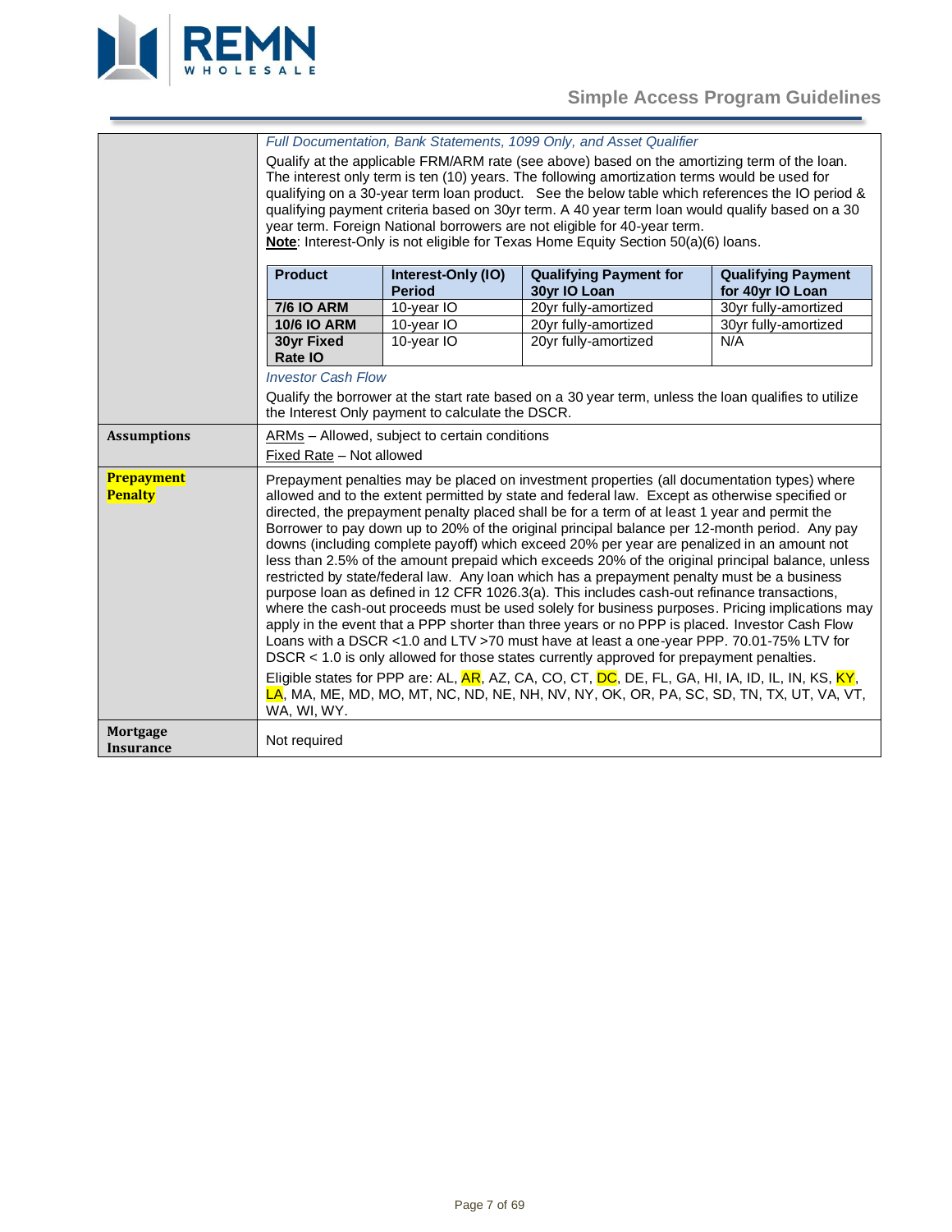| | |
|---|---|
| | *Full Documentation, Bank Statements, 1099 Only, and Asset Qualifier*<br>Qualify at the applicable FRM/ARM rate (see above) based on the amortizing term of the loan. The interest only term is ten (10) years. The following amortization terms would be used for qualifying on a 30-year term loan product. See the below table which references the IO period & qualifying payment criteria based on 30yr term. A 40 year term loan would qualify based on a 30 year term. Foreign National borrowers are not eligible for 40-year term.<br>**Note**: Interest-Only is not eligible for Texas Home Equity Section 50(a)(6) loans.<br><br>**Product** / **Interest-Only (IO) Period** / **Qualifying Payment for 30yr IO Loan** / **Qualifying Payment for 40yr IO Loan**:<br>**7/6 IO ARM** – 10-year IO – 20yr fully-amortized – 30yr fully-amortized<br>**10/6 IO ARM** – 10-year IO – 20yr fully-amortized – 30yr fully-amortized<br>**30yr Fixed Rate IO** – 10-year IO – 20yr fully-amortized – N/A<br><br>*Investor Cash Flow*<br>Qualify the borrower at the start rate based on a 30 year term, unless the loan qualifies to utilize the Interest Only payment to calculate the DSCR. |
| **Assumptions** | ARMs – Allowed, subject to certain conditions<br>Fixed Rate – Not allowed |
| **Prepayment Penalty** | Prepayment penalties may be placed on investment properties (all documentation types) where allowed and to the extent permitted by state and federal law. Except as otherwise specified or directed, the prepayment penalty placed shall be for a term of at least 1 year and permit the Borrower to pay down up to 20% of the original principal balance per 12-month period. Any pay downs (including complete payoff) which exceed 20% per year are penalized in an amount not less than 2.5% of the amount prepaid which exceeds 20% of the original principal balance, unless restricted by state/federal law. Any loan which has a prepayment penalty must be a business purpose loan as defined in 12 CFR 1026.3(a). This includes cash-out refinance transactions, where the cash-out proceeds must be used solely for business purposes. Pricing implications may apply in the event that a PPP shorter than three years or no PPP is placed. Investor Cash Flow Loans with a DSCR <1.0 and LTV >70 must have at least a one-year PPP. 70.01-75% LTV for DSCR < 1.0 is only allowed for those states currently approved for prepayment penalties.<br><br>Eligible states for PPP are: AL, AR, AZ, CA, CO, CT, DC, DE, FL, GA, HI, IA, ID, IL, IN, KS, KY, LA, MA, ME, MD, MO, MT, NC, ND, NE, NH, NV, NY, OK, OR, PA, SC, SD, TN, TX, UT, VA, VT, WA, WI, WY. |
| **Mortgage Insurance** | Not required |

| Product | Interest-Only (IO) Period | Qualifying Payment for 30yr IO Loan | Qualifying Payment for 40yr IO Loan |
|---|---|---|---|
| **7/6 IO ARM** | 10-year IO | 20yr fully-amortized | 30yr fully-amortized |
| **10/6 IO ARM** | 10-year IO | 20yr fully-amortized | 30yr fully-amortized |
| **30yr Fixed Rate IO** | 10-year IO | 20yr fully-amortized | N/A |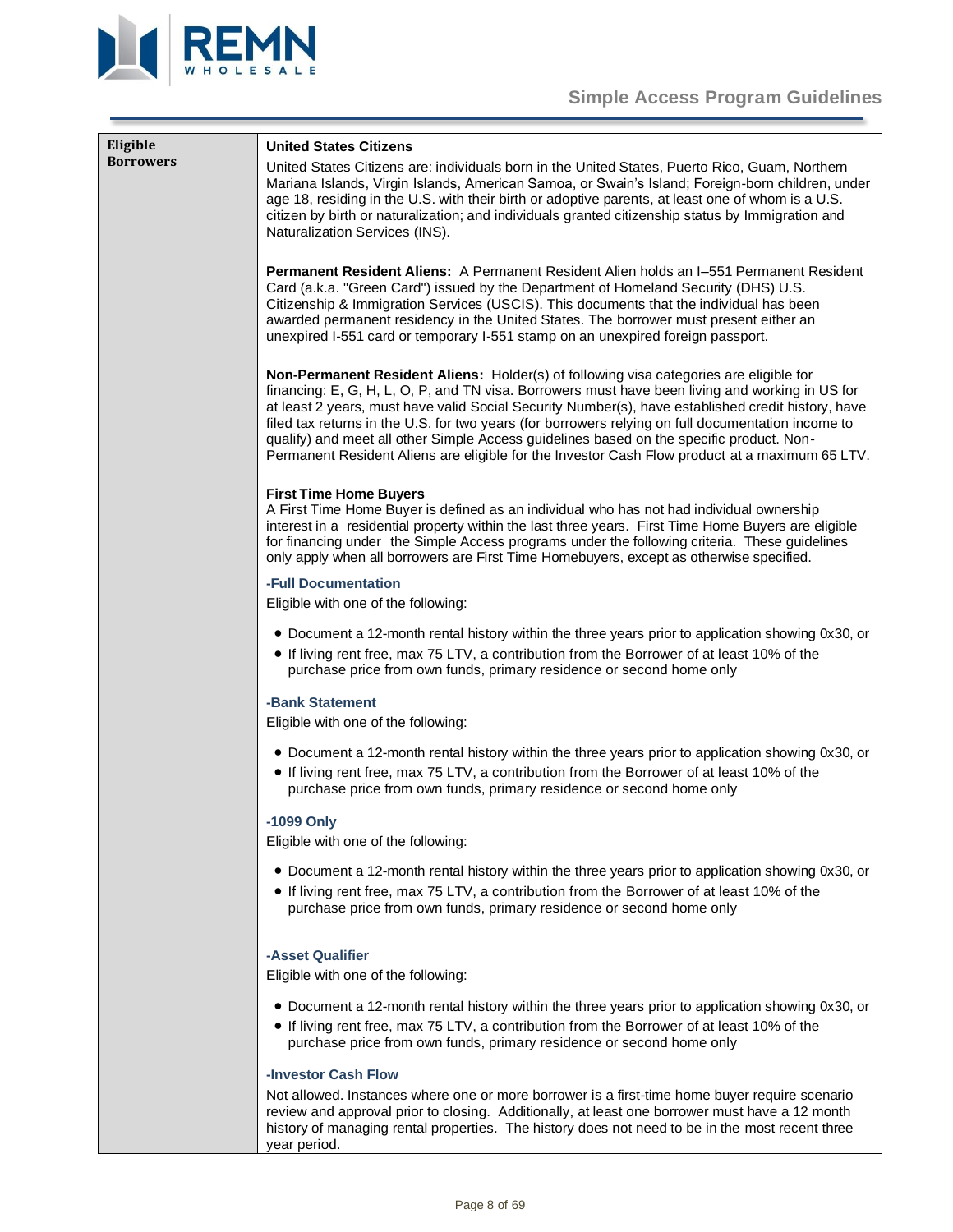| Eligible Borrowers | **United States Citizens**<br><br>United States Citizens are: individuals born in the United States, Puerto Rico, Guam, Northern Mariana Islands, Virgin Islands, American Samoa, or Swain's Island; Foreign-born children, under age 18, residing in the U.S. with their birth or adoptive parents, at least one of whom is a U.S. citizen by birth or naturalization; and individuals granted citizenship status by Immigration and Naturalization Services (INS).<br><br>**Permanent Resident Aliens:** A Permanent Resident Alien holds an I–551 Permanent Resident Card (a.k.a. "Green Card") issued by the Department of Homeland Security (DHS) U.S. Citizenship & Immigration Services (USCIS). This documents that the individual has been awarded permanent residency in the United States. The borrower must present either an unexpired I-551 card or temporary I-551 stamp on an unexpired foreign passport.<br><br>**Non-Permanent Resident Aliens:** Holder(s) of following visa categories are eligible for financing: E, G, H, L, O, P, and TN visa. Borrowers must have been living and working in US for at least 2 years, must have valid Social Security Number(s), have established credit history, have filed tax returns in the U.S. for two years (for borrowers relying on full documentation income to qualify) and meet all other Simple Access guidelines based on the specific product. Non-Permanent Resident Aliens are eligible for the Investor Cash Flow product at a maximum 65 LTV.<br><br>**First Time Home Buyers**<br>A First Time Home Buyer is defined as an individual who has not had individual ownership interest in a residential property within the last three years. First Time Home Buyers are eligible for financing under the Simple Access programs under the following criteria. These guidelines only apply when all borrowers are First Time Homebuyers, except as otherwise specified.<br><br>**-Full Documentation**<br>Eligible with one of the following:<br>• Document a 12-month rental history within the three years prior to application showing 0x30, or<br>• If living rent free, max 75 LTV, a contribution from the Borrower of at least 10% of the purchase price from own funds, primary residence or second home only<br><br>**-Bank Statement**<br>Eligible with one of the following:<br>• Document a 12-month rental history within the three years prior to application showing 0x30, or<br>• If living rent free, max 75 LTV, a contribution from the Borrower of at least 10% of the purchase price from own funds, primary residence or second home only<br><br>**-1099 Only**<br>Eligible with one of the following:<br>• Document a 12-month rental history within the three years prior to application showing 0x30, or<br>• If living rent free, max 75 LTV, a contribution from the Borrower of at least 10% of the purchase price from own funds, primary residence or second home only<br><br>**-Asset Qualifier**<br>Eligible with one of the following:<br>• Document a 12-month rental history within the three years prior to application showing 0x30, or<br>• If living rent free, max 75 LTV, a contribution from the Borrower of at least 10% of the purchase price from own funds, primary residence or second home only<br><br>**-Investor Cash Flow**<br>Not allowed. Instances where one or more borrower is a first-time home buyer require scenario review and approval prior to closing. Additionally, at least one borrower must have a 12 month history of managing rental properties. The history does not need to be in the most recent three year period. |
|---|---|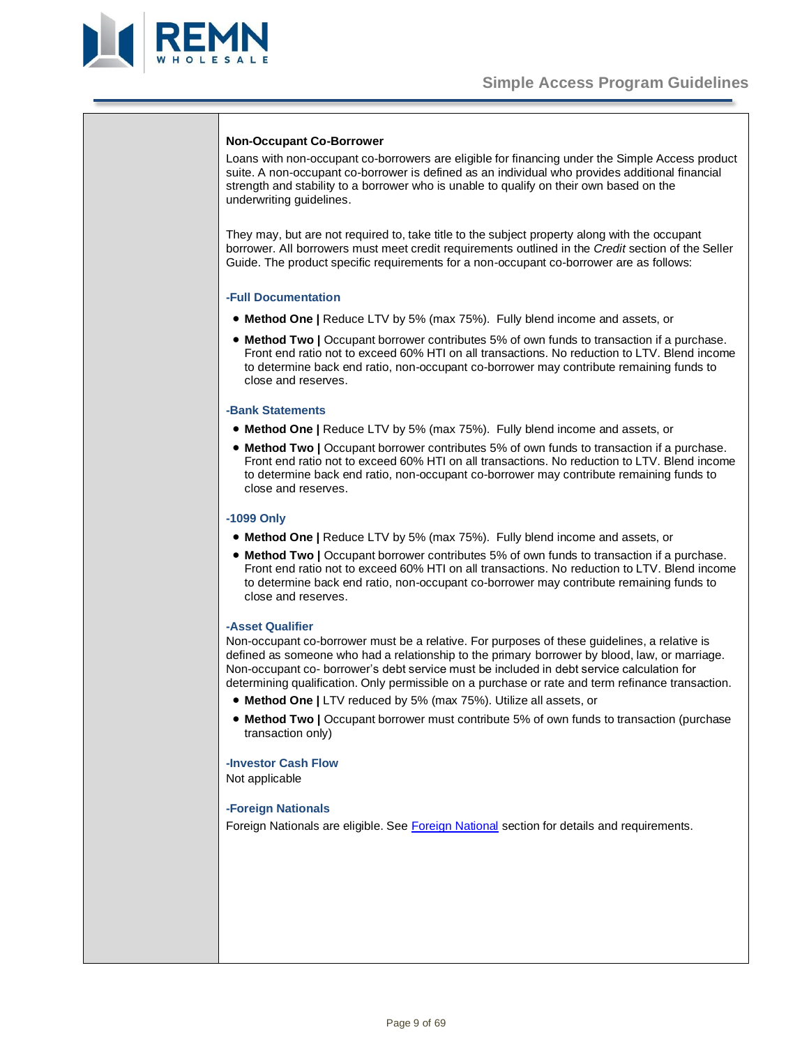### Non-Occupant Co-Borrower

Loans with non-occupant co-borrowers are eligible for financing under the Simple Access product suite. A non-occupant co-borrower is defined as an individual who provides additional financial strength and stability to a borrower who is unable to qualify on their own based on the underwriting guidelines.

They may, but are not required to, take title to the subject property along with the occupant borrower. All borrowers must meet credit requirements outlined in the *Credit* section of the Seller Guide. The product specific requirements for a non-occupant co-borrower are as follows:

#### -Full Documentation

- **Method One |** Reduce LTV by 5% (max 75%). Fully blend income and assets, or
- **Method Two |** Occupant borrower contributes 5% of own funds to transaction if a purchase. Front end ratio not to exceed 60% HTI on all transactions. No reduction to LTV. Blend income to determine back end ratio, non-occupant co-borrower may contribute remaining funds to close and reserves.

#### -Bank Statements

- **Method One |** Reduce LTV by 5% (max 75%). Fully blend income and assets, or
- **Method Two |** Occupant borrower contributes 5% of own funds to transaction if a purchase. Front end ratio not to exceed 60% HTI on all transactions. No reduction to LTV. Blend income to determine back end ratio, non-occupant co-borrower may contribute remaining funds to close and reserves.

#### -1099 Only

- **Method One |** Reduce LTV by 5% (max 75%). Fully blend income and assets, or
- **Method Two |** Occupant borrower contributes 5% of own funds to transaction if a purchase. Front end ratio not to exceed 60% HTI on all transactions. No reduction to LTV. Blend income to determine back end ratio, non-occupant co-borrower may contribute remaining funds to close and reserves.

#### -Asset Qualifier

Non-occupant co-borrower must be a relative. For purposes of these guidelines, a relative is defined as someone who had a relationship to the primary borrower by blood, law, or marriage. Non-occupant co- borrower's debt service must be included in debt service calculation for determining qualification. Only permissible on a purchase or rate and term refinance transaction.

- **Method One |** LTV reduced by 5% (max 75%). Utilize all assets, or
- **Method Two |** Occupant borrower must contribute 5% of own funds to transaction (purchase transaction only)

#### -Investor Cash Flow

Not applicable

#### -Foreign Nationals

Foreign Nationals are eligible. See Foreign National section for details and requirements.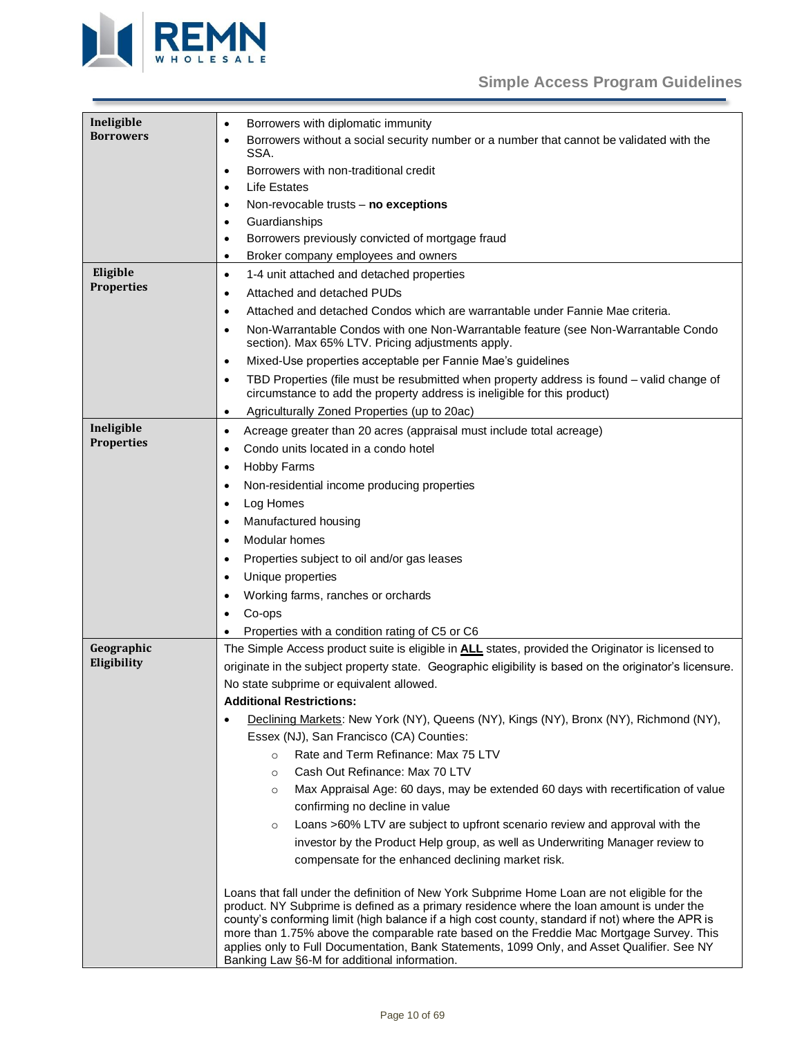| | |
|---|---|
| **Ineligible Borrowers** | • Borrowers with diplomatic immunity<br>• Borrowers without a social security number or a number that cannot be validated with the SSA.<br>• Borrowers with non-traditional credit<br>• Life Estates<br>• Non-revocable trusts – **no exceptions**<br>• Guardianships<br>• Borrowers previously convicted of mortgage fraud<br>• Broker company employees and owners |
| **Eligible Properties** | • 1-4 unit attached and detached properties<br>• Attached and detached PUDs<br>• Attached and detached Condos which are warrantable under Fannie Mae criteria.<br>• Non-Warrantable Condos with one Non-Warrantable feature (see Non-Warrantable Condo section). Max 65% LTV. Pricing adjustments apply.<br>• Mixed-Use properties acceptable per Fannie Mae's guidelines<br>• TBD Properties (file must be resubmitted when property address is found – valid change of circumstance to add the property address is ineligible for this product)<br>• Agriculturally Zoned Properties (up to 20ac) |
| **Ineligible Properties** | • Acreage greater than 20 acres (appraisal must include total acreage)<br>• Condo units located in a condo hotel<br>• Hobby Farms<br>• Non-residential income producing properties<br>• Log Homes<br>• Manufactured housing<br>• Modular homes<br>• Properties subject to oil and/or gas leases<br>• Unique properties<br>• Working farms, ranches or orchards<br>• Co-ops<br>• Properties with a condition rating of C5 or C6 |
| **Geographic Eligibility** | The Simple Access product suite is eligible in **ALL** states, provided the Originator is licensed to originate in the subject property state. Geographic eligibility is based on the originator's licensure. No state subprime or equivalent allowed.<br>**Additional Restrictions:**<br>• Declining Markets: New York (NY), Queens (NY), Kings (NY), Bronx (NY), Richmond (NY), Essex (NJ), San Francisco (CA) Counties:<br>  ○ Rate and Term Refinance: Max 75 LTV<br>  ○ Cash Out Refinance: Max 70 LTV<br>  ○ Max Appraisal Age: 60 days, may be extended 60 days with recertification of value confirming no decline in value<br>  ○ Loans >60% LTV are subject to upfront scenario review and approval with the investor by the Product Help group, as well as Underwriting Manager review to compensate for the enhanced declining market risk.<br><br>Loans that fall under the definition of New York Subprime Home Loan are not eligible for the product. NY Subprime is defined as a primary residence where the loan amount is under the county's conforming limit (high balance if a high cost county, standard if not) where the APR is more than 1.75% above the comparable rate based on the Freddie Mac Mortgage Survey. This applies only to Full Documentation, Bank Statements, 1099 Only, and Asset Qualifier. See NY Banking Law §6-M for additional information. |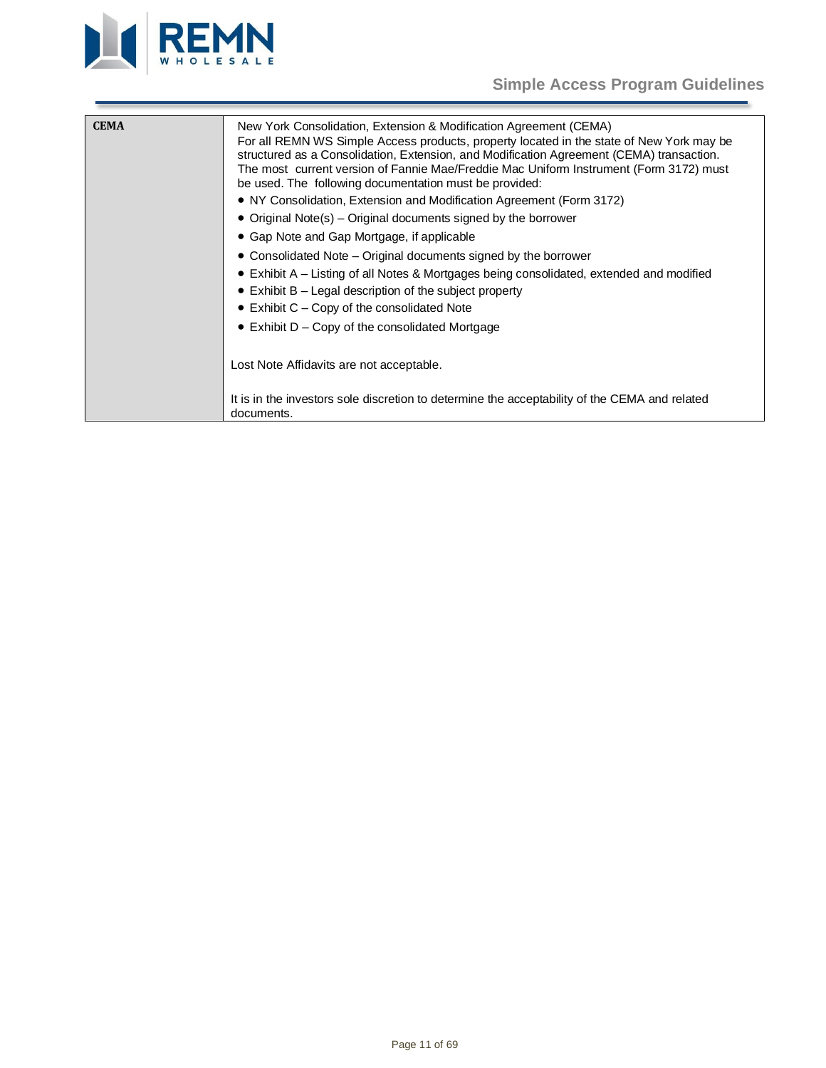| | |
|---|---|
| **CEMA** | New York Consolidation, Extension & Modification Agreement (CEMA)<br>For all REMN WS Simple Access products, property located in the state of New York may be structured as a Consolidation, Extension, and Modification Agreement (CEMA) transaction. The most current version of Fannie Mae/Freddie Mac Uniform Instrument (Form 3172) must be used. The following documentation must be provided:<br>• NY Consolidation, Extension and Modification Agreement (Form 3172)<br>• Original Note(s) – Original documents signed by the borrower<br>• Gap Note and Gap Mortgage, if applicable<br>• Consolidated Note – Original documents signed by the borrower<br>• Exhibit A – Listing of all Notes & Mortgages being consolidated, extended and modified<br>• Exhibit B – Legal description of the subject property<br>• Exhibit C – Copy of the consolidated Note<br>• Exhibit D – Copy of the consolidated Mortgage<br><br>Lost Note Affidavits are not acceptable.<br><br>It is in the investors sole discretion to determine the acceptability of the CEMA and related documents. |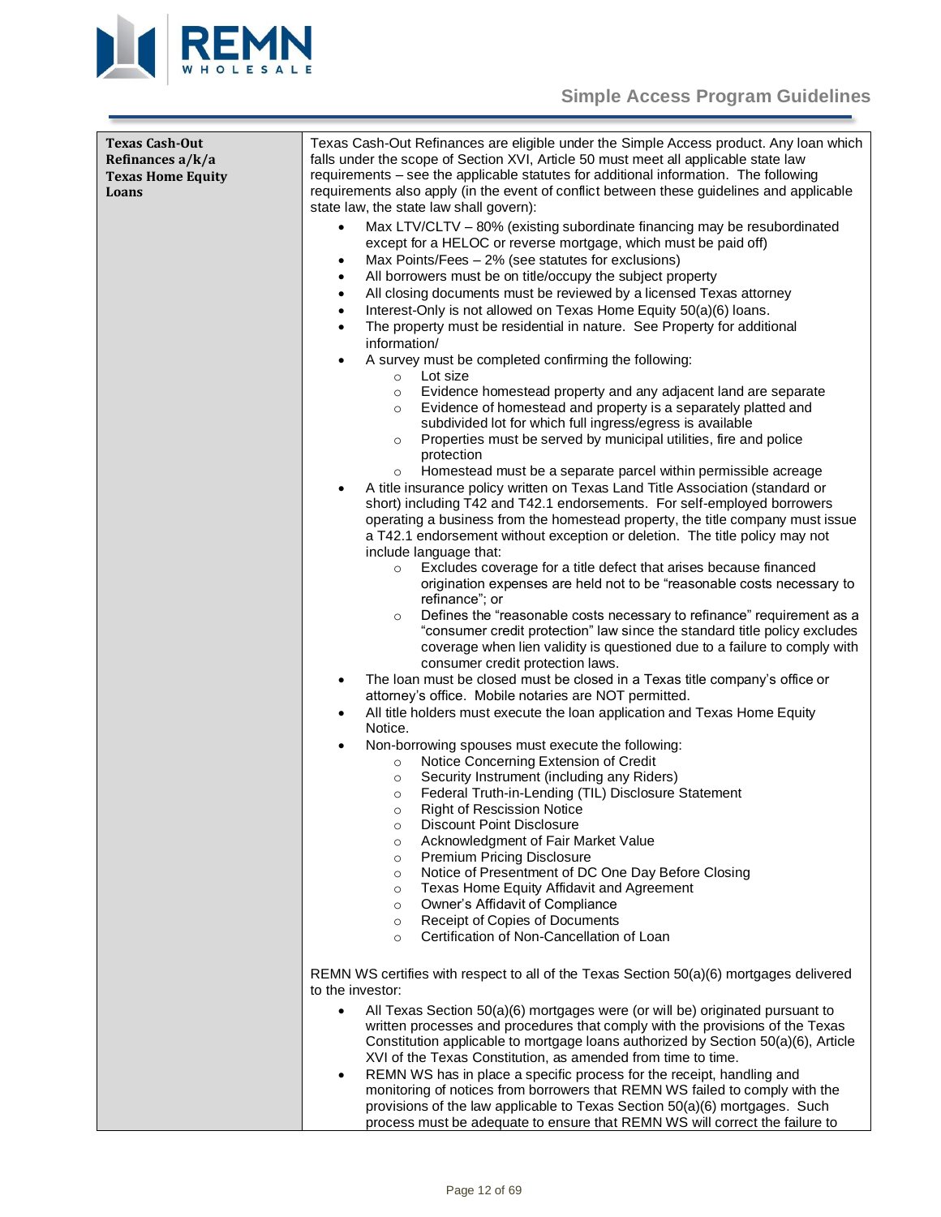| | |
|---|---|
| **Texas Cash-Out Refinances a/k/a Texas Home Equity Loans** | Texas Cash-Out Refinances are eligible under the Simple Access product. Any loan which falls under the scope of Section XVI, Article 50 must meet all applicable state law requirements – see the applicable statutes for additional information. The following requirements also apply (in the event of conflict between these guidelines and applicable state law, the state law shall govern):<br>• Max LTV/CLTV – 80% (existing subordinate financing may be resubordinated except for a HELOC or reverse mortgage, which must be paid off)<br>• Max Points/Fees – 2% (see statutes for exclusions)<br>• All borrowers must be on title/occupy the subject property<br>• All closing documents must be reviewed by a licensed Texas attorney<br>• Interest-Only is not allowed on Texas Home Equity 50(a)(6) loans.<br>• The property must be residential in nature. See Property for additional information/<br>• A survey must be completed confirming the following:<br>  ○ Lot size<br>  ○ Evidence homestead property and any adjacent land are separate<br>  ○ Evidence of homestead and property is a separately platted and subdivided lot for which full ingress/egress is available<br>  ○ Properties must be served by municipal utilities, fire and police protection<br>  ○ Homestead must be a separate parcel within permissible acreage<br>• A title insurance policy written on Texas Land Title Association (standard or short) including T42 and T42.1 endorsements. For self-employed borrowers operating a business from the homestead property, the title company must issue a T42.1 endorsement without exception or deletion. The title policy may not include language that:<br>  ○ Excludes coverage for a title defect that arises because financed origination expenses are held not to be "reasonable costs necessary to refinance"; or<br>  ○ Defines the "reasonable costs necessary to refinance" requirement as a "consumer credit protection" law since the standard title policy excludes coverage when lien validity is questioned due to a failure to comply with consumer credit protection laws.<br>• The loan must be closed must be closed in a Texas title company's office or attorney's office. Mobile notaries are NOT permitted.<br>• All title holders must execute the loan application and Texas Home Equity Notice.<br>• Non-borrowing spouses must execute the following:<br>  ○ Notice Concerning Extension of Credit<br>  ○ Security Instrument (including any Riders)<br>  ○ Federal Truth-in-Lending (TIL) Disclosure Statement<br>  ○ Right of Rescission Notice<br>  ○ Discount Point Disclosure<br>  ○ Acknowledgment of Fair Market Value<br>  ○ Premium Pricing Disclosure<br>  ○ Notice of Presentment of DC One Day Before Closing<br>  ○ Texas Home Equity Affidavit and Agreement<br>  ○ Owner's Affidavit of Compliance<br>  ○ Receipt of Copies of Documents<br>  ○ Certification of Non-Cancellation of Loan<br><br>REMN WS certifies with respect to all of the Texas Section 50(a)(6) mortgages delivered to the investor:<br>• All Texas Section 50(a)(6) mortgages were (or will be) originated pursuant to written processes and procedures that comply with the provisions of the Texas Constitution applicable to mortgage loans authorized by Section 50(a)(6), Article XVI of the Texas Constitution, as amended from time to time.<br>• REMN WS has in place a specific process for the receipt, handling and monitoring of notices from borrowers that REMN WS failed to comply with the provisions of the law applicable to Texas Section 50(a)(6) mortgages. Such process must be adequate to ensure that REMN WS will correct the failure to |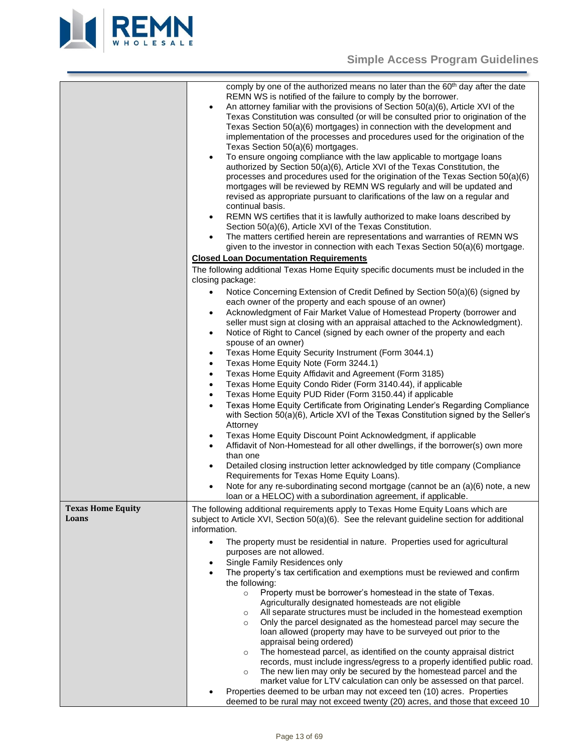| | |
|---|---|
| | comply by one of the authorized means no later than the 60th day after the date REMN WS is notified of the failure to comply by the borrower.<br>• An attorney familiar with the provisions of Section 50(a)(6), Article XVI of the Texas Constitution was consulted (or will be consulted prior to origination of the Texas Section 50(a)(6) mortgages) in connection with the development and implementation of the processes and procedures used for the origination of the Texas Section 50(a)(6) mortgages.<br>• To ensure ongoing compliance with the law applicable to mortgage loans authorized by Section 50(a)(6), Article XVI of the Texas Constitution, the processes and procedures used for the origination of the Texas Section 50(a)(6) mortgages will be reviewed by REMN WS regularly and will be updated and revised as appropriate pursuant to clarifications of the law on a regular and continual basis.<br>• REMN WS certifies that it is lawfully authorized to make loans described by Section 50(a)(6), Article XVI of the Texas Constitution.<br>• The matters certified herein are representations and warranties of REMN WS given to the investor in connection with each Texas Section 50(a)(6) mortgage.<br><br>**Closed Loan Documentation Requirements**<br><br>The following additional Texas Home Equity specific documents must be included in the closing package:<br><br>• Notice Concerning Extension of Credit Defined by Section 50(a)(6) (signed by each owner of the property and each spouse of an owner)<br>• Acknowledgment of Fair Market Value of Homestead Property (borrower and seller must sign at closing with an appraisal attached to the Acknowledgment).<br>• Notice of Right to Cancel (signed by each owner of the property and each spouse of an owner)<br>• Texas Home Equity Security Instrument (Form 3044.1)<br>• Texas Home Equity Note (Form 3244.1)<br>• Texas Home Equity Affidavit and Agreement (Form 3185)<br>• Texas Home Equity Condo Rider (Form 3140.44), if applicable<br>• Texas Home Equity PUD Rider (Form 3150.44) if applicable<br>• Texas Home Equity Certificate from Originating Lender's Regarding Compliance with Section 50(a)(6), Article XVI of the Texas Constitution signed by the Seller's Attorney<br>• Texas Home Equity Discount Point Acknowledgment, if applicable<br>• Affidavit of Non-Homestead for all other dwellings, if the borrower(s) own more than one<br>• Detailed closing instruction letter acknowledged by title company (Compliance Requirements for Texas Home Equity Loans).<br>• Note for any re-subordinating second mortgage (cannot be an (a)(6) note, a new loan or a HELOC) with a subordination agreement, if applicable. |
| **Texas Home Equity Loans** | The following additional requirements apply to Texas Home Equity Loans which are subject to Article XVI, Section 50(a)(6). See the relevant guideline section for additional information.<br><br>• The property must be residential in nature. Properties used for agricultural purposes are not allowed.<br>• Single Family Residences only<br>• The property's tax certification and exemptions must be reviewed and confirm the following:<br>  ○ Property must be borrower's homestead in the state of Texas. Agriculturally designated homesteads are not eligible<br>  ○ All separate structures must be included in the homestead exemption<br>  ○ Only the parcel designated as the homestead parcel may secure the loan allowed (property may have to be surveyed out prior to the appraisal being ordered)<br>  ○ The homestead parcel, as identified on the county appraisal district records, must include ingress/egress to a properly identified public road.<br>  ○ The new lien may only be secured by the homestead parcel and the market value for LTV calculation can only be assessed on that parcel.<br>• Properties deemed to be urban may not exceed ten (10) acres. Properties deemed to be rural may not exceed twenty (20) acres, and those that exceed 10 |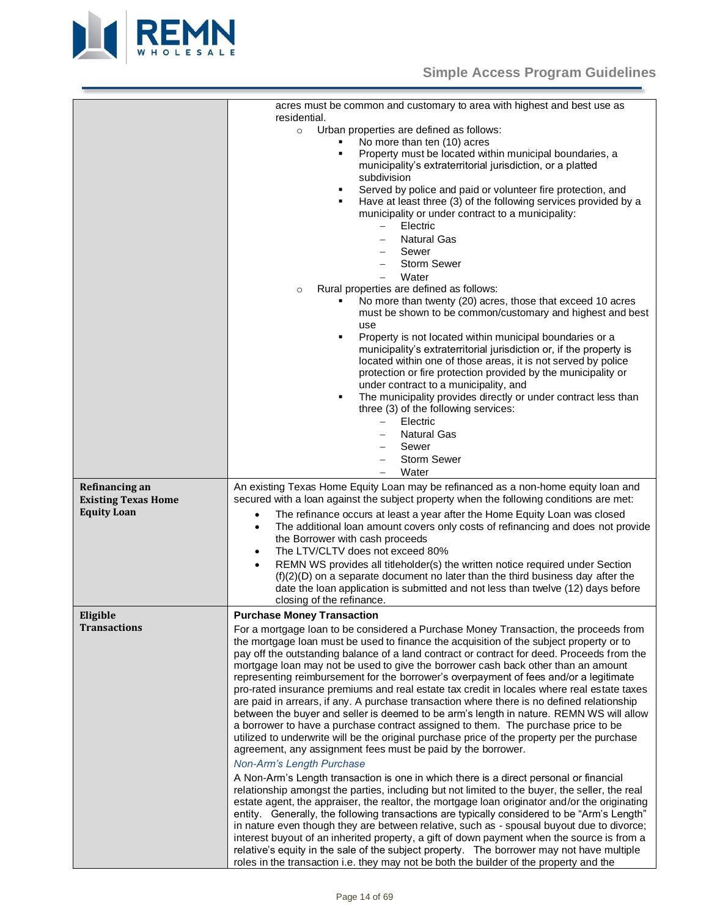| | |
|---|---|
| | acres must be common and customary to area with highest and best use as residential.<br>◦ Urban properties are defined as follows:<br>&nbsp;&nbsp;▪ No more than ten (10) acres<br>&nbsp;&nbsp;▪ Property must be located within municipal boundaries, a municipality's extraterritorial jurisdiction, or a platted subdivision<br>&nbsp;&nbsp;▪ Served by police and paid or volunteer fire protection, and<br>&nbsp;&nbsp;▪ Have at least three (3) of the following services provided by a municipality or under contract to a municipality:<br>&nbsp;&nbsp;&nbsp;&nbsp;– Electric<br>&nbsp;&nbsp;&nbsp;&nbsp;– Natural Gas<br>&nbsp;&nbsp;&nbsp;&nbsp;– Sewer<br>&nbsp;&nbsp;&nbsp;&nbsp;– Storm Sewer<br>&nbsp;&nbsp;&nbsp;&nbsp;– Water<br>◦ Rural properties are defined as follows:<br>&nbsp;&nbsp;▪ No more than twenty (20) acres, those that exceed 10 acres must be shown to be common/customary and highest and best use<br>&nbsp;&nbsp;▪ Property is not located within municipal boundaries or a municipality's extraterritorial jurisdiction or, if the property is located within one of those areas, it is not served by police protection or fire protection provided by the municipality or under contract to a municipality, and<br>&nbsp;&nbsp;▪ The municipality provides directly or under contract less than three (3) of the following services:<br>&nbsp;&nbsp;&nbsp;&nbsp;– Electric<br>&nbsp;&nbsp;&nbsp;&nbsp;– Natural Gas<br>&nbsp;&nbsp;&nbsp;&nbsp;– Sewer<br>&nbsp;&nbsp;&nbsp;&nbsp;– Storm Sewer<br>&nbsp;&nbsp;&nbsp;&nbsp;– Water |
| **Refinancing an Existing Texas Home Equity Loan** | An existing Texas Home Equity Loan may be refinanced as a non-home equity loan and secured with a loan against the subject property when the following conditions are met:<br>• The refinance occurs at least a year after the Home Equity Loan was closed<br>• The additional loan amount covers only costs of refinancing and does not provide the Borrower with cash proceeds<br>• The LTV/CLTV does not exceed 80%<br>• REMN WS provides all titleholder(s) the written notice required under Section (f)(2)(D) on a separate document no later than the third business day after the date the loan application is submitted and not less than twelve (12) days before closing of the refinance. |
| **Eligible Transactions** | **Purchase Money Transaction**<br>For a mortgage loan to be considered a Purchase Money Transaction, the proceeds from the mortgage loan must be used to finance the acquisition of the subject property or to pay off the outstanding balance of a land contract or contract for deed. Proceeds from the mortgage loan may not be used to give the borrower cash back other than an amount representing reimbursement for the borrower's overpayment of fees and/or a legitimate pro-rated insurance premiums and real estate tax credit in locales where real estate taxes are paid in arrears, if any. A purchase transaction where there is no defined relationship between the buyer and seller is deemed to be arm's length in nature. REMN WS will allow a borrower to have a purchase contract assigned to them. The purchase price to be utilized to underwrite will be the original purchase price of the property per the purchase agreement, any assignment fees must be paid by the borrower.<br>*Non-Arm's Length Purchase*<br>A Non-Arm's Length transaction is one in which there is a direct personal or financial relationship amongst the parties, including but not limited to the buyer, the seller, the real estate agent, the appraiser, the realtor, the mortgage loan originator and/or the originating entity. Generally, the following transactions are typically considered to be "Arm's Length" in nature even though they are between relative, such as - spousal buyout due to divorce; interest buyout of an inherited property, a gift of down payment when the source is from a relative's equity in the sale of the subject property. The borrower may not have multiple roles in the transaction i.e. they may not be both the builder of the property and the |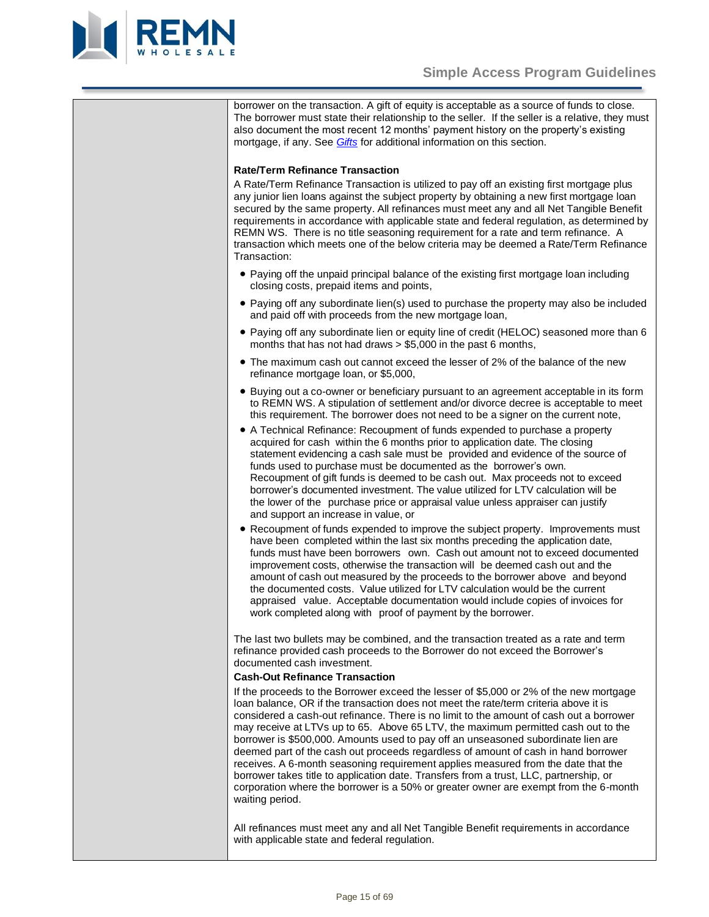borrower on the transaction. A gift of equity is acceptable as a source of funds to close. The borrower must state their relationship to the seller. If the seller is a relative, they must also document the most recent 12 months' payment history on the property's existing mortgage, if any. See *Gifts* for additional information on this section.

**Rate/Term Refinance Transaction**

A Rate/Term Refinance Transaction is utilized to pay off an existing first mortgage plus any junior lien loans against the subject property by obtaining a new first mortgage loan secured by the same property. All refinances must meet any and all Net Tangible Benefit requirements in accordance with applicable state and federal regulation, as determined by REMN WS. There is no title seasoning requirement for a rate and term refinance. A transaction which meets one of the below criteria may be deemed a Rate/Term Refinance Transaction:

- Paying off the unpaid principal balance of the existing first mortgage loan including closing costs, prepaid items and points,
- Paying off any subordinate lien(s) used to purchase the property may also be included and paid off with proceeds from the new mortgage loan,
- Paying off any subordinate lien or equity line of credit (HELOC) seasoned more than 6 months that has not had draws > $5,000 in the past 6 months,
- The maximum cash out cannot exceed the lesser of 2% of the balance of the new refinance mortgage loan, or $5,000,
- Buying out a co-owner or beneficiary pursuant to an agreement acceptable in its form to REMN WS. A stipulation of settlement and/or divorce decree is acceptable to meet this requirement. The borrower does not need to be a signer on the current note,
- A Technical Refinance: Recoupment of funds expended to purchase a property acquired for cash within the 6 months prior to application date. The closing statement evidencing a cash sale must be provided and evidence of the source of funds used to purchase must be documented as the borrower's own. Recoupment of gift funds is deemed to be cash out. Max proceeds not to exceed borrower's documented investment. The value utilized for LTV calculation will be the lower of the purchase price or appraisal value unless appraiser can justify and support an increase in value, or
- Recoupment of funds expended to improve the subject property. Improvements must have been completed within the last six months preceding the application date, funds must have been borrowers own. Cash out amount not to exceed documented improvement costs, otherwise the transaction will be deemed cash out and the amount of cash out measured by the proceeds to the borrower above and beyond the documented costs. Value utilized for LTV calculation would be the current appraised value. Acceptable documentation would include copies of invoices for work completed along with proof of payment by the borrower.

The last two bullets may be combined, and the transaction treated as a rate and term refinance provided cash proceeds to the Borrower do not exceed the Borrower's documented cash investment.

**Cash-Out Refinance Transaction**

If the proceeds to the Borrower exceed the lesser of $5,000 or 2% of the new mortgage loan balance, OR if the transaction does not meet the rate/term criteria above it is considered a cash-out refinance. There is no limit to the amount of cash out a borrower may receive at LTVs up to 65. Above 65 LTV, the maximum permitted cash out to the borrower is $500,000. Amounts used to pay off an unseasoned subordinate lien are deemed part of the cash out proceeds regardless of amount of cash in hand borrower receives. A 6-month seasoning requirement applies measured from the date that the borrower takes title to application date. Transfers from a trust, LLC, partnership, or corporation where the borrower is a 50% or greater owner are exempt from the 6-month waiting period.

All refinances must meet any and all Net Tangible Benefit requirements in accordance with applicable state and federal regulation.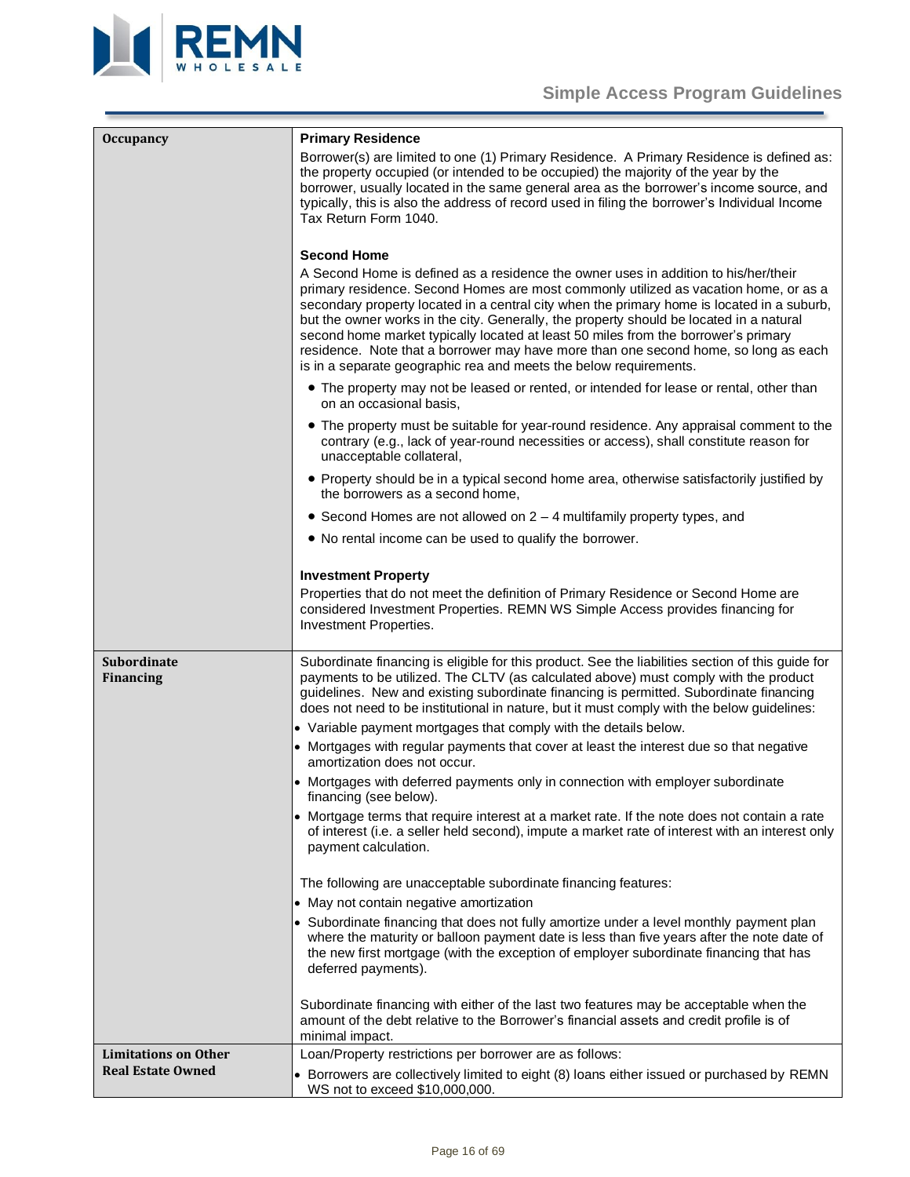| | |
|---|---|
| **Occupancy** | **Primary Residence**<br>Borrower(s) are limited to one (1) Primary Residence. A Primary Residence is defined as: the property occupied (or intended to be occupied) the majority of the year by the borrower, usually located in the same general area as the borrower's income source, and typically, this is also the address of record used in filing the borrower's Individual Income Tax Return Form 1040.<br><br>**Second Home**<br>A Second Home is defined as a residence the owner uses in addition to his/her/their primary residence. Second Homes are most commonly utilized as vacation home, or as a secondary property located in a central city when the primary home is located in a suburb, but the owner works in the city. Generally, the property should be located in a natural second home market typically located at least 50 miles from the borrower's primary residence. Note that a borrower may have more than one second home, so long as each is in a separate geographic rea and meets the below requirements.<br>• The property may not be leased or rented, or intended for lease or rental, other than on an occasional basis,<br>• The property must be suitable for year-round residence. Any appraisal comment to the contrary (e.g., lack of year-round necessities or access), shall constitute reason for unacceptable collateral,<br>• Property should be in a typical second home area, otherwise satisfactorily justified by the borrowers as a second home,<br>• Second Homes are not allowed on 2 – 4 multifamily property types, and<br>• No rental income can be used to qualify the borrower.<br><br>**Investment Property**<br>Properties that do not meet the definition of Primary Residence or Second Home are considered Investment Properties. REMN WS Simple Access provides financing for Investment Properties. |
| **Subordinate Financing** | Subordinate financing is eligible for this product. See the liabilities section of this guide for payments to be utilized. The CLTV (as calculated above) must comply with the product guidelines. New and existing subordinate financing is permitted. Subordinate financing does not need to be institutional in nature, but it must comply with the below guidelines:<br>• Variable payment mortgages that comply with the details below.<br>• Mortgages with regular payments that cover at least the interest due so that negative amortization does not occur.<br>• Mortgages with deferred payments only in connection with employer subordinate financing (see below).<br>• Mortgage terms that require interest at a market rate. If the note does not contain a rate of interest (i.e. a seller held second), impute a market rate of interest with an interest only payment calculation.<br><br>The following are unacceptable subordinate financing features:<br>• May not contain negative amortization<br>• Subordinate financing that does not fully amortize under a level monthly payment plan where the maturity or balloon payment date is less than five years after the note date of the new first mortgage (with the exception of employer subordinate financing that has deferred payments).<br><br>Subordinate financing with either of the last two features may be acceptable when the amount of the debt relative to the Borrower's financial assets and credit profile is of minimal impact. |
| **Limitations on Other Real Estate Owned** | Loan/Property restrictions per borrower are as follows:<br>• Borrowers are collectively limited to eight (8) loans either issued or purchased by REMN WS not to exceed $10,000,000. |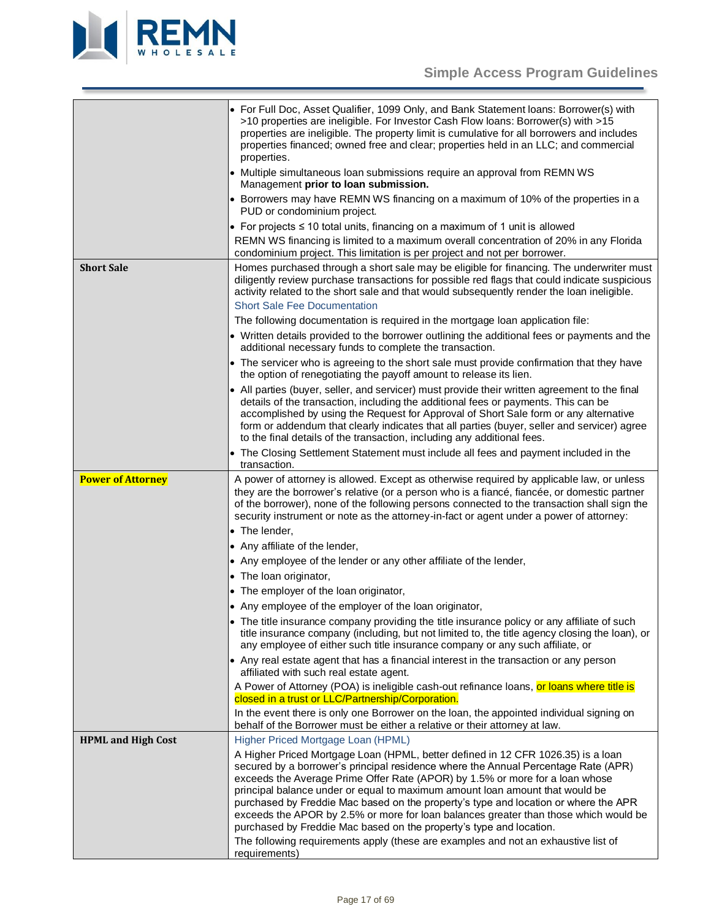| | |
|---|---|
| | • For Full Doc, Asset Qualifier, 1099 Only, and Bank Statement loans: Borrower(s) with >10 properties are ineligible. For Investor Cash Flow loans: Borrower(s) with >15 properties are ineligible. The property limit is cumulative for all borrowers and includes properties financed; owned free and clear; properties held in an LLC; and commercial properties.<br>• Multiple simultaneous loan submissions require an approval from REMN WS Management **prior to loan submission.**<br>• Borrowers may have REMN WS financing on a maximum of 10% of the properties in a PUD or condominium project.<br>• For projects ≤ 10 total units, financing on a maximum of 1 unit is allowed<br>REMN WS financing is limited to a maximum overall concentration of 20% in any Florida condominium project. This limitation is per project and not per borrower. |
| **Short Sale** | Homes purchased through a short sale may be eligible for financing. The underwriter must diligently review purchase transactions for possible red flags that could indicate suspicious activity related to the short sale and that would subsequently render the loan ineligible.<br>Short Sale Fee Documentation<br>The following documentation is required in the mortgage loan application file:<br>• Written details provided to the borrower outlining the additional fees or payments and the additional necessary funds to complete the transaction.<br>• The servicer who is agreeing to the short sale must provide confirmation that they have the option of renegotiating the payoff amount to release its lien.<br>• All parties (buyer, seller, and servicer) must provide their written agreement to the final details of the transaction, including the additional fees or payments. This can be accomplished by using the Request for Approval of Short Sale form or any alternative form or addendum that clearly indicates that all parties (buyer, seller and servicer) agree to the final details of the transaction, including any additional fees.<br>• The Closing Settlement Statement must include all fees and payment included in the transaction. |
| **Power of Attorney** | A power of attorney is allowed. Except as otherwise required by applicable law, or unless they are the borrower's relative (or a person who is a fiancé, fiancée, or domestic partner of the borrower), none of the following persons connected to the transaction shall sign the security instrument or note as the attorney-in-fact or agent under a power of attorney:<br>• The lender,<br>• Any affiliate of the lender,<br>• Any employee of the lender or any other affiliate of the lender,<br>• The loan originator,<br>• The employer of the loan originator,<br>• Any employee of the employer of the loan originator,<br>• The title insurance company providing the title insurance policy or any affiliate of such title insurance company (including, but not limited to, the title agency closing the loan), or any employee of either such title insurance company or any such affiliate, or<br>• Any real estate agent that has a financial interest in the transaction or any person affiliated with such real estate agent.<br>A Power of Attorney (POA) is ineligible cash-out refinance loans, or loans where title is closed in a trust or LLC/Partnership/Corporation.<br>In the event there is only one Borrower on the loan, the appointed individual signing on behalf of the Borrower must be either a relative or their attorney at law. |
| **HPML and High Cost** | Higher Priced Mortgage Loan (HPML)<br>A Higher Priced Mortgage Loan (HPML, better defined in 12 CFR 1026.35) is a loan secured by a borrower's principal residence where the Annual Percentage Rate (APR) exceeds the Average Prime Offer Rate (APOR) by 1.5% or more for a loan whose principal balance under or equal to maximum loan amount that would be purchased by Freddie Mac based on the property's type and location or where the APR exceeds the APOR by 2.5% or more for loan balances greater than those which would be purchased by Freddie Mac based on the property's type and location.<br>The following requirements apply (these are examples and not an exhaustive list of requirements) |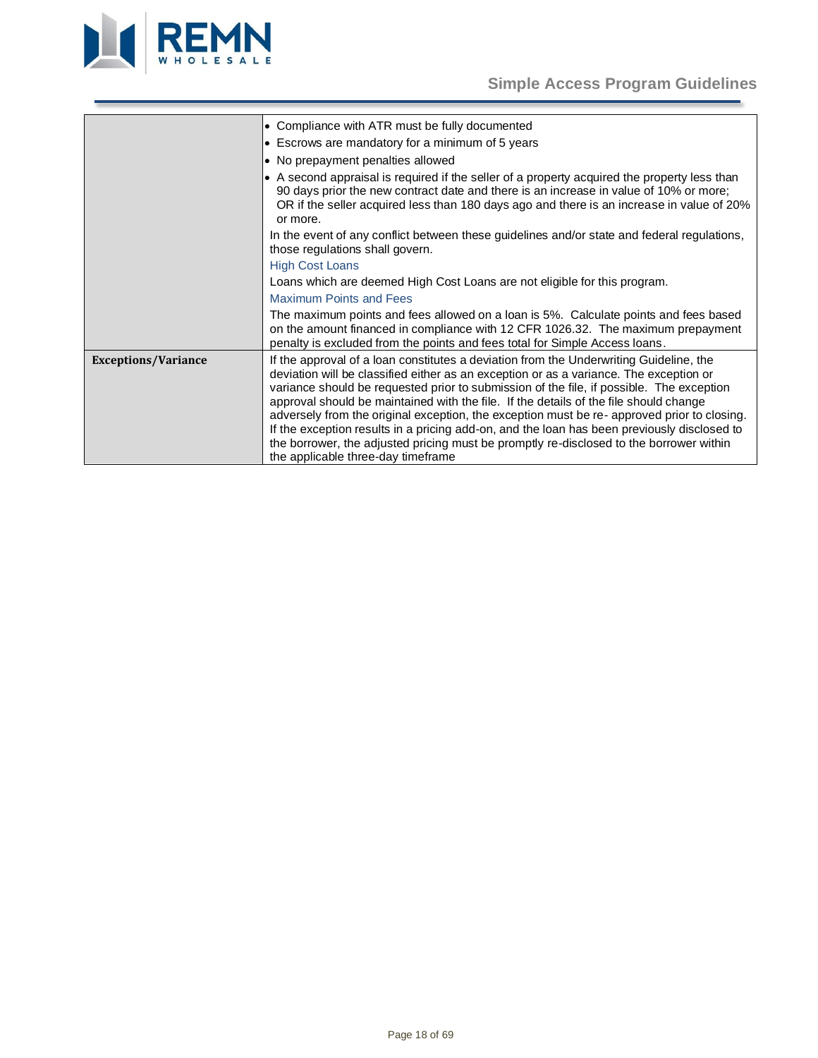| | |
|---|---|
| | • Compliance with ATR must be fully documented<br>• Escrows are mandatory for a minimum of 5 years<br>• No prepayment penalties allowed<br>• A second appraisal is required if the seller of a property acquired the property less than 90 days prior the new contract date and there is an increase in value of 10% or more; OR if the seller acquired less than 180 days ago and there is an increase in value of 20% or more.<br>In the event of any conflict between these guidelines and/or state and federal regulations, those regulations shall govern.<br>High Cost Loans<br>Loans which are deemed High Cost Loans are not eligible for this program.<br>Maximum Points and Fees<br>The maximum points and fees allowed on a loan is 5%. Calculate points and fees based on the amount financed in compliance with 12 CFR 1026.32. The maximum prepayment penalty is excluded from the points and fees total for Simple Access loans. |
| **Exceptions/Variance** | If the approval of a loan constitutes a deviation from the Underwriting Guideline, the deviation will be classified either as an exception or as a variance. The exception or variance should be requested prior to submission of the file, if possible. The exception approval should be maintained with the file. If the details of the file should change adversely from the original exception, the exception must be re- approved prior to closing. If the exception results in a pricing add-on, and the loan has been previously disclosed to the borrower, the adjusted pricing must be promptly re-disclosed to the borrower within the applicable three-day timeframe |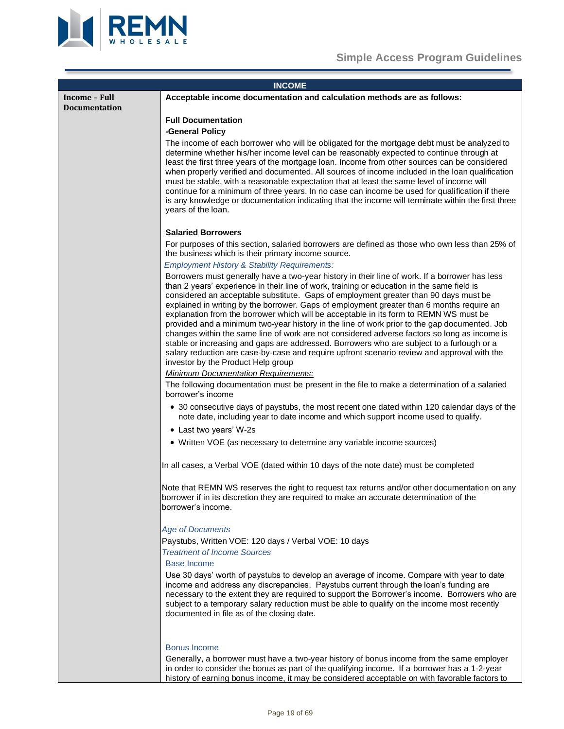## INCOME

**Income – Full Documentation**

**Acceptable income documentation and calculation methods are as follows:**

**Full Documentation**

**-General Policy**

The income of each borrower who will be obligated for the mortgage debt must be analyzed to determine whether his/her income level can be reasonably expected to continue through at least the first three years of the mortgage loan. Income from other sources can be considered when properly verified and documented. All sources of income included in the loan qualification must be stable, with a reasonable expectation that at least the same level of income will continue for a minimum of three years. In no case can income be used for qualification if there is any knowledge or documentation indicating that the income will terminate within the first three years of the loan.

**Salaried Borrowers**

For purposes of this section, salaried borrowers are defined as those who own less than 25% of the business which is their primary income source.

*Employment History & Stability Requirements:*

Borrowers must generally have a two-year history in their line of work. If a borrower has less than 2 years' experience in their line of work, training or education in the same field is considered an acceptable substitute. Gaps of employment greater than 90 days must be explained in writing by the borrower. Gaps of employment greater than 6 months require an explanation from the borrower which will be acceptable in its form to REMN WS must be provided and a minimum two-year history in the line of work prior to the gap documented. Job changes within the same line of work are not considered adverse factors so long as income is stable or increasing and gaps are addressed. Borrowers who are subject to a furlough or a salary reduction are case-by-case and require upfront scenario review and approval with the investor by the Product Help group

*Minimum Documentation Requirements:*

The following documentation must be present in the file to make a determination of a salaried borrower's income

- 30 consecutive days of paystubs, the most recent one dated within 120 calendar days of the note date, including year to date income and which support income used to qualify.
- Last two years' W-2s
- Written VOE (as necessary to determine any variable income sources)

In all cases, a Verbal VOE (dated within 10 days of the note date) must be completed

Note that REMN WS reserves the right to request tax returns and/or other documentation on any borrower if in its discretion they are required to make an accurate determination of the borrower's income.

*Age of Documents*

Paystubs, Written VOE: 120 days / Verbal VOE: 10 days

*Treatment of Income Sources*

Base Income

Use 30 days' worth of paystubs to develop an average of income. Compare with year to date income and address any discrepancies. Paystubs current through the loan's funding are necessary to the extent they are required to support the Borrower's income. Borrowers who are subject to a temporary salary reduction must be able to qualify on the income most recently documented in file as of the closing date.

Bonus Income

Generally, a borrower must have a two-year history of bonus income from the same employer in order to consider the bonus as part of the qualifying income. If a borrower has a 1-2-year history of earning bonus income, it may be considered acceptable on with favorable factors to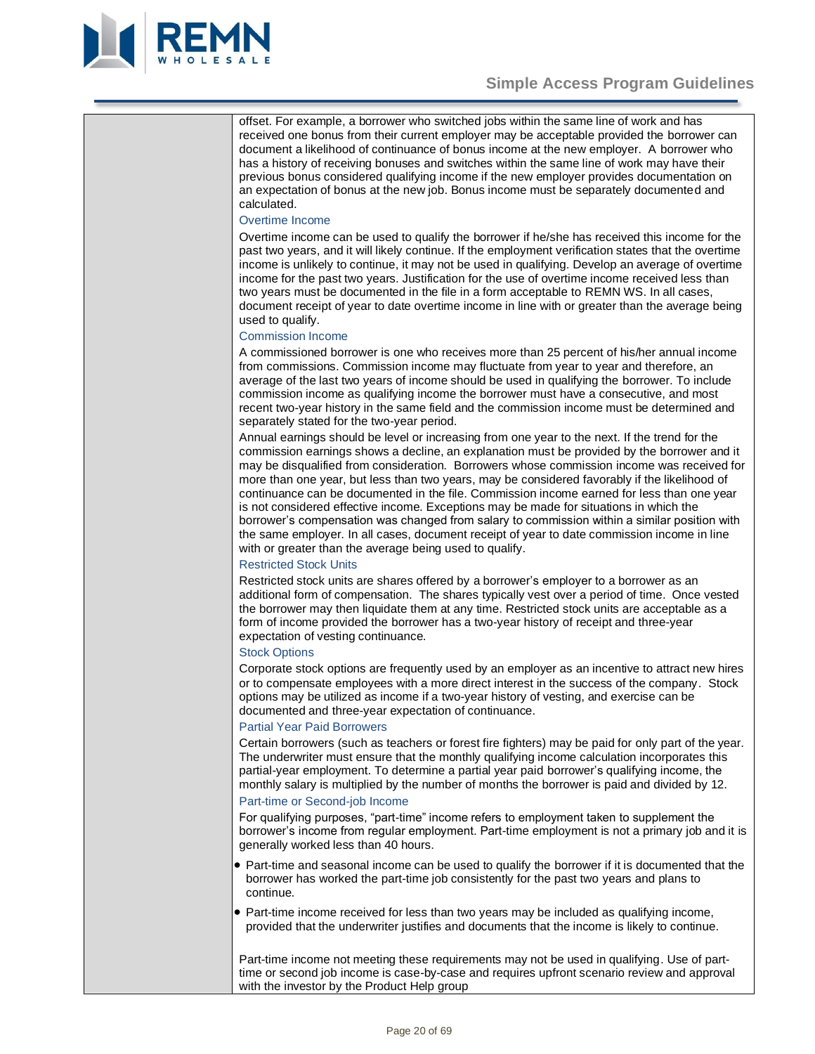offset. For example, a borrower who switched jobs within the same line of work and has received one bonus from their current employer may be acceptable provided the borrower can document a likelihood of continuance of bonus income at the new employer. A borrower who has a history of receiving bonuses and switches within the same line of work may have their previous bonus considered qualifying income if the new employer provides documentation on an expectation of bonus at the new job. Bonus income must be separately documented and calculated.

### Overtime Income

Overtime income can be used to qualify the borrower if he/she has received this income for the past two years, and it will likely continue. If the employment verification states that the overtime income is unlikely to continue, it may not be used in qualifying. Develop an average of overtime income for the past two years. Justification for the use of overtime income received less than two years must be documented in the file in a form acceptable to REMN WS. In all cases, document receipt of year to date overtime income in line with or greater than the average being used to qualify.

### Commission Income

A commissioned borrower is one who receives more than 25 percent of his/her annual income from commissions. Commission income may fluctuate from year to year and therefore, an average of the last two years of income should be used in qualifying the borrower. To include commission income as qualifying income the borrower must have a consecutive, and most recent two-year history in the same field and the commission income must be determined and separately stated for the two-year period.

Annual earnings should be level or increasing from one year to the next. If the trend for the commission earnings shows a decline, an explanation must be provided by the borrower and it may be disqualified from consideration. Borrowers whose commission income was received for more than one year, but less than two years, may be considered favorably if the likelihood of continuance can be documented in the file. Commission income earned for less than one year is not considered effective income. Exceptions may be made for situations in which the borrower's compensation was changed from salary to commission within a similar position with the same employer. In all cases, document receipt of year to date commission income in line with or greater than the average being used to qualify.

### Restricted Stock Units

Restricted stock units are shares offered by a borrower's employer to a borrower as an additional form of compensation. The shares typically vest over a period of time. Once vested the borrower may then liquidate them at any time. Restricted stock units are acceptable as a form of income provided the borrower has a two-year history of receipt and three-year expectation of vesting continuance.

### Stock Options

Corporate stock options are frequently used by an employer as an incentive to attract new hires or to compensate employees with a more direct interest in the success of the company. Stock options may be utilized as income if a two-year history of vesting, and exercise can be documented and three-year expectation of continuance.

### Partial Year Paid Borrowers

Certain borrowers (such as teachers or forest fire fighters) may be paid for only part of the year. The underwriter must ensure that the monthly qualifying income calculation incorporates this partial-year employment. To determine a partial year paid borrower's qualifying income, the monthly salary is multiplied by the number of months the borrower is paid and divided by 12.

### Part-time or Second-job Income

For qualifying purposes, "part-time" income refers to employment taken to supplement the borrower's income from regular employment. Part-time employment is not a primary job and it is generally worked less than 40 hours.

- Part-time and seasonal income can be used to qualify the borrower if it is documented that the borrower has worked the part-time job consistently for the past two years and plans to continue.
- Part-time income received for less than two years may be included as qualifying income, provided that the underwriter justifies and documents that the income is likely to continue.

Part-time income not meeting these requirements may not be used in qualifying. Use of part-time or second job income is case-by-case and requires upfront scenario review and approval with the investor by the Product Help group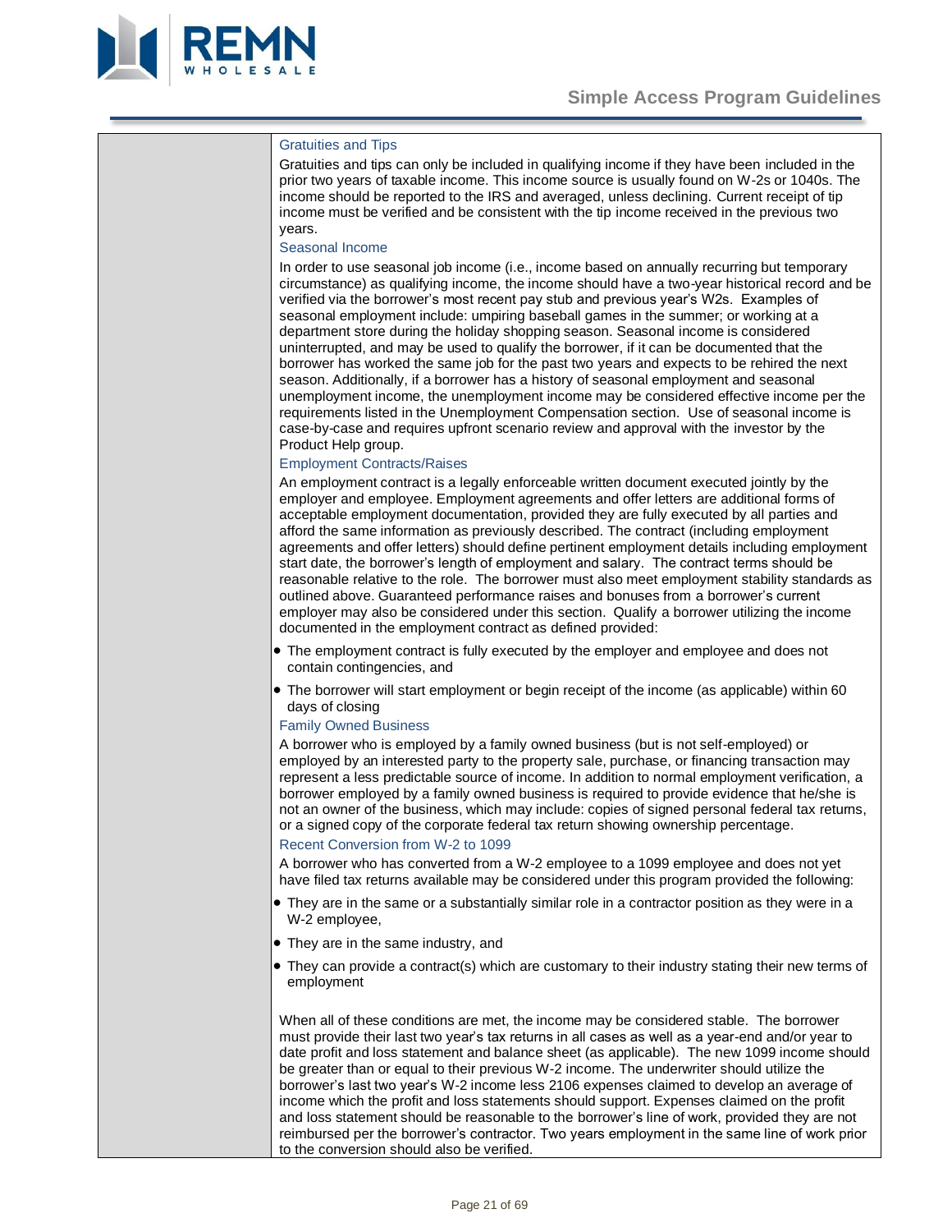### Gratuities and Tips

Gratuities and tips can only be included in qualifying income if they have been included in the prior two years of taxable income. This income source is usually found on W-2s or 1040s. The income should be reported to the IRS and averaged, unless declining. Current receipt of tip income must be verified and be consistent with the tip income received in the previous two years.

### Seasonal Income

In order to use seasonal job income (i.e., income based on annually recurring but temporary circumstance) as qualifying income, the income should have a two-year historical record and be verified via the borrower's most recent pay stub and previous year's W2s. Examples of seasonal employment include: umpiring baseball games in the summer; or working at a department store during the holiday shopping season. Seasonal income is considered uninterrupted, and may be used to qualify the borrower, if it can be documented that the borrower has worked the same job for the past two years and expects to be rehired the next season. Additionally, if a borrower has a history of seasonal employment and seasonal unemployment income, the unemployment income may be considered effective income per the requirements listed in the Unemployment Compensation section. Use of seasonal income is case-by-case and requires upfront scenario review and approval with the investor by the Product Help group.

### Employment Contracts/Raises

An employment contract is a legally enforceable written document executed jointly by the employer and employee. Employment agreements and offer letters are additional forms of acceptable employment documentation, provided they are fully executed by all parties and afford the same information as previously described. The contract (including employment agreements and offer letters) should define pertinent employment details including employment start date, the borrower's length of employment and salary. The contract terms should be reasonable relative to the role. The borrower must also meet employment stability standards as outlined above. Guaranteed performance raises and bonuses from a borrower's current employer may also be considered under this section. Qualify a borrower utilizing the income documented in the employment contract as defined provided:

- The employment contract is fully executed by the employer and employee and does not contain contingencies, and
- The borrower will start employment or begin receipt of the income (as applicable) within 60 days of closing

### Family Owned Business

A borrower who is employed by a family owned business (but is not self-employed) or employed by an interested party to the property sale, purchase, or financing transaction may represent a less predictable source of income. In addition to normal employment verification, a borrower employed by a family owned business is required to provide evidence that he/she is not an owner of the business, which may include: copies of signed personal federal tax returns, or a signed copy of the corporate federal tax return showing ownership percentage.

### Recent Conversion from W-2 to 1099

A borrower who has converted from a W-2 employee to a 1099 employee and does not yet have filed tax returns available may be considered under this program provided the following:

- They are in the same or a substantially similar role in a contractor position as they were in a W-2 employee,
- They are in the same industry, and
- They can provide a contract(s) which are customary to their industry stating their new terms of employment

When all of these conditions are met, the income may be considered stable. The borrower must provide their last two year's tax returns in all cases as well as a year-end and/or year to date profit and loss statement and balance sheet (as applicable). The new 1099 income should be greater than or equal to their previous W-2 income. The underwriter should utilize the borrower's last two year's W-2 income less 2106 expenses claimed to develop an average of income which the profit and loss statements should support. Expenses claimed on the profit and loss statement should be reasonable to the borrower's line of work, provided they are not reimbursed per the borrower's contractor. Two years employment in the same line of work prior to the conversion should also be verified.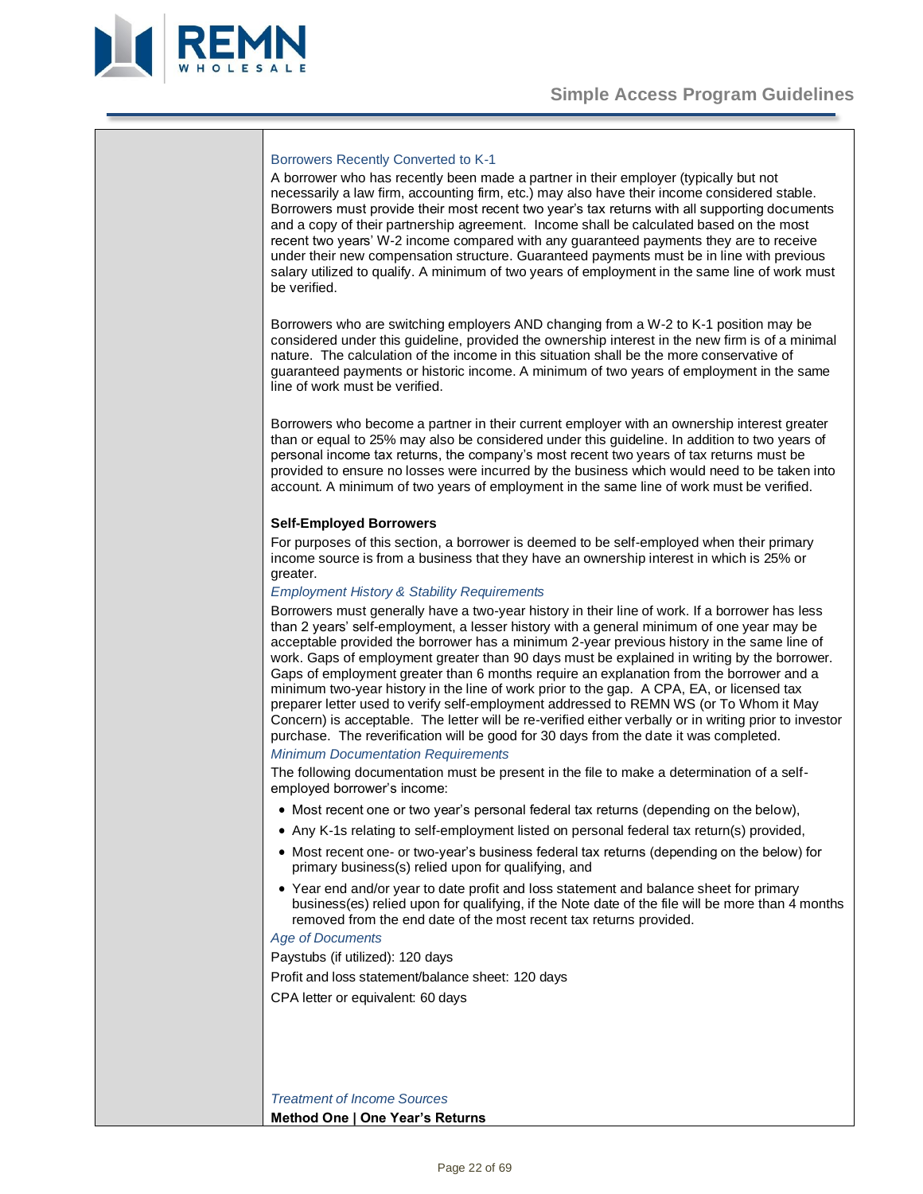### Borrowers Recently Converted to K-1

A borrower who has recently been made a partner in their employer (typically but not necessarily a law firm, accounting firm, etc.) may also have their income considered stable. Borrowers must provide their most recent two year's tax returns with all supporting documents and a copy of their partnership agreement. Income shall be calculated based on the most recent two years' W-2 income compared with any guaranteed payments they are to receive under their new compensation structure. Guaranteed payments must be in line with previous salary utilized to qualify. A minimum of two years of employment in the same line of work must be verified.

Borrowers who are switching employers AND changing from a W-2 to K-1 position may be considered under this guideline, provided the ownership interest in the new firm is of a minimal nature. The calculation of the income in this situation shall be the more conservative of guaranteed payments or historic income. A minimum of two years of employment in the same line of work must be verified.

Borrowers who become a partner in their current employer with an ownership interest greater than or equal to 25% may also be considered under this guideline. In addition to two years of personal income tax returns, the company's most recent two years of tax returns must be provided to ensure no losses were incurred by the business which would need to be taken into account. A minimum of two years of employment in the same line of work must be verified.

**Self-Employed Borrowers**

For purposes of this section, a borrower is deemed to be self-employed when their primary income source is from a business that they have an ownership interest in which is 25% or greater.

*Employment History & Stability Requirements*

Borrowers must generally have a two-year history in their line of work. If a borrower has less than 2 years' self-employment, a lesser history with a general minimum of one year may be acceptable provided the borrower has a minimum 2-year previous history in the same line of work. Gaps of employment greater than 90 days must be explained in writing by the borrower. Gaps of employment greater than 6 months require an explanation from the borrower and a minimum two-year history in the line of work prior to the gap. A CPA, EA, or licensed tax preparer letter used to verify self-employment addressed to REMN WS (or To Whom it May Concern) is acceptable. The letter will be re-verified either verbally or in writing prior to investor purchase. The reverification will be good for 30 days from the date it was completed.

*Minimum Documentation Requirements*

The following documentation must be present in the file to make a determination of a self-employed borrower's income:

- Most recent one or two year's personal federal tax returns (depending on the below),
- Any K-1s relating to self-employment listed on personal federal tax return(s) provided,
- Most recent one- or two-year's business federal tax returns (depending on the below) for primary business(s) relied upon for qualifying, and
- Year end and/or year to date profit and loss statement and balance sheet for primary business(es) relied upon for qualifying, if the Note date of the file will be more than 4 months removed from the end date of the most recent tax returns provided.

*Age of Documents*

Paystubs (if utilized): 120 days

Profit and loss statement/balance sheet: 120 days

CPA letter or equivalent: 60 days

*Treatment of Income Sources*

**Method One | One Year's Returns**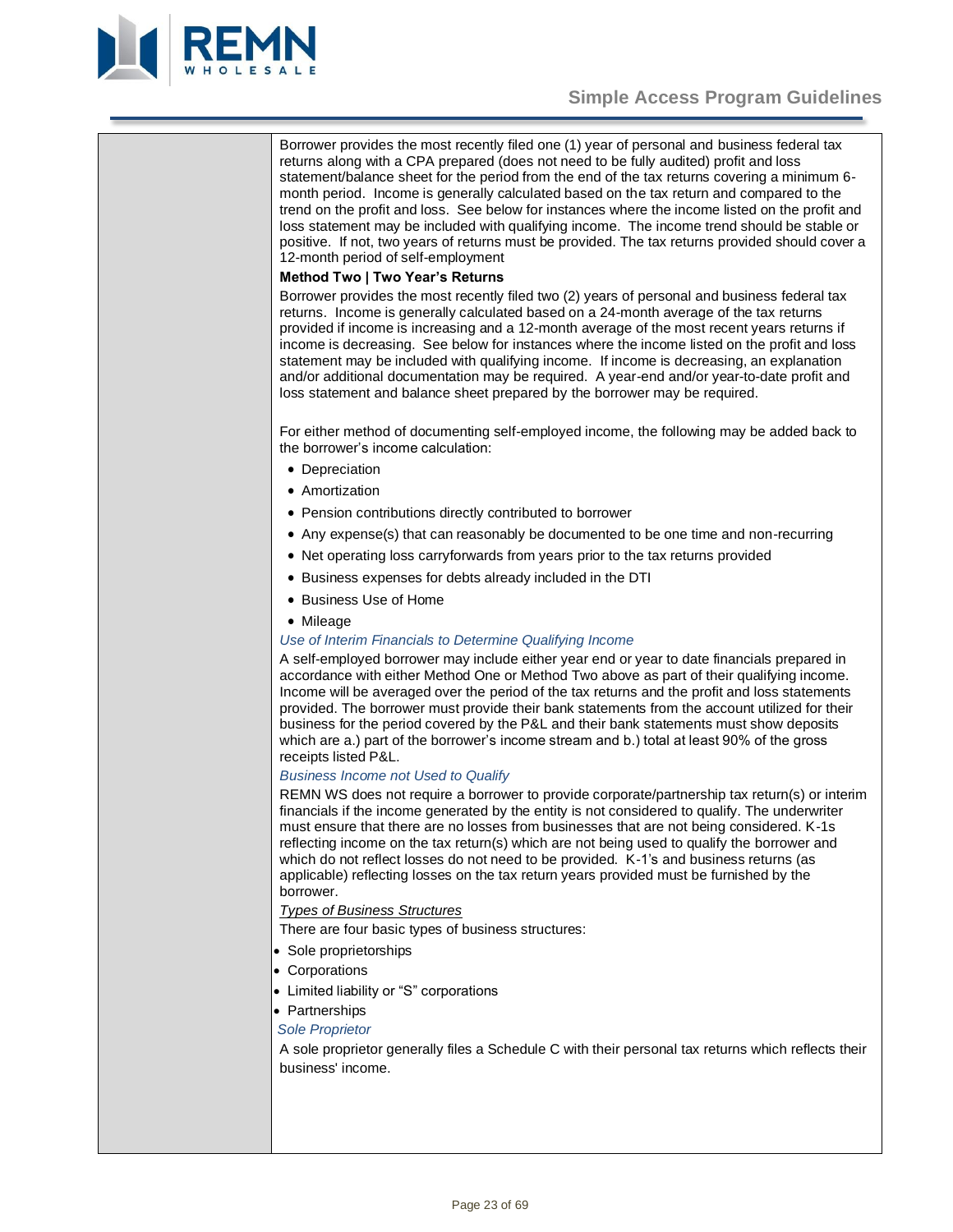Borrower provides the most recently filed one (1) year of personal and business federal tax returns along with a CPA prepared (does not need to be fully audited) profit and loss statement/balance sheet for the period from the end of the tax returns covering a minimum 6-month period. Income is generally calculated based on the tax return and compared to the trend on the profit and loss. See below for instances where the income listed on the profit and loss statement may be included with qualifying income. The income trend should be stable or positive. If not, two years of returns must be provided. The tax returns provided should cover a 12-month period of self-employment

**Method Two | Two Year's Returns**

Borrower provides the most recently filed two (2) years of personal and business federal tax returns. Income is generally calculated based on a 24-month average of the tax returns provided if income is increasing and a 12-month average of the most recent years returns if income is decreasing. See below for instances where the income listed on the profit and loss statement may be included with qualifying income. If income is decreasing, an explanation and/or additional documentation may be required. A year-end and/or year-to-date profit and loss statement and balance sheet prepared by the borrower may be required.

For either method of documenting self-employed income, the following may be added back to the borrower's income calculation:

- Depreciation
- Amortization
- Pension contributions directly contributed to borrower
- Any expense(s) that can reasonably be documented to be one time and non-recurring
- Net operating loss carryforwards from years prior to the tax returns provided
- Business expenses for debts already included in the DTI
- Business Use of Home
- Mileage

*Use of Interim Financials to Determine Qualifying Income*

A self-employed borrower may include either year end or year to date financials prepared in accordance with either Method One or Method Two above as part of their qualifying income. Income will be averaged over the period of the tax returns and the profit and loss statements provided. The borrower must provide their bank statements from the account utilized for their business for the period covered by the P&L and their bank statements must show deposits which are a.) part of the borrower's income stream and b.) total at least 90% of the gross receipts listed P&L.

*Business Income not Used to Qualify*

REMN WS does not require a borrower to provide corporate/partnership tax return(s) or interim financials if the income generated by the entity is not considered to qualify. The underwriter must ensure that there are no losses from businesses that are not being considered. K-1s reflecting income on the tax return(s) which are not being used to qualify the borrower and which do not reflect losses do not need to be provided. K-1's and business returns (as applicable) reflecting losses on the tax return years provided must be furnished by the borrower.

*Types of Business Structures*

There are four basic types of business structures:

- Sole proprietorships
- Corporations
- Limited liability or "S" corporations
- Partnerships

*Sole Proprietor*

A sole proprietor generally files a Schedule C with their personal tax returns which reflects their business' income.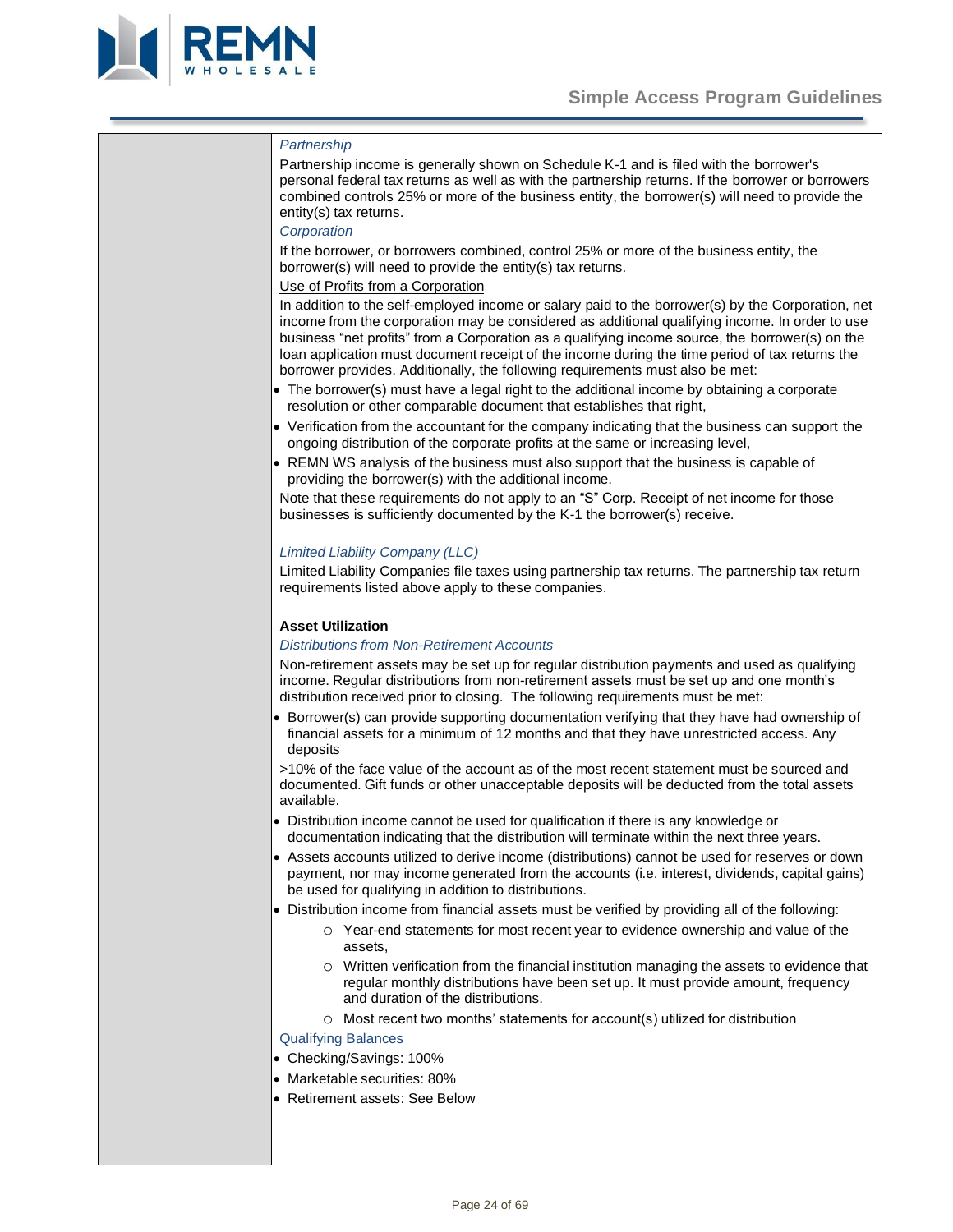*Partnership*

Partnership income is generally shown on Schedule K-1 and is filed with the borrower's personal federal tax returns as well as with the partnership returns. If the borrower or borrowers combined controls 25% or more of the business entity, the borrower(s) will need to provide the entity(s) tax returns.

*Corporation*

If the borrower, or borrowers combined, control 25% or more of the business entity, the borrower(s) will need to provide the entity(s) tax returns.

Use of Profits from a Corporation

In addition to the self-employed income or salary paid to the borrower(s) by the Corporation, net income from the corporation may be considered as additional qualifying income. In order to use business "net profits" from a Corporation as a qualifying income source, the borrower(s) on the loan application must document receipt of the income during the time period of tax returns the borrower provides. Additionally, the following requirements must also be met:

- The borrower(s) must have a legal right to the additional income by obtaining a corporate resolution or other comparable document that establishes that right,
- Verification from the accountant for the company indicating that the business can support the ongoing distribution of the corporate profits at the same or increasing level,
- REMN WS analysis of the business must also support that the business is capable of providing the borrower(s) with the additional income.

Note that these requirements do not apply to an "S" Corp. Receipt of net income for those businesses is sufficiently documented by the K-1 the borrower(s) receive.

*Limited Liability Company (LLC)*

Limited Liability Companies file taxes using partnership tax returns. The partnership tax return requirements listed above apply to these companies.

**Asset Utilization**

*Distributions from Non-Retirement Accounts*

Non-retirement assets may be set up for regular distribution payments and used as qualifying income. Regular distributions from non-retirement assets must be set up and one month's distribution received prior to closing. The following requirements must be met:

- Borrower(s) can provide supporting documentation verifying that they have had ownership of financial assets for a minimum of 12 months and that they have unrestricted access. Any deposits

>10% of the face value of the account as of the most recent statement must be sourced and documented. Gift funds or other unacceptable deposits will be deducted from the total assets available.

- Distribution income cannot be used for qualification if there is any knowledge or documentation indicating that the distribution will terminate within the next three years.
- Assets accounts utilized to derive income (distributions) cannot be used for reserves or down payment, nor may income generated from the accounts (i.e. interest, dividends, capital gains) be used for qualifying in addition to distributions.
- Distribution income from financial assets must be verified by providing all of the following:
  - Year-end statements for most recent year to evidence ownership and value of the assets,
  - Written verification from the financial institution managing the assets to evidence that regular monthly distributions have been set up. It must provide amount, frequency and duration of the distributions.
  - Most recent two months' statements for account(s) utilized for distribution

Qualifying Balances

- Checking/Savings: 100%
- Marketable securities: 80%
- Retirement assets: See Below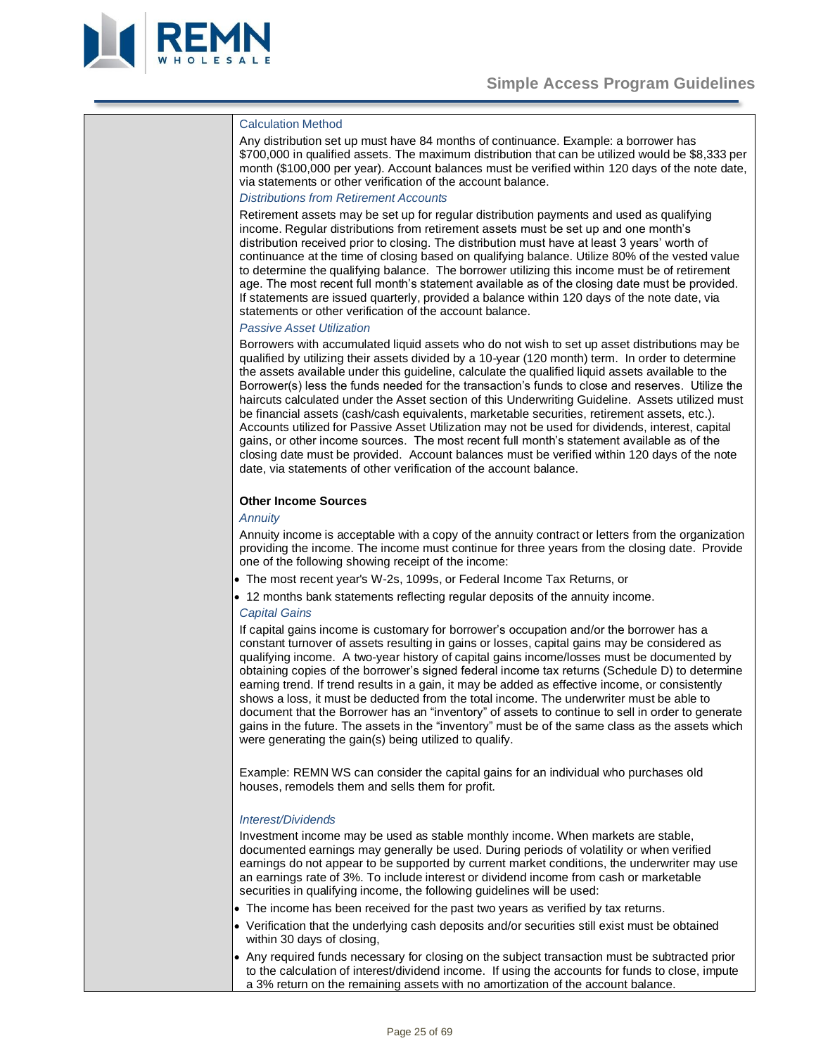#### Calculation Method

Any distribution set up must have 84 months of continuance. Example: a borrower has $700,000 in qualified assets. The maximum distribution that can be utilized would be $8,333 per month ($100,000 per year). Account balances must be verified within 120 days of the note date, via statements or other verification of the account balance.

#### *Distributions from Retirement Accounts*

Retirement assets may be set up for regular distribution payments and used as qualifying income. Regular distributions from retirement assets must be set up and one month's distribution received prior to closing. The distribution must have at least 3 years' worth of continuance at the time of closing based on qualifying balance. Utilize 80% of the vested value to determine the qualifying balance. The borrower utilizing this income must be of retirement age. The most recent full month's statement available as of the closing date must be provided. If statements are issued quarterly, provided a balance within 120 days of the note date, via statements or other verification of the account balance.

#### *Passive Asset Utilization*

Borrowers with accumulated liquid assets who do not wish to set up asset distributions may be qualified by utilizing their assets divided by a 10-year (120 month) term. In order to determine the assets available under this guideline, calculate the qualified liquid assets available to the Borrower(s) less the funds needed for the transaction's funds to close and reserves. Utilize the haircuts calculated under the Asset section of this Underwriting Guideline. Assets utilized must be financial assets (cash/cash equivalents, marketable securities, retirement assets, etc.). Accounts utilized for Passive Asset Utilization may not be used for dividends, interest, capital gains, or other income sources. The most recent full month's statement available as of the closing date must be provided. Account balances must be verified within 120 days of the note date, via statements of other verification of the account balance.

### Other Income Sources

#### *Annuity*

Annuity income is acceptable with a copy of the annuity contract or letters from the organization providing the income. The income must continue for three years from the closing date. Provide one of the following showing receipt of the income:

- The most recent year's W-2s, 1099s, or Federal Income Tax Returns, or
- 12 months bank statements reflecting regular deposits of the annuity income.

#### *Capital Gains*

If capital gains income is customary for borrower's occupation and/or the borrower has a constant turnover of assets resulting in gains or losses, capital gains may be considered as qualifying income. A two-year history of capital gains income/losses must be documented by obtaining copies of the borrower's signed federal income tax returns (Schedule D) to determine earning trend. If trend results in a gain, it may be added as effective income, or consistently shows a loss, it must be deducted from the total income. The underwriter must be able to document that the Borrower has an "inventory" of assets to continue to sell in order to generate gains in the future. The assets in the "inventory" must be of the same class as the assets which were generating the gain(s) being utilized to qualify.

Example: REMN WS can consider the capital gains for an individual who purchases old houses, remodels them and sells them for profit.

#### *Interest/Dividends*

Investment income may be used as stable monthly income. When markets are stable, documented earnings may generally be used. During periods of volatility or when verified earnings do not appear to be supported by current market conditions, the underwriter may use an earnings rate of 3%. To include interest or dividend income from cash or marketable securities in qualifying income, the following guidelines will be used:

- The income has been received for the past two years as verified by tax returns.
- Verification that the underlying cash deposits and/or securities still exist must be obtained within 30 days of closing,
- Any required funds necessary for closing on the subject transaction must be subtracted prior to the calculation of interest/dividend income. If using the accounts for funds to close, impute a 3% return on the remaining assets with no amortization of the account balance.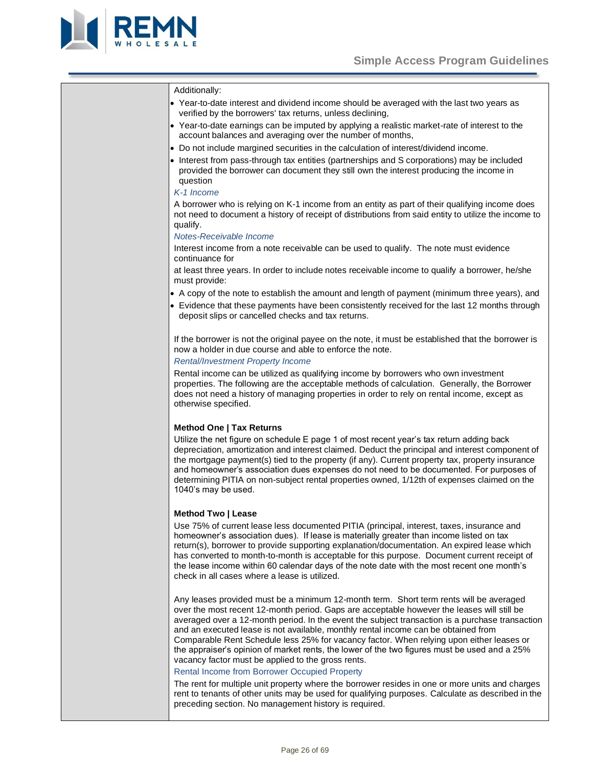Additionally:

- Year-to-date interest and dividend income should be averaged with the last two years as verified by the borrowers' tax returns, unless declining,
- Year-to-date earnings can be imputed by applying a realistic market-rate of interest to the account balances and averaging over the number of months,
- Do not include margined securities in the calculation of interest/dividend income.
- Interest from pass-through tax entities (partnerships and S corporations) may be included provided the borrower can document they still own the interest producing the income in question

*K-1 Income*

A borrower who is relying on K-1 income from an entity as part of their qualifying income does not need to document a history of receipt of distributions from said entity to utilize the income to qualify.

*Notes-Receivable Income*

Interest income from a note receivable can be used to qualify. The note must evidence continuance for

at least three years. In order to include notes receivable income to qualify a borrower, he/she must provide:

- A copy of the note to establish the amount and length of payment (minimum three years), and
- Evidence that these payments have been consistently received for the last 12 months through deposit slips or cancelled checks and tax returns.

If the borrower is not the original payee on the note, it must be established that the borrower is now a holder in due course and able to enforce the note.

*Rental/Investment Property Income*

Rental income can be utilized as qualifying income by borrowers who own investment properties. The following are the acceptable methods of calculation. Generally, the Borrower does not need a history of managing properties in order to rely on rental income, except as otherwise specified.

**Method One | Tax Returns**

Utilize the net figure on schedule E page 1 of most recent year's tax return adding back depreciation, amortization and interest claimed. Deduct the principal and interest component of the mortgage payment(s) tied to the property (if any). Current property tax, property insurance and homeowner's association dues expenses do not need to be documented. For purposes of determining PITIA on non-subject rental properties owned, 1/12th of expenses claimed on the 1040's may be used.

**Method Two | Lease**

Use 75% of current lease less documented PITIA (principal, interest, taxes, insurance and homeowner's association dues). If lease is materially greater than income listed on tax return(s), borrower to provide supporting explanation/documentation. An expired lease which has converted to month-to-month is acceptable for this purpose. Document current receipt of the lease income within 60 calendar days of the note date with the most recent one month's check in all cases where a lease is utilized.

Any leases provided must be a minimum 12-month term. Short term rents will be averaged over the most recent 12-month period. Gaps are acceptable however the leases will still be averaged over a 12-month period. In the event the subject transaction is a purchase transaction and an executed lease is not available, monthly rental income can be obtained from Comparable Rent Schedule less 25% for vacancy factor. When relying upon either leases or the appraiser's opinion of market rents, the lower of the two figures must be used and a 25% vacancy factor must be applied to the gross rents.

Rental Income from Borrower Occupied Property

The rent for multiple unit property where the borrower resides in one or more units and charges rent to tenants of other units may be used for qualifying purposes. Calculate as described in the preceding section. No management history is required.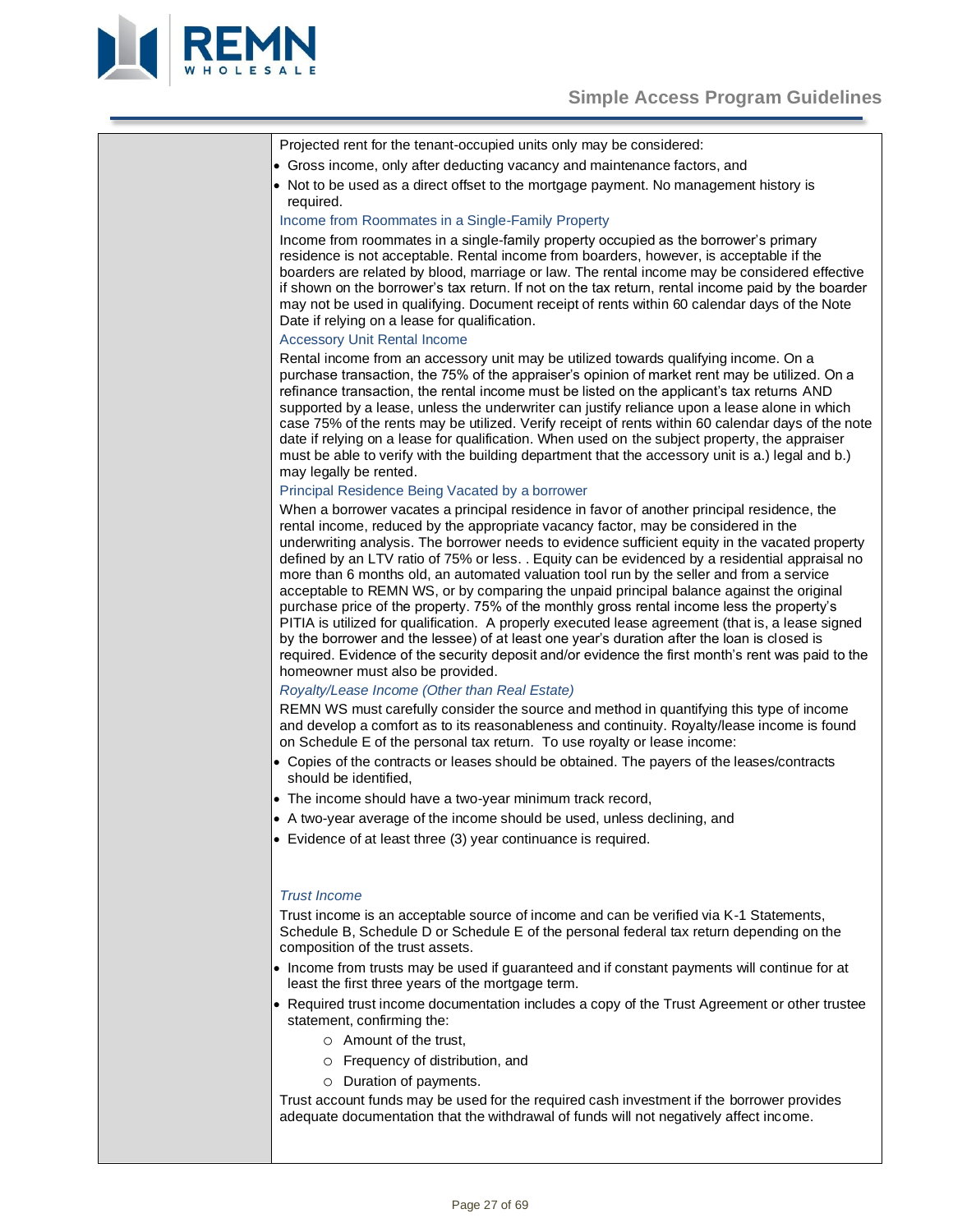Projected rent for the tenant-occupied units only may be considered:

- Gross income, only after deducting vacancy and maintenance factors, and
- Not to be used as a direct offset to the mortgage payment. No management history is required.

### Income from Roommates in a Single-Family Property

Income from roommates in a single-family property occupied as the borrower's primary residence is not acceptable. Rental income from boarders, however, is acceptable if the boarders are related by blood, marriage or law. The rental income may be considered effective if shown on the borrower's tax return. If not on the tax return, rental income paid by the boarder may not be used in qualifying. Document receipt of rents within 60 calendar days of the Note Date if relying on a lease for qualification.

### Accessory Unit Rental Income

Rental income from an accessory unit may be utilized towards qualifying income. On a purchase transaction, the 75% of the appraiser's opinion of market rent may be utilized. On a refinance transaction, the rental income must be listed on the applicant's tax returns AND supported by a lease, unless the underwriter can justify reliance upon a lease alone in which case 75% of the rents may be utilized. Verify receipt of rents within 60 calendar days of the note date if relying on a lease for qualification. When used on the subject property, the appraiser must be able to verify with the building department that the accessory unit is a.) legal and b.) may legally be rented.

### Principal Residence Being Vacated by a borrower

When a borrower vacates a principal residence in favor of another principal residence, the rental income, reduced by the appropriate vacancy factor, may be considered in the underwriting analysis. The borrower needs to evidence sufficient equity in the vacated property defined by an LTV ratio of 75% or less. . Equity can be evidenced by a residential appraisal no more than 6 months old, an automated valuation tool run by the seller and from a service acceptable to REMN WS, or by comparing the unpaid principal balance against the original purchase price of the property. 75% of the monthly gross rental income less the property's PITIA is utilized for qualification. A properly executed lease agreement (that is, a lease signed by the borrower and the lessee) of at least one year's duration after the loan is closed is required. Evidence of the security deposit and/or evidence the first month's rent was paid to the homeowner must also be provided.

### *Royalty/Lease Income (Other than Real Estate)*

REMN WS must carefully consider the source and method in quantifying this type of income and develop a comfort as to its reasonableness and continuity. Royalty/lease income is found on Schedule E of the personal tax return. To use royalty or lease income:

- Copies of the contracts or leases should be obtained. The payers of the leases/contracts should be identified,
- The income should have a two-year minimum track record,
- A two-year average of the income should be used, unless declining, and
- Evidence of at least three (3) year continuance is required.

### *Trust Income*

Trust income is an acceptable source of income and can be verified via K-1 Statements, Schedule B, Schedule D or Schedule E of the personal federal tax return depending on the composition of the trust assets.

- Income from trusts may be used if guaranteed and if constant payments will continue for at least the first three years of the mortgage term.
- Required trust income documentation includes a copy of the Trust Agreement or other trustee statement, confirming the:
  - Amount of the trust,
  - Frequency of distribution, and
  - Duration of payments.

Trust account funds may be used for the required cash investment if the borrower provides adequate documentation that the withdrawal of funds will not negatively affect income.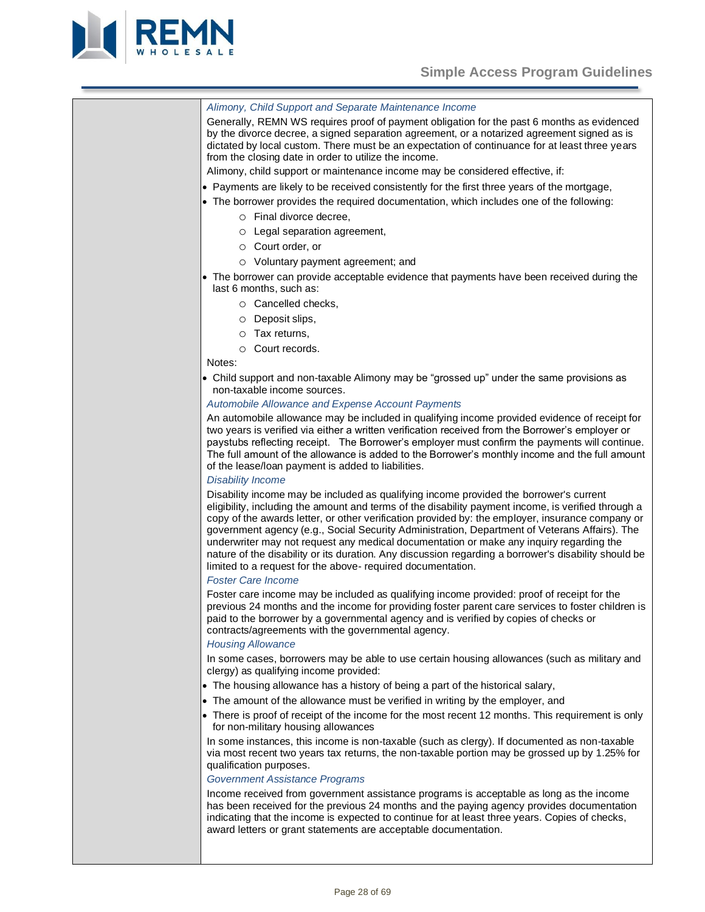### *Alimony, Child Support and Separate Maintenance Income*

Generally, REMN WS requires proof of payment obligation for the past 6 months as evidenced by the divorce decree, a signed separation agreement, or a notarized agreement signed as is dictated by local custom. There must be an expectation of continuance for at least three years from the closing date in order to utilize the income.

Alimony, child support or maintenance income may be considered effective, if:

- Payments are likely to be received consistently for the first three years of the mortgage,
- The borrower provides the required documentation, which includes one of the following:
  - Final divorce decree,
  - Legal separation agreement,
  - Court order, or
  - Voluntary payment agreement; and
- The borrower can provide acceptable evidence that payments have been received during the last 6 months, such as:
  - Cancelled checks,
  - Deposit slips,
  - Tax returns,
  - Court records.

Notes:

- Child support and non-taxable Alimony may be "grossed up" under the same provisions as non-taxable income sources.

### *Automobile Allowance and Expense Account Payments*

An automobile allowance may be included in qualifying income provided evidence of receipt for two years is verified via either a written verification received from the Borrower's employer or paystubs reflecting receipt. The Borrower's employer must confirm the payments will continue. The full amount of the allowance is added to the Borrower's monthly income and the full amount of the lease/loan payment is added to liabilities.

### *Disability Income*

Disability income may be included as qualifying income provided the borrower's current eligibility, including the amount and terms of the disability payment income, is verified through a copy of the awards letter, or other verification provided by: the employer, insurance company or government agency (e.g., Social Security Administration, Department of Veterans Affairs). The underwriter may not request any medical documentation or make any inquiry regarding the nature of the disability or its duration. Any discussion regarding a borrower's disability should be limited to a request for the above- required documentation.

### *Foster Care Income*

Foster care income may be included as qualifying income provided: proof of receipt for the previous 24 months and the income for providing foster parent care services to foster children is paid to the borrower by a governmental agency and is verified by copies of checks or contracts/agreements with the governmental agency.

### *Housing Allowance*

In some cases, borrowers may be able to use certain housing allowances (such as military and clergy) as qualifying income provided:

- The housing allowance has a history of being a part of the historical salary,
- The amount of the allowance must be verified in writing by the employer, and
- There is proof of receipt of the income for the most recent 12 months. This requirement is only for non-military housing allowances

In some instances, this income is non-taxable (such as clergy). If documented as non-taxable via most recent two years tax returns, the non-taxable portion may be grossed up by 1.25% for qualification purposes.

### *Government Assistance Programs*

Income received from government assistance programs is acceptable as long as the income has been received for the previous 24 months and the paying agency provides documentation indicating that the income is expected to continue for at least three years. Copies of checks, award letters or grant statements are acceptable documentation.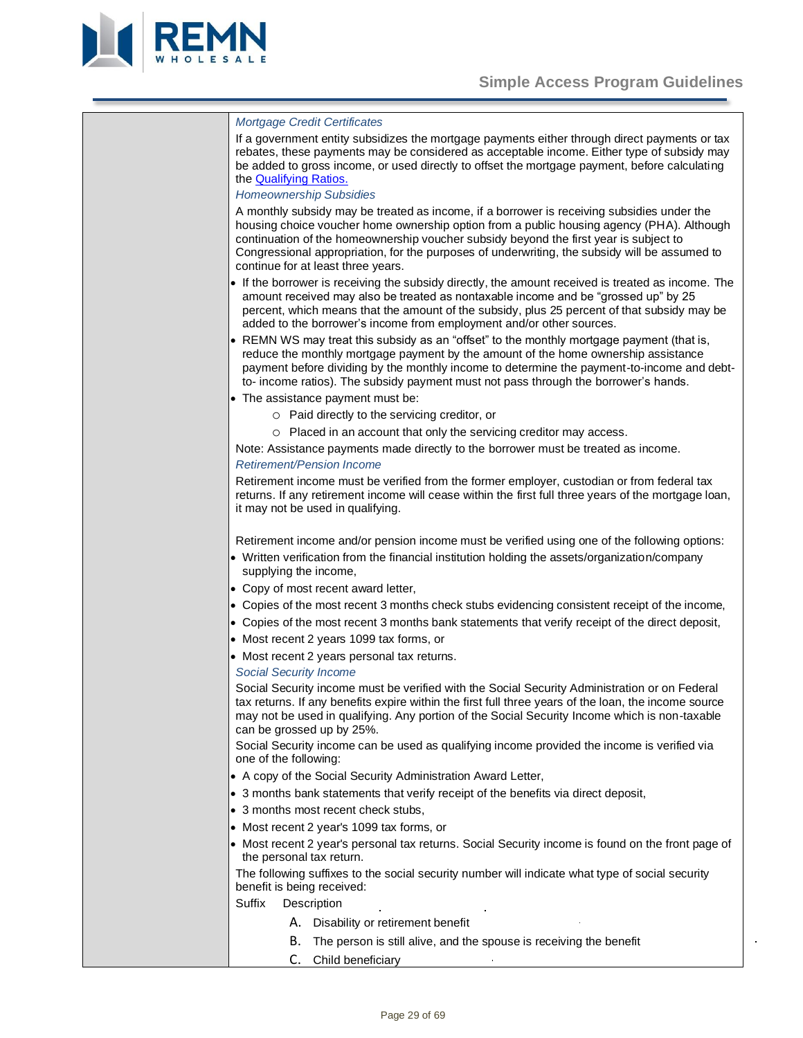*Mortgage Credit Certificates*

If a government entity subsidizes the mortgage payments either through direct payments or tax rebates, these payments may be considered as acceptable income. Either type of subsidy may be added to gross income, or used directly to offset the mortgage payment, before calculating the Qualifying Ratios.

*Homeownership Subsidies*

A monthly subsidy may be treated as income, if a borrower is receiving subsidies under the housing choice voucher home ownership option from a public housing agency (PHA). Although continuation of the homeownership voucher subsidy beyond the first year is subject to Congressional appropriation, for the purposes of underwriting, the subsidy will be assumed to continue for at least three years.

- If the borrower is receiving the subsidy directly, the amount received is treated as income. The amount received may also be treated as nontaxable income and be "grossed up" by 25 percent, which means that the amount of the subsidy, plus 25 percent of that subsidy may be added to the borrower's income from employment and/or other sources.
- REMN WS may treat this subsidy as an "offset" to the monthly mortgage payment (that is, reduce the monthly mortgage payment by the amount of the home ownership assistance payment before dividing by the monthly income to determine the payment-to-income and debt-to- income ratios). The subsidy payment must not pass through the borrower's hands.
- The assistance payment must be:
  - Paid directly to the servicing creditor, or
  - Placed in an account that only the servicing creditor may access.

Note: Assistance payments made directly to the borrower must be treated as income.

*Retirement/Pension Income*

Retirement income must be verified from the former employer, custodian or from federal tax returns. If any retirement income will cease within the first full three years of the mortgage loan, it may not be used in qualifying.

Retirement income and/or pension income must be verified using one of the following options:

- Written verification from the financial institution holding the assets/organization/company supplying the income,
- Copy of most recent award letter,
- Copies of the most recent 3 months check stubs evidencing consistent receipt of the income,
- Copies of the most recent 3 months bank statements that verify receipt of the direct deposit,
- Most recent 2 years 1099 tax forms, or
- Most recent 2 years personal tax returns.

*Social Security Income*

Social Security income must be verified with the Social Security Administration or on Federal tax returns. If any benefits expire within the first full three years of the loan, the income source may not be used in qualifying. Any portion of the Social Security Income which is non-taxable can be grossed up by 25%.

Social Security income can be used as qualifying income provided the income is verified via one of the following:

- A copy of the Social Security Administration Award Letter,
- 3 months bank statements that verify receipt of the benefits via direct deposit,
- 3 months most recent check stubs,
- Most recent 2 year's 1099 tax forms, or
- Most recent 2 year's personal tax returns. Social Security income is found on the front page of the personal tax return.

The following suffixes to the social security number will indicate what type of social security benefit is being received:

| Suffix | Description |
|---|---|
| A. | Disability or retirement benefit |
| B. | The person is still alive, and the spouse is receiving the benefit |
| C. | Child beneficiary |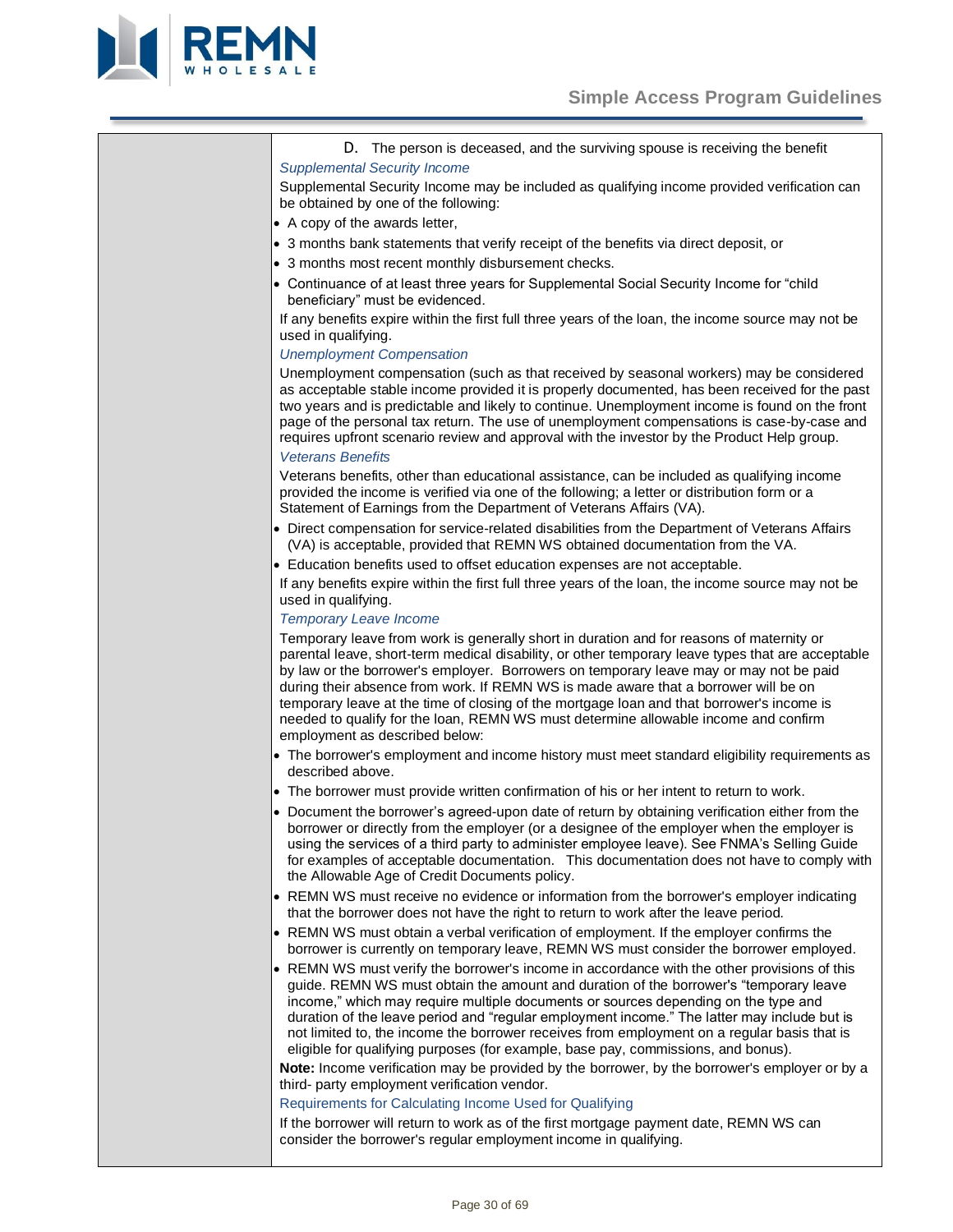D. The person is deceased, and the surviving spouse is receiving the benefit

*Supplemental Security Income*

Supplemental Security Income may be included as qualifying income provided verification can be obtained by one of the following:

- A copy of the awards letter,
- 3 months bank statements that verify receipt of the benefits via direct deposit, or
- 3 months most recent monthly disbursement checks.
- Continuance of at least three years for Supplemental Social Security Income for "child beneficiary" must be evidenced.

If any benefits expire within the first full three years of the loan, the income source may not be used in qualifying.

*Unemployment Compensation*

Unemployment compensation (such as that received by seasonal workers) may be considered as acceptable stable income provided it is properly documented, has been received for the past two years and is predictable and likely to continue. Unemployment income is found on the front page of the personal tax return. The use of unemployment compensations is case-by-case and requires upfront scenario review and approval with the investor by the Product Help group.

*Veterans Benefits*

Veterans benefits, other than educational assistance, can be included as qualifying income provided the income is verified via one of the following; a letter or distribution form or a Statement of Earnings from the Department of Veterans Affairs (VA).

- Direct compensation for service-related disabilities from the Department of Veterans Affairs (VA) is acceptable, provided that REMN WS obtained documentation from the VA.
- Education benefits used to offset education expenses are not acceptable.

If any benefits expire within the first full three years of the loan, the income source may not be used in qualifying.

*Temporary Leave Income*

Temporary leave from work is generally short in duration and for reasons of maternity or parental leave, short-term medical disability, or other temporary leave types that are acceptable by law or the borrower's employer. Borrowers on temporary leave may or may not be paid during their absence from work. If REMN WS is made aware that a borrower will be on temporary leave at the time of closing of the mortgage loan and that borrower's income is needed to qualify for the loan, REMN WS must determine allowable income and confirm employment as described below:

- The borrower's employment and income history must meet standard eligibility requirements as described above.
- The borrower must provide written confirmation of his or her intent to return to work.
- Document the borrower's agreed-upon date of return by obtaining verification either from the borrower or directly from the employer (or a designee of the employer when the employer is using the services of a third party to administer employee leave). See FNMA's Selling Guide for examples of acceptable documentation. This documentation does not have to comply with the Allowable Age of Credit Documents policy.
- REMN WS must receive no evidence or information from the borrower's employer indicating that the borrower does not have the right to return to work after the leave period.
- REMN WS must obtain a verbal verification of employment. If the employer confirms the borrower is currently on temporary leave, REMN WS must consider the borrower employed.
- REMN WS must verify the borrower's income in accordance with the other provisions of this guide. REMN WS must obtain the amount and duration of the borrower's "temporary leave income," which may require multiple documents or sources depending on the type and duration of the leave period and "regular employment income." The latter may include but is not limited to, the income the borrower receives from employment on a regular basis that is eligible for qualifying purposes (for example, base pay, commissions, and bonus).

**Note:** Income verification may be provided by the borrower, by the borrower's employer or by a third- party employment verification vendor.

Requirements for Calculating Income Used for Qualifying

If the borrower will return to work as of the first mortgage payment date, REMN WS can consider the borrower's regular employment income in qualifying.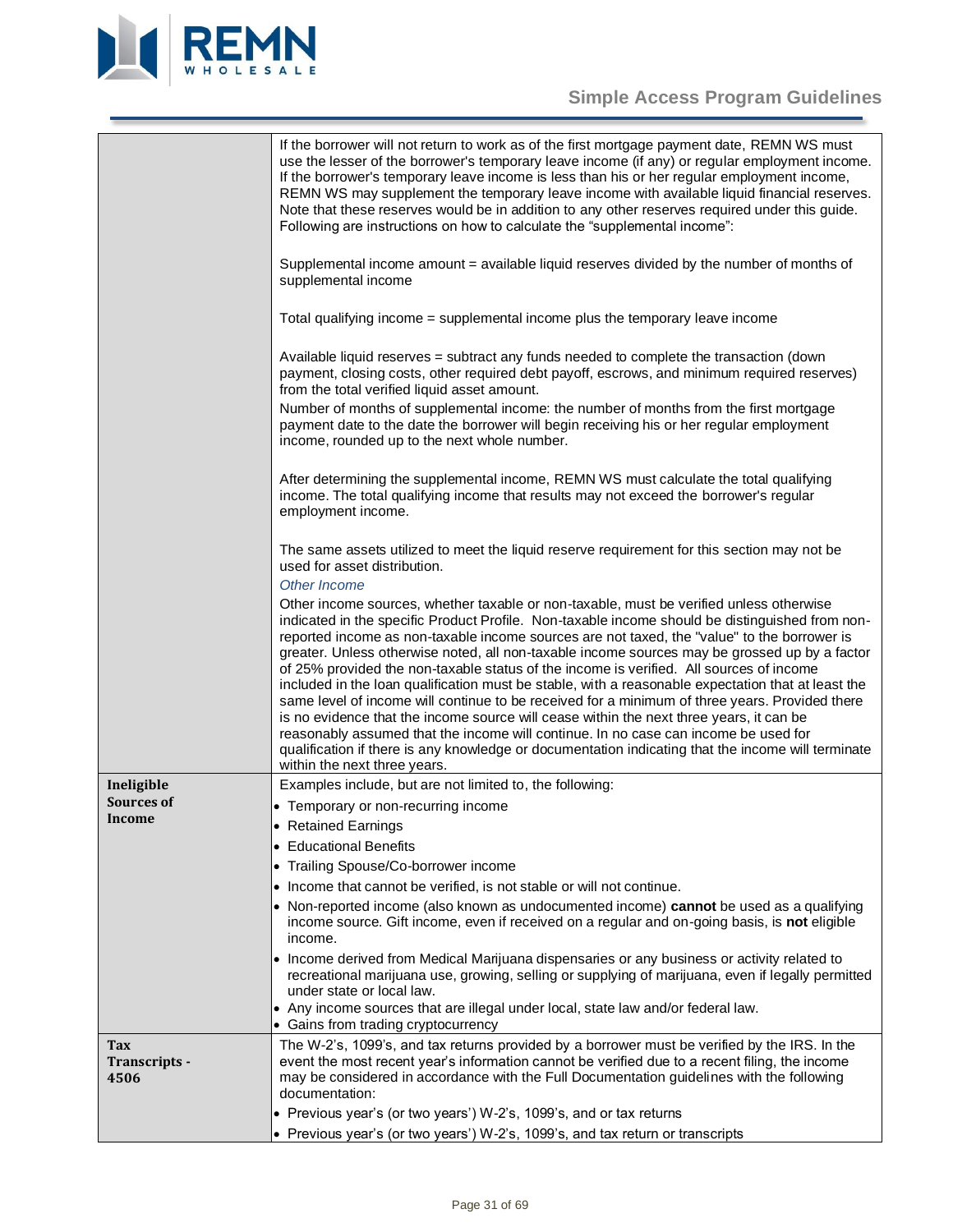| | |
|---|---|
| | If the borrower will not return to work as of the first mortgage payment date, REMN WS must use the lesser of the borrower's temporary leave income (if any) or regular employment income. If the borrower's temporary leave income is less than his or her regular employment income, REMN WS may supplement the temporary leave income with available liquid financial reserves. Note that these reserves would be in addition to any other reserves required under this guide. Following are instructions on how to calculate the "supplemental income":<br><br>Supplemental income amount = available liquid reserves divided by the number of months of supplemental income<br><br>Total qualifying income = supplemental income plus the temporary leave income<br><br>Available liquid reserves = subtract any funds needed to complete the transaction (down payment, closing costs, other required debt payoff, escrows, and minimum required reserves) from the total verified liquid asset amount.<br>Number of months of supplemental income: the number of months from the first mortgage payment date to the date the borrower will begin receiving his or her regular employment income, rounded up to the next whole number.<br><br>After determining the supplemental income, REMN WS must calculate the total qualifying income. The total qualifying income that results may not exceed the borrower's regular employment income.<br><br>The same assets utilized to meet the liquid reserve requirement for this section may not be used for asset distribution.<br>*Other Income*<br>Other income sources, whether taxable or non-taxable, must be verified unless otherwise indicated in the specific Product Profile. Non-taxable income should be distinguished from non-reported income as non-taxable income sources are not taxed, the "value" to the borrower is greater. Unless otherwise noted, all non-taxable income sources may be grossed up by a factor of 25% provided the non-taxable status of the income is verified. All sources of income included in the loan qualification must be stable, with a reasonable expectation that at least the same level of income will continue to be received for a minimum of three years. Provided there is no evidence that the income source will cease within the next three years, it can be reasonably assumed that the income will continue. In no case can income be used for qualification if there is any knowledge or documentation indicating that the income will terminate within the next three years. |
| **Ineligible Sources of Income** | Examples include, but are not limited to, the following:<br>• Temporary or non-recurring income<br>• Retained Earnings<br>• Educational Benefits<br>• Trailing Spouse/Co-borrower income<br>• Income that cannot be verified, is not stable or will not continue.<br>• Non-reported income (also known as undocumented income) **cannot** be used as a qualifying income source. Gift income, even if received on a regular and on-going basis, is **not** eligible income.<br>• Income derived from Medical Marijuana dispensaries or any business or activity related to recreational marijuana use, growing, selling or supplying of marijuana, even if legally permitted under state or local law.<br>• Any income sources that are illegal under local, state law and/or federal law.<br>• Gains from trading cryptocurrency |
| **Tax Transcripts - 4506** | The W-2's, 1099's, and tax returns provided by a borrower must be verified by the IRS. In the event the most recent year's information cannot be verified due to a recent filing, the income may be considered in accordance with the Full Documentation guidelines with the following documentation:<br>• Previous year's (or two years') W-2's, 1099's, and or tax returns<br>• Previous year's (or two years') W-2's, 1099's, and tax return or transcripts |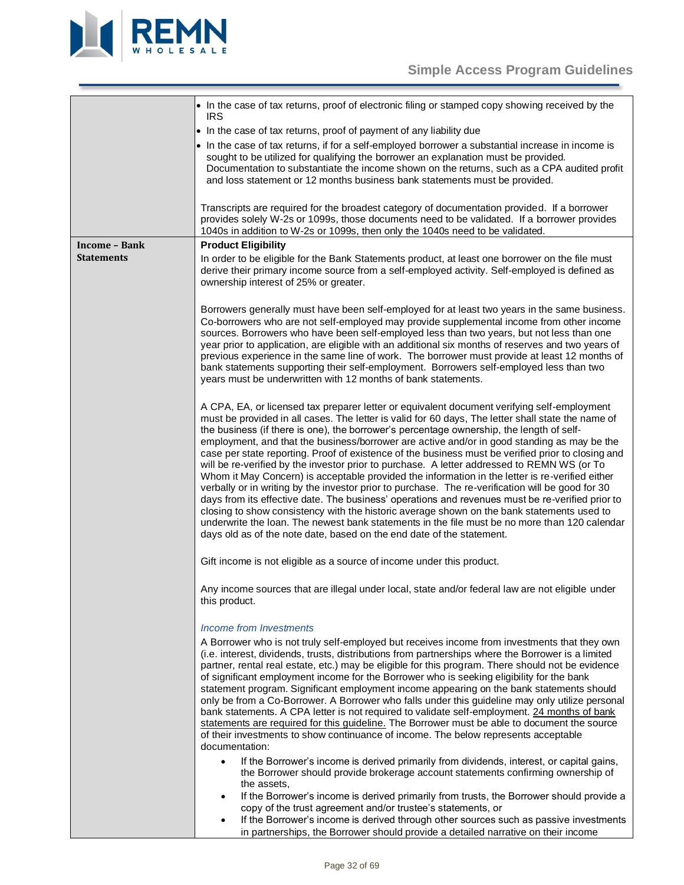| | |
|---|---|
| | • In the case of tax returns, proof of electronic filing or stamped copy showing received by the IRS<br>• In the case of tax returns, proof of payment of any liability due<br>• In the case of tax returns, if for a self-employed borrower a substantial increase in income is sought to be utilized for qualifying the borrower an explanation must be provided. Documentation to substantiate the income shown on the returns, such as a CPA audited profit and loss statement or 12 months business bank statements must be provided.<br><br>Transcripts are required for the broadest category of documentation provided. If a borrower provides solely W-2s or 1099s, those documents need to be validated. If a borrower provides 1040s in addition to W-2s or 1099s, then only the 1040s need to be validated. |
| **Income – Bank Statements** | **Product Eligibility**<br>In order to be eligible for the Bank Statements product, at least one borrower on the file must derive their primary income source from a self-employed activity. Self-employed is defined as ownership interest of 25% or greater.<br><br>Borrowers generally must have been self-employed for at least two years in the same business. Co-borrowers who are not self-employed may provide supplemental income from other income sources. Borrowers who have been self-employed less than two years, but not less than one year prior to application, are eligible with an additional six months of reserves and two years of previous experience in the same line of work. The borrower must provide at least 12 months of bank statements supporting their self-employment. Borrowers self-employed less than two years must be underwritten with 12 months of bank statements.<br><br>A CPA, EA, or licensed tax preparer letter or equivalent document verifying self-employment must be provided in all cases. The letter is valid for 60 days, The letter shall state the name of the business (if there is one), the borrower's percentage ownership, the length of self-employment, and that the business/borrower are active and/or in good standing as may be the case per state reporting. Proof of existence of the business must be verified prior to closing and will be re-verified by the investor prior to purchase. A letter addressed to REMN WS (or To Whom it May Concern) is acceptable provided the information in the letter is re-verified either verbally or in writing by the investor prior to purchase. The re-verification will be good for 30 days from its effective date. The business' operations and revenues must be re-verified prior to closing to show consistency with the historic average shown on the bank statements used to underwrite the loan. The newest bank statements in the file must be no more than 120 calendar days old as of the note date, based on the end date of the statement.<br><br>Gift income is not eligible as a source of income under this product.<br><br>Any income sources that are illegal under local, state and/or federal law are not eligible under this product.<br><br>*Income from Investments*<br>A Borrower who is not truly self-employed but receives income from investments that they own (i.e. interest, dividends, trusts, distributions from partnerships where the Borrower is a limited partner, rental real estate, etc.) may be eligible for this program. There should not be evidence of significant employment income for the Borrower who is seeking eligibility for the bank statement program. Significant employment income appearing on the bank statements should only be from a Co-Borrower. A Borrower who falls under this guideline may only utilize personal bank statements. A CPA letter is not required to validate self-employment. <u>24 months of bank statements are required for this guideline.</u> The Borrower must be able to document the source of their investments to show continuance of income. The below represents acceptable documentation:<br>• If the Borrower's income is derived primarily from dividends, interest, or capital gains, the Borrower should provide brokerage account statements confirming ownership of the assets,<br>• If the Borrower's income is derived primarily from trusts, the Borrower should provide a copy of the trust agreement and/or trustee's statements, or<br>• If the Borrower's income is derived through other sources such as passive investments in partnerships, the Borrower should provide a detailed narrative on their income |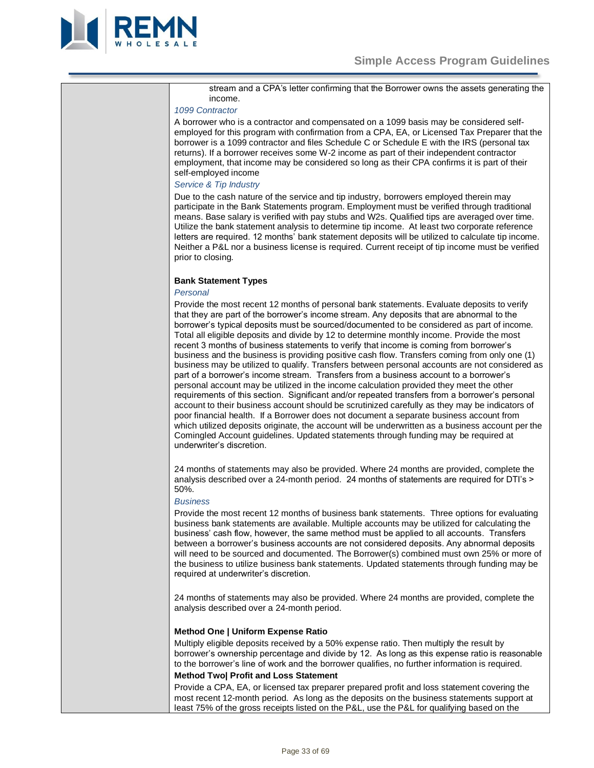stream and a CPA's letter confirming that the Borrower owns the assets generating the income.

*1099 Contractor*

A borrower who is a contractor and compensated on a 1099 basis may be considered self-employed for this program with confirmation from a CPA, EA, or Licensed Tax Preparer that the borrower is a 1099 contractor and files Schedule C or Schedule E with the IRS (personal tax returns). If a borrower receives some W-2 income as part of their independent contractor employment, that income may be considered so long as their CPA confirms it is part of their self-employed income

*Service & Tip Industry*

Due to the cash nature of the service and tip industry, borrowers employed therein may participate in the Bank Statements program. Employment must be verified through traditional means. Base salary is verified with pay stubs and W2s. Qualified tips are averaged over time. Utilize the bank statement analysis to determine tip income. At least two corporate reference letters are required. 12 months' bank statement deposits will be utilized to calculate tip income. Neither a P&L nor a business license is required. Current receipt of tip income must be verified prior to closing.

**Bank Statement Types**

*Personal*

Provide the most recent 12 months of personal bank statements. Evaluate deposits to verify that they are part of the borrower's income stream. Any deposits that are abnormal to the borrower's typical deposits must be sourced/documented to be considered as part of income. Total all eligible deposits and divide by 12 to determine monthly income. Provide the most recent 3 months of business statements to verify that income is coming from borrower's business and the business is providing positive cash flow. Transfers coming from only one (1) business may be utilized to qualify. Transfers between personal accounts are not considered as part of a borrower's income stream. Transfers from a business account to a borrower's personal account may be utilized in the income calculation provided they meet the other requirements of this section. Significant and/or repeated transfers from a borrower's personal account to their business account should be scrutinized carefully as they may be indicators of poor financial health. If a Borrower does not document a separate business account from which utilized deposits originate, the account will be underwritten as a business account per the Comingled Account guidelines. Updated statements through funding may be required at underwriter's discretion.

24 months of statements may also be provided. Where 24 months are provided, complete the analysis described over a 24-month period. 24 months of statements are required for DTI's > 50%.

*Business*

Provide the most recent 12 months of business bank statements. Three options for evaluating business bank statements are available. Multiple accounts may be utilized for calculating the business' cash flow, however, the same method must be applied to all accounts. Transfers between a borrower's business accounts are not considered deposits. Any abnormal deposits will need to be sourced and documented. The Borrower(s) combined must own 25% or more of the business to utilize business bank statements. Updated statements through funding may be required at underwriter's discretion.

24 months of statements may also be provided. Where 24 months are provided, complete the analysis described over a 24-month period.

**Method One | Uniform Expense Ratio**

Multiply eligible deposits received by a 50% expense ratio. Then multiply the result by borrower's ownership percentage and divide by 12. As long as this expense ratio is reasonable to the borrower's line of work and the borrower qualifies, no further information is required.

**Method Two| Profit and Loss Statement**

Provide a CPA, EA, or licensed tax preparer prepared profit and loss statement covering the most recent 12-month period. As long as the deposits on the business statements support at least 75% of the gross receipts listed on the P&L, use the P&L for qualifying based on the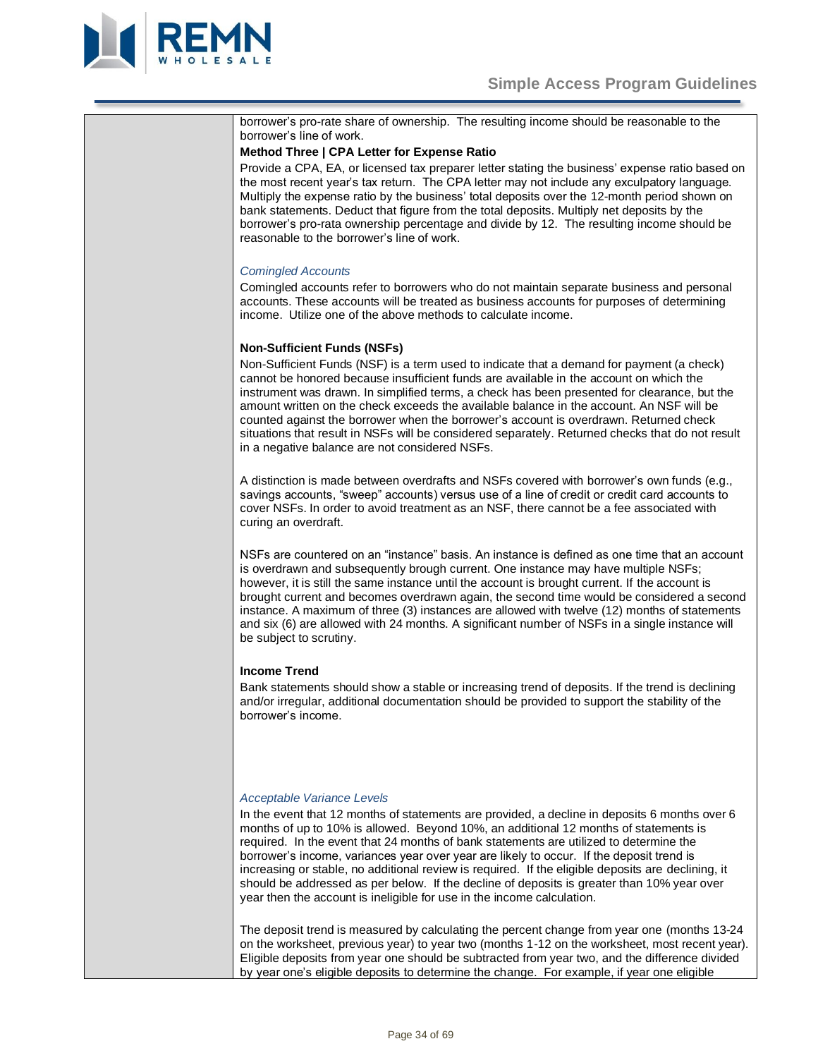borrower's pro-rate share of ownership. The resulting income should be reasonable to the borrower's line of work.

**Method Three | CPA Letter for Expense Ratio**

Provide a CPA, EA, or licensed tax preparer letter stating the business' expense ratio based on the most recent year's tax return. The CPA letter may not include any exculpatory language. Multiply the expense ratio by the business' total deposits over the 12-month period shown on bank statements. Deduct that figure from the total deposits. Multiply net deposits by the borrower's pro-rata ownership percentage and divide by 12. The resulting income should be reasonable to the borrower's line of work.

*Comingled Accounts*

Comingled accounts refer to borrowers who do not maintain separate business and personal accounts. These accounts will be treated as business accounts for purposes of determining income. Utilize one of the above methods to calculate income.

**Non-Sufficient Funds (NSFs)**

Non-Sufficient Funds (NSF) is a term used to indicate that a demand for payment (a check) cannot be honored because insufficient funds are available in the account on which the instrument was drawn. In simplified terms, a check has been presented for clearance, but the amount written on the check exceeds the available balance in the account. An NSF will be counted against the borrower when the borrower's account is overdrawn. Returned check situations that result in NSFs will be considered separately. Returned checks that do not result in a negative balance are not considered NSFs.

A distinction is made between overdrafts and NSFs covered with borrower's own funds (e.g., savings accounts, "sweep" accounts) versus use of a line of credit or credit card accounts to cover NSFs. In order to avoid treatment as an NSF, there cannot be a fee associated with curing an overdraft.

NSFs are countered on an "instance" basis. An instance is defined as one time that an account is overdrawn and subsequently brough current. One instance may have multiple NSFs; however, it is still the same instance until the account is brought current. If the account is brought current and becomes overdrawn again, the second time would be considered a second instance. A maximum of three (3) instances are allowed with twelve (12) months of statements and six (6) are allowed with 24 months. A significant number of NSFs in a single instance will be subject to scrutiny.

**Income Trend**

Bank statements should show a stable or increasing trend of deposits. If the trend is declining and/or irregular, additional documentation should be provided to support the stability of the borrower's income.

*Acceptable Variance Levels*

In the event that 12 months of statements are provided, a decline in deposits 6 months over 6 months of up to 10% is allowed. Beyond 10%, an additional 12 months of statements is required. In the event that 24 months of bank statements are utilized to determine the borrower's income, variances year over year are likely to occur. If the deposit trend is increasing or stable, no additional review is required. If the eligible deposits are declining, it should be addressed as per below. If the decline of deposits is greater than 10% year over year then the account is ineligible for use in the income calculation.

The deposit trend is measured by calculating the percent change from year one (months 13-24 on the worksheet, previous year) to year two (months 1-12 on the worksheet, most recent year). Eligible deposits from year one should be subtracted from year two, and the difference divided by year one's eligible deposits to determine the change. For example, if year one eligible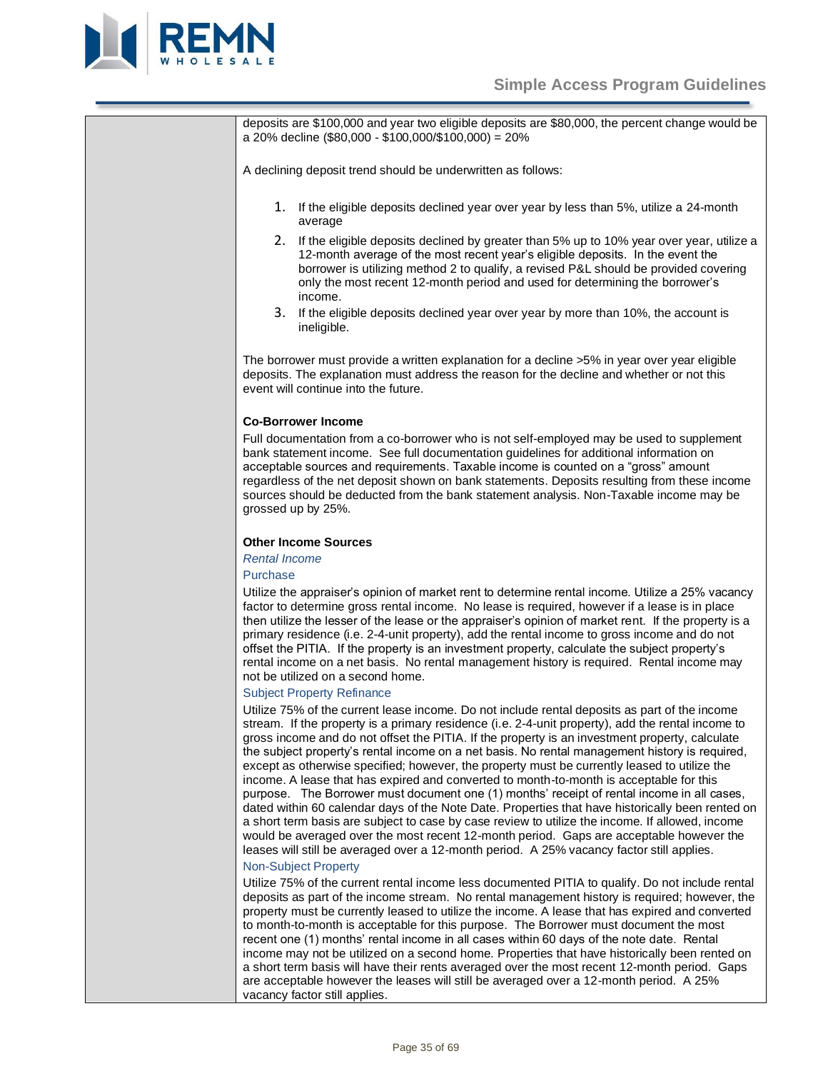deposits are $100,000 and year two eligible deposits are $80,000, the percent change would be a 20% decline ($80,000 - $100,000/$100,000) = 20%

A declining deposit trend should be underwritten as follows:

1. If the eligible deposits declined year over year by less than 5%, utilize a 24-month average
2. If the eligible deposits declined by greater than 5% up to 10% year over year, utilize a 12-month average of the most recent year's eligible deposits. In the event the borrower is utilizing method 2 to qualify, a revised P&L should be provided covering only the most recent 12-month period and used for determining the borrower's income.
3. If the eligible deposits declined year over year by more than 10%, the account is ineligible.

The borrower must provide a written explanation for a decline >5% in year over year eligible deposits. The explanation must address the reason for the decline and whether or not this event will continue into the future.

**Co-Borrower Income**

Full documentation from a co-borrower who is not self-employed may be used to supplement bank statement income. See full documentation guidelines for additional information on acceptable sources and requirements. Taxable income is counted on a "gross" amount regardless of the net deposit shown on bank statements. Deposits resulting from these income sources should be deducted from the bank statement analysis. Non-Taxable income may be grossed up by 25%.

**Other Income Sources**

*Rental Income*

Purchase

Utilize the appraiser's opinion of market rent to determine rental income. Utilize a 25% vacancy factor to determine gross rental income. No lease is required, however if a lease is in place then utilize the lesser of the lease or the appraiser's opinion of market rent. If the property is a primary residence (i.e. 2-4-unit property), add the rental income to gross income and do not offset the PITIA. If the property is an investment property, calculate the subject property's rental income on a net basis. No rental management history is required. Rental income may not be utilized on a second home.

Subject Property Refinance

Utilize 75% of the current lease income. Do not include rental deposits as part of the income stream. If the property is a primary residence (i.e. 2-4-unit property), add the rental income to gross income and do not offset the PITIA. If the property is an investment property, calculate the subject property's rental income on a net basis. No rental management history is required, except as otherwise specified; however, the property must be currently leased to utilize the income. A lease that has expired and converted to month-to-month is acceptable for this purpose. The Borrower must document one (1) months' receipt of rental income in all cases, dated within 60 calendar days of the Note Date. Properties that have historically been rented on a short term basis are subject to case by case review to utilize the income. If allowed, income would be averaged over the most recent 12-month period. Gaps are acceptable however the leases will still be averaged over a 12-month period. A 25% vacancy factor still applies.

Non-Subject Property

Utilize 75% of the current rental income less documented PITIA to qualify. Do not include rental deposits as part of the income stream. No rental management history is required; however, the property must be currently leased to utilize the income. A lease that has expired and converted to month-to-month is acceptable for this purpose. The Borrower must document the most recent one (1) months' rental income in all cases within 60 days of the note date. Rental income may not be utilized on a second home. Properties that have historically been rented on a short term basis will have their rents averaged over the most recent 12-month period. Gaps are acceptable however the leases will still be averaged over a 12-month period. A 25% vacancy factor still applies.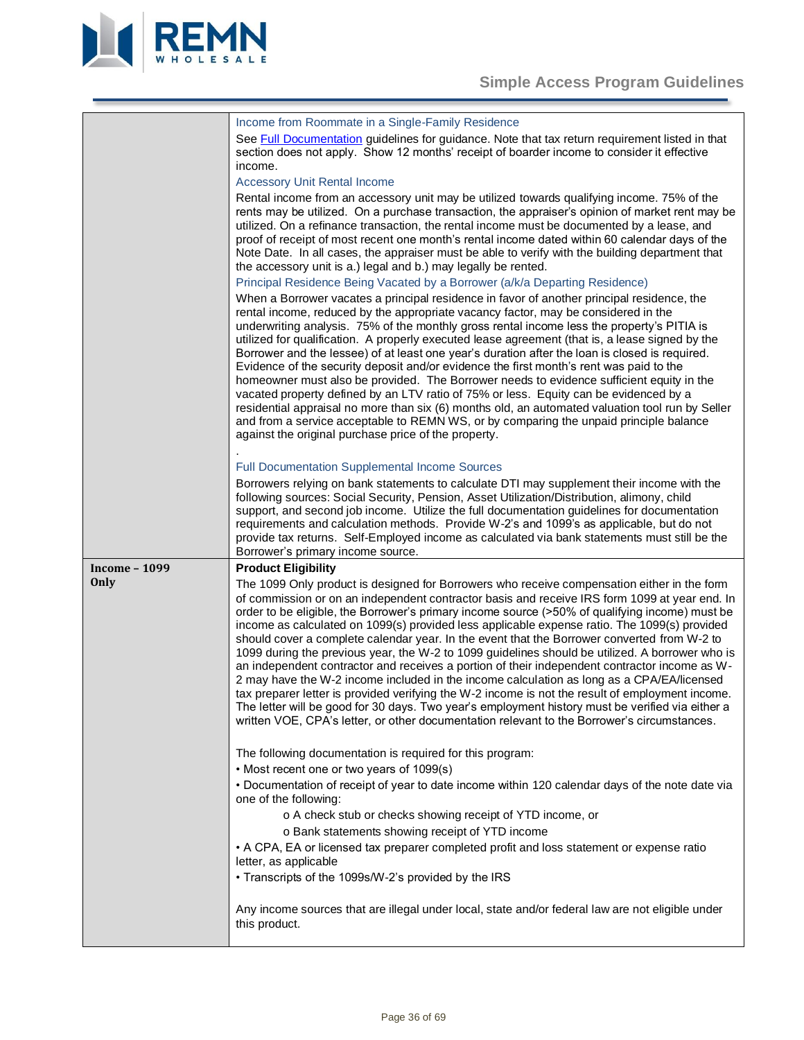| | |
|---|---|
| | **Income from Roommate in a Single-Family Residence**<br>See Full Documentation guidelines for guidance. Note that tax return requirement listed in that section does not apply. Show 12 months' receipt of boarder income to consider it effective income.<br>**Accessory Unit Rental Income**<br>Rental income from an accessory unit may be utilized towards qualifying income. 75% of the rents may be utilized. On a purchase transaction, the appraiser's opinion of market rent may be utilized. On a refinance transaction, the rental income must be documented by a lease, and proof of receipt of most recent one month's rental income dated within 60 calendar days of the Note Date. In all cases, the appraiser must be able to verify with the building department that the accessory unit is a.) legal and b.) may legally be rented.<br>**Principal Residence Being Vacated by a Borrower (a/k/a Departing Residence)**<br>When a Borrower vacates a principal residence in favor of another principal residence, the rental income, reduced by the appropriate vacancy factor, may be considered in the underwriting analysis. 75% of the monthly gross rental income less the property's PITIA is utilized for qualification. A properly executed lease agreement (that is, a lease signed by the Borrower and the lessee) of at least one year's duration after the loan is closed is required. Evidence of the security deposit and/or evidence the first month's rent was paid to the homeowner must also be provided. The Borrower needs to evidence sufficient equity in the vacated property defined by an LTV ratio of 75% or less. Equity can be evidenced by a residential appraisal no more than six (6) months old, an automated valuation tool run by Seller and from a service acceptable to REMN WS, or by comparing the unpaid principal balance against the original purchase price of the property.<br>.<br>**Full Documentation Supplemental Income Sources**<br>Borrowers relying on bank statements to calculate DTI may supplement their income with the following sources: Social Security, Pension, Asset Utilization/Distribution, alimony, child support, and second job income. Utilize the full documentation guidelines for documentation requirements and calculation methods. Provide W-2's and 1099's as applicable, but do not provide tax returns. Self-Employed income as calculated via bank statements must still be the Borrower's primary income source. |
| **Income – 1099 Only** | **Product Eligibility**<br>The 1099 Only product is designed for Borrowers who receive compensation either in the form of commission or on an independent contractor basis and receive IRS form 1099 at year end. In order to be eligible, the Borrower's primary income source (>50% of qualifying income) must be income as calculated on 1099(s) provided less applicable expense ratio. The 1099(s) provided should cover a complete calendar year. In the event that the Borrower converted from W-2 to 1099 during the previous year, the W-2 to 1099 guidelines should be utilized. A borrower who is an independent contractor and receives a portion of their independent contractor income as W-2 may have the W-2 income included in the income calculation as long as a CPA/EA/licensed tax preparer letter is provided verifying the W-2 income is not the result of employment income. The letter will be good for 30 days. Two year's employment history must be verified via either a written VOE, CPA's letter, or other documentation relevant to the Borrower's circumstances.<br><br>The following documentation is required for this program:<br>• Most recent one or two years of 1099(s)<br>• Documentation of receipt of year to date income within 120 calendar days of the note date via one of the following:<br>&nbsp;&nbsp;&nbsp;&nbsp;o A check stub or checks showing receipt of YTD income, or<br>&nbsp;&nbsp;&nbsp;&nbsp;o Bank statements showing receipt of YTD income<br>• A CPA, EA or licensed tax preparer completed profit and loss statement or expense ratio letter, as applicable<br>• Transcripts of the 1099s/W-2's provided by the IRS<br><br>Any income sources that are illegal under local, state and/or federal law are not eligible under this product. |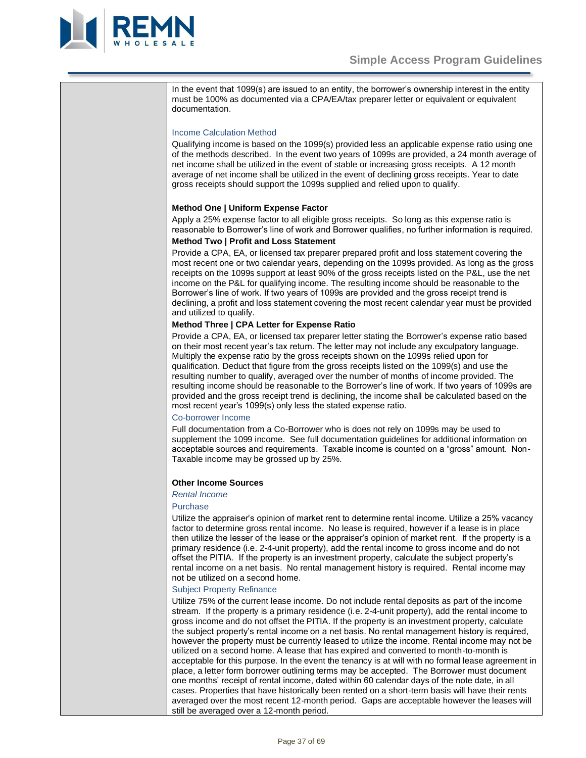In the event that 1099(s) are issued to an entity, the borrower's ownership interest in the entity must be 100% as documented via a CPA/EA/tax preparer letter or equivalent or equivalent documentation.

### Income Calculation Method

Qualifying income is based on the 1099(s) provided less an applicable expense ratio using one of the methods described. In the event two years of 1099s are provided, a 24 month average of net income shall be utilized in the event of stable or increasing gross receipts. A 12 month average of net income shall be utilized in the event of declining gross receipts. Year to date gross receipts should support the 1099s supplied and relied upon to qualify.

**Method One | Uniform Expense Factor**

Apply a 25% expense factor to all eligible gross receipts. So long as this expense ratio is reasonable to Borrower's line of work and Borrower qualifies, no further information is required.

**Method Two | Profit and Loss Statement**

Provide a CPA, EA, or licensed tax preparer prepared profit and loss statement covering the most recent one or two calendar years, depending on the 1099s provided. As long as the gross receipts on the 1099s support at least 90% of the gross receipts listed on the P&L, use the net income on the P&L for qualifying income. The resulting income should be reasonable to the Borrower's line of work. If two years of 1099s are provided and the gross receipt trend is declining, a profit and loss statement covering the most recent calendar year must be provided and utilized to qualify.

**Method Three | CPA Letter for Expense Ratio**

Provide a CPA, EA, or licensed tax preparer letter stating the Borrower's expense ratio based on their most recent year's tax return. The letter may not include any exculpatory language. Multiply the expense ratio by the gross receipts shown on the 1099s relied upon for qualification. Deduct that figure from the gross receipts listed on the 1099(s) and use the resulting number to qualify, averaged over the number of months of income provided. The resulting income should be reasonable to the Borrower's line of work. If two years of 1099s are provided and the gross receipt trend is declining, the income shall be calculated based on the most recent year's 1099(s) only less the stated expense ratio.

### Co-borrower Income

Full documentation from a Co-Borrower who is does not rely on 1099s may be used to supplement the 1099 income. See full documentation guidelines for additional information on acceptable sources and requirements. Taxable income is counted on a "gross" amount. Non-Taxable income may be grossed up by 25%.

**Other Income Sources**

*Rental Income*

### Purchase

Utilize the appraiser's opinion of market rent to determine rental income. Utilize a 25% vacancy factor to determine gross rental income. No lease is required, however if a lease is in place then utilize the lesser of the lease or the appraiser's opinion of market rent. If the property is a primary residence (i.e. 2-4-unit property), add the rental income to gross income and do not offset the PITIA. If the property is an investment property, calculate the subject property's rental income on a net basis. No rental management history is required. Rental income may not be utilized on a second home.

### Subject Property Refinance

Utilize 75% of the current lease income. Do not include rental deposits as part of the income stream. If the property is a primary residence (i.e. 2-4-unit property), add the rental income to gross income and do not offset the PITIA. If the property is an investment property, calculate the subject property's rental income on a net basis. No rental management history is required, however the property must be currently leased to utilize the income. Rental income may not be utilized on a second home. A lease that has expired and converted to month-to-month is acceptable for this purpose. In the event the tenancy is at will with no formal lease agreement in place, a letter form borrower outlining terms may be accepted. The Borrower must document one months' receipt of rental income, dated within 60 calendar days of the note date, in all cases. Properties that have historically been rented on a short-term basis will have their rents averaged over the most recent 12-month period. Gaps are acceptable however the leases will still be averaged over a 12-month period.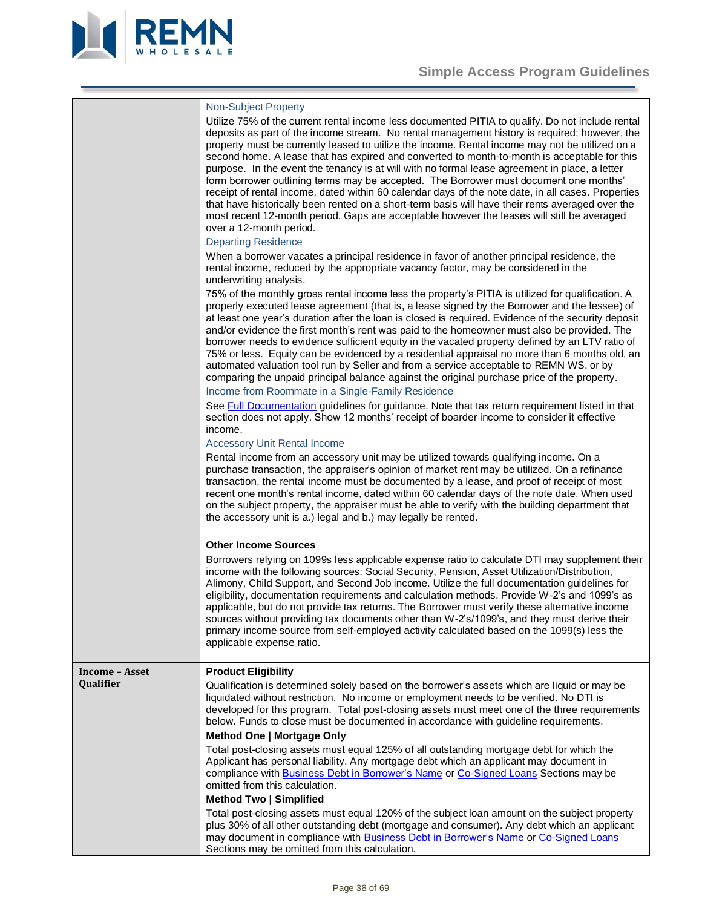| | |
|---|---|
| | **Non-Subject Property**<br>Utilize 75% of the current rental income less documented PITIA to qualify. Do not include rental deposits as part of the income stream. No rental management history is required; however, the property must be currently leased to utilize the income. Rental income may not be utilized on a second home. A lease that has expired and converted to month-to-month is acceptable for this purpose. In the event the tenancy is at will with no formal lease agreement in place, a letter form borrower outlining terms may be accepted. The Borrower must document one months' receipt of rental income, dated within 60 calendar days of the note date, in all cases. Properties that have historically been rented on a short-term basis will have their rents averaged over the most recent 12-month period. Gaps are acceptable however the leases will still be averaged over a 12-month period.<br>**Departing Residence**<br>When a borrower vacates a principal residence in favor of another principal residence, the rental income, reduced by the appropriate vacancy factor, may be considered in the underwriting analysis.<br>75% of the monthly gross rental income less the property's PITIA is utilized for qualification. A properly executed lease agreement (that is, a lease signed by the Borrower and the lessee) of at least one year's duration after the loan is closed is required. Evidence of the security deposit and/or evidence the first month's rent was paid to the homeowner must also be provided. The borrower needs to evidence sufficient equity in the vacated property defined by an LTV ratio of 75% or less. Equity can be evidenced by a residential appraisal no more than 6 months old, an automated valuation tool run by Seller and from a service acceptable to REMN WS, or by comparing the unpaid principal balance against the original purchase price of the property.<br>**Income from Roommate in a Single-Family Residence**<br>See Full Documentation guidelines for guidance. Note that tax return requirement listed in that section does not apply. Show 12 months' receipt of boarder income to consider it effective income.<br>**Accessory Unit Rental Income**<br>Rental income from an accessory unit may be utilized towards qualifying income. On a purchase transaction, the appraiser's opinion of market rent may be utilized. On a refinance transaction, the rental income must be documented by a lease, and proof of receipt of most recent one month's rental income, dated within 60 calendar days of the note date. When used on the subject property, the appraiser must be able to verify with the building department that the accessory unit is a.) legal and b.) may legally be rented.<br><br>**Other Income Sources**<br>Borrowers relying on 1099s less applicable expense ratio to calculate DTI may supplement their income with the following sources: Social Security, Pension, Asset Utilization/Distribution, Alimony, Child Support, and Second Job income. Utilize the full documentation guidelines for eligibility, documentation requirements and calculation methods. Provide W-2's and 1099's as applicable, but do not provide tax returns. The Borrower must verify these alternative income sources without providing tax documents other than W-2's/1099's, and they must derive their primary income source from self-employed activity calculated based on the 1099(s) less the applicable expense ratio. |
| **Income – Asset Qualifier** | **Product Eligibility**<br>Qualification is determined solely based on the borrower's assets which are liquid or may be liquidated without restriction. No income or employment needs to be verified. No DTI is developed for this program. Total post-closing assets must meet one of the three requirements below. Funds to close must be documented in accordance with guideline requirements.<br>**Method One \| Mortgage Only**<br>Total post-closing assets must equal 125% of all outstanding mortgage debt for which the Applicant has personal liability. Any mortgage debt which an applicant may document in compliance with Business Debt in Borrower's Name or Co-Signed Loans Sections may be omitted from this calculation.<br>**Method Two \| Simplified**<br>Total post-closing assets must equal 120% of the subject loan amount on the subject property plus 30% of all other outstanding debt (mortgage and consumer). Any debt which an applicant may document in compliance with Business Debt in Borrower's Name or Co-Signed Loans Sections may be omitted from this calculation. |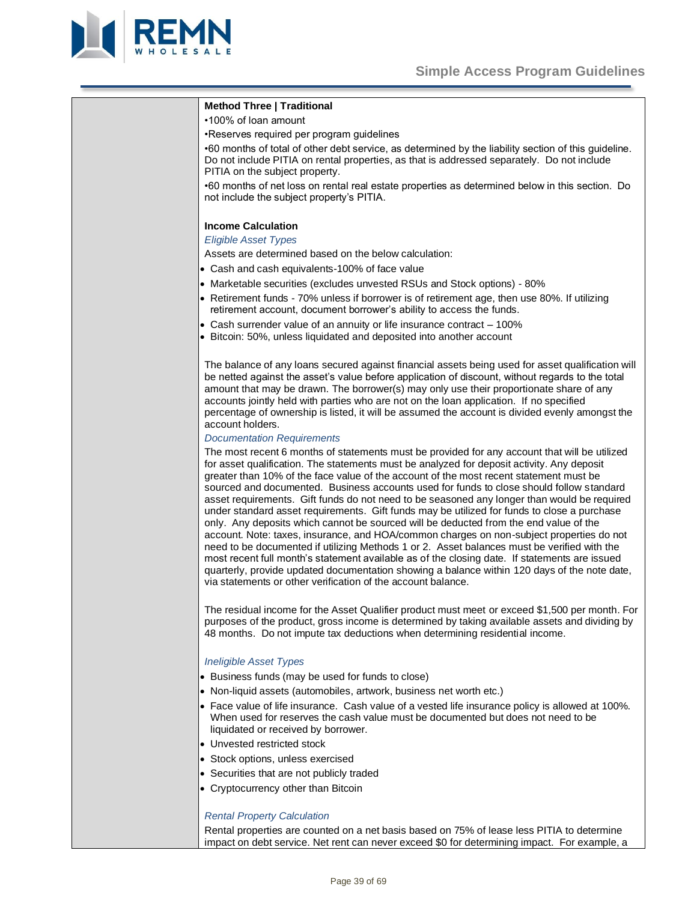**Method Three | Traditional**

•100% of loan amount

•Reserves required per program guidelines

•60 months of total of other debt service, as determined by the liability section of this guideline. Do not include PITIA on rental properties, as that is addressed separately. Do not include PITIA on the subject property.

•60 months of net loss on rental real estate properties as determined below in this section. Do not include the subject property's PITIA.

**Income Calculation**

*Eligible Asset Types*

Assets are determined based on the below calculation:

- Cash and cash equivalents-100% of face value
- Marketable securities (excludes unvested RSUs and Stock options) - 80%
- Retirement funds - 70% unless if borrower is of retirement age, then use 80%. If utilizing retirement account, document borrower's ability to access the funds.
- Cash surrender value of an annuity or life insurance contract – 100%
- Bitcoin: 50%, unless liquidated and deposited into another account

The balance of any loans secured against financial assets being used for asset qualification will be netted against the asset's value before application of discount, without regards to the total amount that may be drawn. The borrower(s) may only use their proportionate share of any accounts jointly held with parties who are not on the loan application. If no specified percentage of ownership is listed, it will be assumed the account is divided evenly amongst the account holders.

*Documentation Requirements*

The most recent 6 months of statements must be provided for any account that will be utilized for asset qualification. The statements must be analyzed for deposit activity. Any deposit greater than 10% of the face value of the account of the most recent statement must be sourced and documented. Business accounts used for funds to close should follow standard asset requirements. Gift funds do not need to be seasoned any longer than would be required under standard asset requirements. Gift funds may be utilized for funds to close a purchase only. Any deposits which cannot be sourced will be deducted from the end value of the account. Note: taxes, insurance, and HOA/common charges on non-subject properties do not need to be documented if utilizing Methods 1 or 2. Asset balances must be verified with the most recent full month's statement available as of the closing date. If statements are issued quarterly, provide updated documentation showing a balance within 120 days of the note date, via statements or other verification of the account balance.

The residual income for the Asset Qualifier product must meet or exceed $1,500 per month. For purposes of the product, gross income is determined by taking available assets and dividing by 48 months. Do not impute tax deductions when determining residential income.

*Ineligible Asset Types*

- Business funds (may be used for funds to close)
- Non-liquid assets (automobiles, artwork, business net worth etc.)
- Face value of life insurance. Cash value of a vested life insurance policy is allowed at 100%. When used for reserves the cash value must be documented but does not need to be liquidated or received by borrower.
- Unvested restricted stock
- Stock options, unless exercised
- Securities that are not publicly traded
- Cryptocurrency other than Bitcoin

*Rental Property Calculation*

Rental properties are counted on a net basis based on 75% of lease less PITIA to determine impact on debt service. Net rent can never exceed $0 for determining impact. For example, a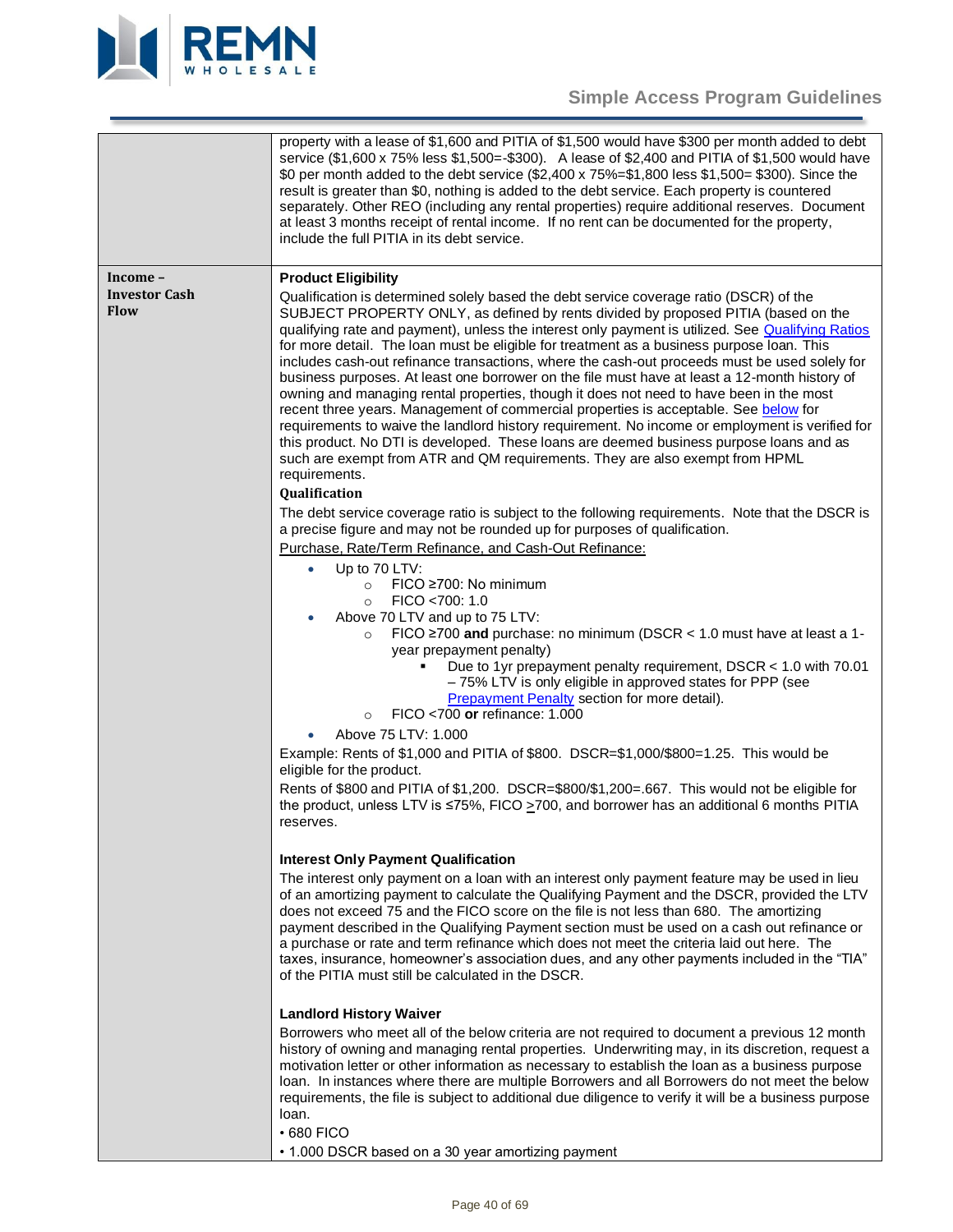| | |
|---|---|
| | property with a lease of $1,600 and PITIA of $1,500 would have $300 per month added to debt service ($1,600 x 75% less $1,500=-$300). A lease of $2,400 and PITIA of $1,500 would have $0 per month added to the debt service ($2,400 x 75%=$1,800 less $1,500= $300). Since the result is greater than $0, nothing is added to the debt service. Each property is countered separately. Other REO (including any rental properties) require additional reserves. Document at least 3 months receipt of rental income. If no rent can be documented for the property, include the full PITIA in its debt service. |
| **Income – Investor Cash Flow** | **Product Eligibility**<br>Qualification is determined solely based the debt service coverage ratio (DSCR) of the SUBJECT PROPERTY ONLY, as defined by rents divided by proposed PITIA (based on the qualifying rate and payment), unless the interest only payment is utilized. See Qualifying Ratios for more detail. The loan must be eligible for treatment as a business purpose loan. This includes cash-out refinance transactions, where the cash-out proceeds must be used solely for business purposes. At least one borrower on the file must have at least a 12-month history of owning and managing rental properties, though it does not need to have been in the most recent three years. Management of commercial properties is acceptable. See below for requirements to waive the landlord history requirement. No income or employment is verified for this product. No DTI is developed. These loans are deemed business purpose loans and as such are exempt from ATR and QM requirements. They are also exempt from HPML requirements.<br>**Qualification**<br>The debt service coverage ratio is subject to the following requirements. Note that the DSCR is a precise figure and may not be rounded up for purposes of qualification.<br>Purchase, Rate/Term Refinance, and Cash-Out Refinance:<br>• Up to 70 LTV:<br>&nbsp;&nbsp;&nbsp;&nbsp;○ FICO ≥700: No minimum<br>&nbsp;&nbsp;&nbsp;&nbsp;○ FICO <700: 1.0<br>• Above 70 LTV and up to 75 LTV:<br>&nbsp;&nbsp;&nbsp;&nbsp;○ FICO ≥700 **and** purchase: no minimum (DSCR < 1.0 must have at least a 1-year prepayment penalty)<br>&nbsp;&nbsp;&nbsp;&nbsp;&nbsp;&nbsp;&nbsp;&nbsp;▪ Due to 1yr prepayment penalty requirement, DSCR < 1.0 with 70.01 – 75% LTV is only eligible in approved states for PPP (see Prepayment Penalty section for more detail).<br>&nbsp;&nbsp;&nbsp;&nbsp;○ FICO <700 **or** refinance: 1.000<br>• Above 75 LTV: 1.000<br>Example: Rents of $1,000 and PITIA of $800. DSCR=$1,000/$800=1.25. This would be eligible for the product.<br>Rents of $800 and PITIA of $1,200. DSCR=$800/$1,200=.667. This would not be eligible for the product, unless LTV is ≤75%, FICO ≥700, and borrower has an additional 6 months PITIA reserves.<br><br>**Interest Only Payment Qualification**<br>The interest only payment on a loan with an interest only payment feature may be used in lieu of an amortizing payment to calculate the Qualifying Payment and the DSCR, provided the LTV does not exceed 75 and the FICO score on the file is not less than 680. The amortizing payment described in the Qualifying Payment section must be used on a cash out refinance or a purchase or rate and term refinance which does not meet the criteria laid out here. The taxes, insurance, homeowner's association dues, and any other payments included in the "TIA" of the PITIA must still be calculated in the DSCR.<br><br>**Landlord History Waiver**<br>Borrowers who meet all of the below criteria are not required to document a previous 12 month history of owning and managing rental properties. Underwriting may, in its discretion, request a motivation letter or other information as necessary to establish the loan as a business purpose loan. In instances where there are multiple Borrowers and all Borrowers do not meet the below requirements, the file is subject to additional due diligence to verify it will be a business purpose loan.<br>• 680 FICO<br>• 1.000 DSCR based on a 30 year amortizing payment |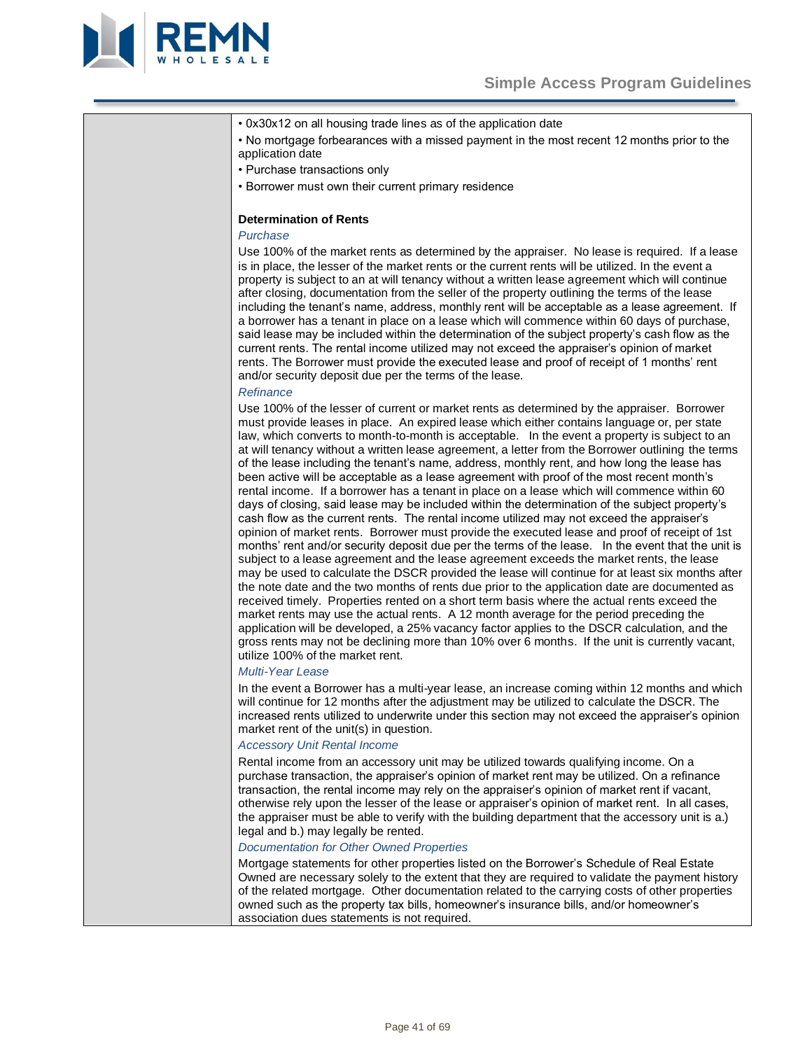- 0x30x12 on all housing trade lines as of the application date
- No mortgage forbearances with a missed payment in the most recent 12 months prior to the application date
- Purchase transactions only
- Borrower must own their current primary residence

**Determination of Rents**

*Purchase*

Use 100% of the market rents as determined by the appraiser. No lease is required. If a lease is in place, the lesser of the market rents or the current rents will be utilized. In the event a property is subject to an at will tenancy without a written lease agreement which will continue after closing, documentation from the seller of the property outlining the terms of the lease including the tenant's name, address, monthly rent will be acceptable as a lease agreement. If a borrower has a tenant in place on a lease which will commence within 60 days of purchase, said lease may be included within the determination of the subject property's cash flow as the current rents. The rental income utilized may not exceed the appraiser's opinion of market rents. The Borrower must provide the executed lease and proof of receipt of 1 months' rent and/or security deposit due per the terms of the lease.

*Refinance*

Use 100% of the lesser of current or market rents as determined by the appraiser. Borrower must provide leases in place. An expired lease which either contains language or, per state law, which converts to month-to-month is acceptable. In the event a property is subject to an at will tenancy without a written lease agreement, a letter from the Borrower outlining the terms of the lease including the tenant's name, address, monthly rent, and how long the lease has been active will be acceptable as a lease agreement with proof of the most recent month's rental income. If a borrower has a tenant in place on a lease which will commence within 60 days of closing, said lease may be included within the determination of the subject property's cash flow as the current rents. The rental income utilized may not exceed the appraiser's opinion of market rents. Borrower must provide the executed lease and proof of receipt of 1st months' rent and/or security deposit due per the terms of the lease. In the event that the unit is subject to a lease agreement and the lease agreement exceeds the market rents, the lease may be used to calculate the DSCR provided the lease will continue for at least six months after the note date and the two months of rents due prior to the application date are documented as received timely. Properties rented on a short term basis where the actual rents exceed the market rents may use the actual rents. A 12 month average for the period preceding the application will be developed, a 25% vacancy factor applies to the DSCR calculation, and the gross rents may not be declining more than 10% over 6 months. If the unit is currently vacant, utilize 100% of the market rent.

*Multi-Year Lease*

In the event a Borrower has a multi-year lease, an increase coming within 12 months and which will continue for 12 months after the adjustment may be utilized to calculate the DSCR. The increased rents utilized to underwrite under this section may not exceed the appraiser's opinion market rent of the unit(s) in question.

*Accessory Unit Rental Income*

Rental income from an accessory unit may be utilized towards qualifying income. On a purchase transaction, the appraiser's opinion of market rent may be utilized. On a refinance transaction, the rental income may rely on the appraiser's opinion of market rent if vacant, otherwise rely upon the lesser of the lease or appraiser's opinion of market rent. In all cases, the appraiser must be able to verify with the building department that the accessory unit is a.) legal and b.) may legally be rented.

*Documentation for Other Owned Properties*

Mortgage statements for other properties listed on the Borrower's Schedule of Real Estate Owned are necessary solely to the extent that they are required to validate the payment history of the related mortgage. Other documentation related to the carrying costs of other properties owned such as the property tax bills, homeowner's insurance bills, and/or homeowner's association dues statements is not required.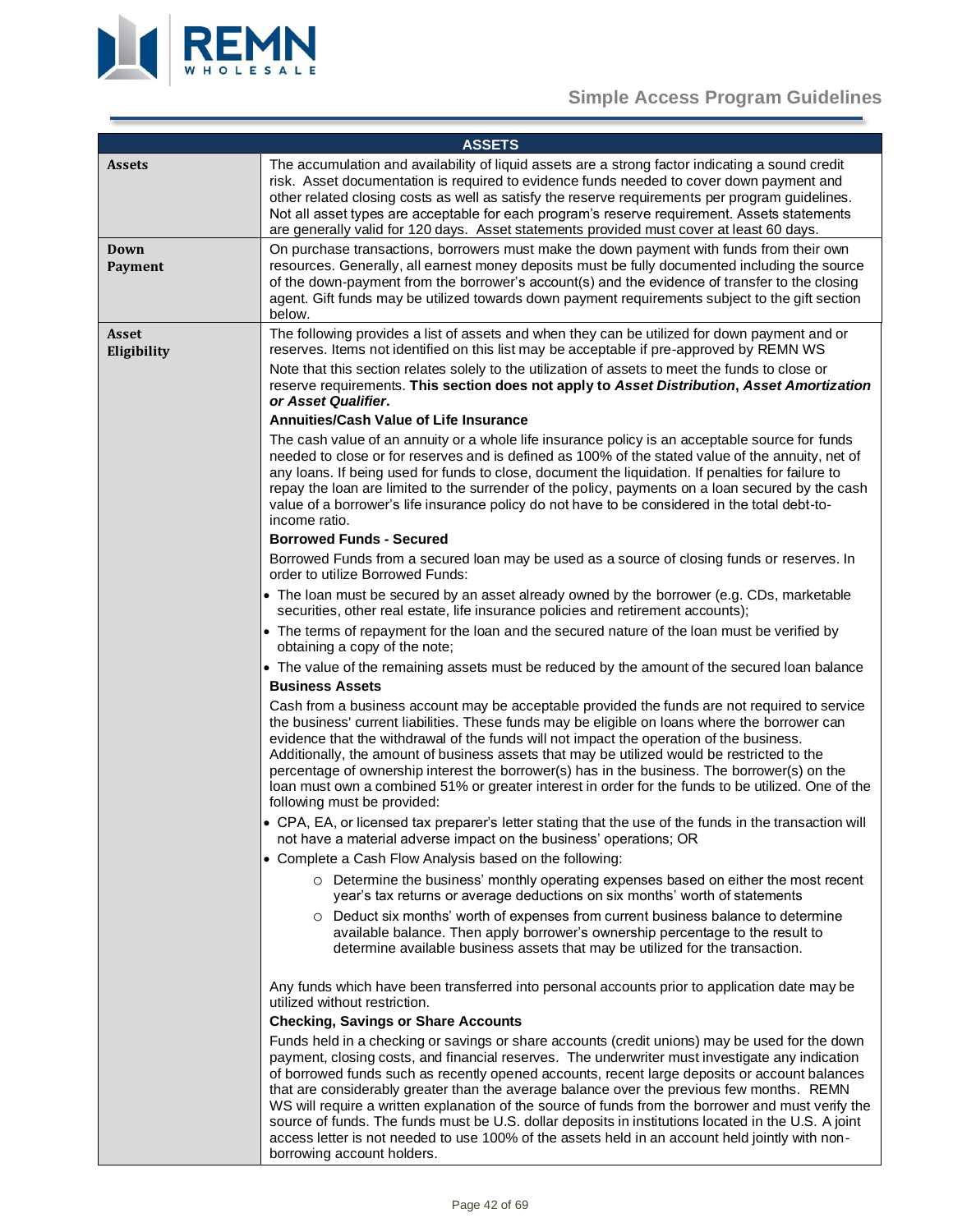| ASSETS | |
|---|---|
| **Assets** | The accumulation and availability of liquid assets are a strong factor indicating a sound credit risk. Asset documentation is required to evidence funds needed to cover down payment and other related closing costs as well as satisfy the reserve requirements per program guidelines. Not all asset types are acceptable for each program's reserve requirement. Assets statements are generally valid for 120 days. Asset statements provided must cover at least 60 days. |
| **Down Payment** | On purchase transactions, borrowers must make the down payment with funds from their own resources. Generally, all earnest money deposits must be fully documented including the source of the down-payment from the borrower's account(s) and the evidence of transfer to the closing agent. Gift funds may be utilized towards down payment requirements subject to the gift section below. |
| **Asset Eligibility** | The following provides a list of assets and when they can be utilized for down payment and or reserves. Items not identified on this list may be acceptable if pre-approved by REMN WS<br><br>Note that this section relates solely to the utilization of assets to meet the funds to close or reserve requirements. **This section does not apply to *Asset Distribution*, *Asset Amortization* or *Asset Qualifier*.**<br><br>**Annuities/Cash Value of Life Insurance**<br><br>The cash value of an annuity or a whole life insurance policy is an acceptable source for funds needed to close or for reserves and is defined as 100% of the stated value of the annuity, net of any loans. If being used for funds to close, document the liquidation. If penalties for failure to repay the loan are limited to the surrender of the policy, payments on a loan secured by the cash value of a borrower's life insurance policy do not have to be considered in the total debt-to-income ratio.<br><br>**Borrowed Funds - Secured**<br><br>Borrowed Funds from a secured loan may be used as a source of closing funds or reserves. In order to utilize Borrowed Funds:<br>• The loan must be secured by an asset already owned by the borrower (e.g. CDs, marketable securities, other real estate, life insurance policies and retirement accounts);<br>• The terms of repayment for the loan and the secured nature of the loan must be verified by obtaining a copy of the note;<br>• The value of the remaining assets must be reduced by the amount of the secured loan balance<br><br>**Business Assets**<br><br>Cash from a business account may be acceptable provided the funds are not required to service the business' current liabilities. These funds may be eligible on loans where the borrower can evidence that the withdrawal of the funds will not impact the operation of the business. Additionally, the amount of business assets that may be utilized would be restricted to the percentage of ownership interest the borrower(s) has in the business. The borrower(s) on the loan must own a combined 51% or greater interest in order for the funds to be utilized. One of the following must be provided:<br>• CPA, EA, or licensed tax preparer's letter stating that the use of the funds in the transaction will not have a material adverse impact on the business' operations; OR<br>• Complete a Cash Flow Analysis based on the following:<br>&nbsp;&nbsp;&nbsp;&nbsp;○ Determine the business' monthly operating expenses based on either the most recent year's tax returns or average deductions on six months' worth of statements<br>&nbsp;&nbsp;&nbsp;&nbsp;○ Deduct six months' worth of expenses from current business balance to determine available balance. Then apply borrower's ownership percentage to the result to determine available business assets that may be utilized for the transaction.<br><br>Any funds which have been transferred into personal accounts prior to application date may be utilized without restriction.<br><br>**Checking, Savings or Share Accounts**<br><br>Funds held in a checking or savings or share accounts (credit unions) may be used for the down payment, closing costs, and financial reserves. The underwriter must investigate any indication of borrowed funds such as recently opened accounts, recent large deposits or account balances that are considerably greater than the average balance over the previous few months. REMN WS will require a written explanation of the source of funds from the borrower and must verify the source of funds. The funds must be U.S. dollar deposits in institutions located in the U.S. A joint access letter is not needed to use 100% of the assets held in an account held jointly with non-borrowing account holders. |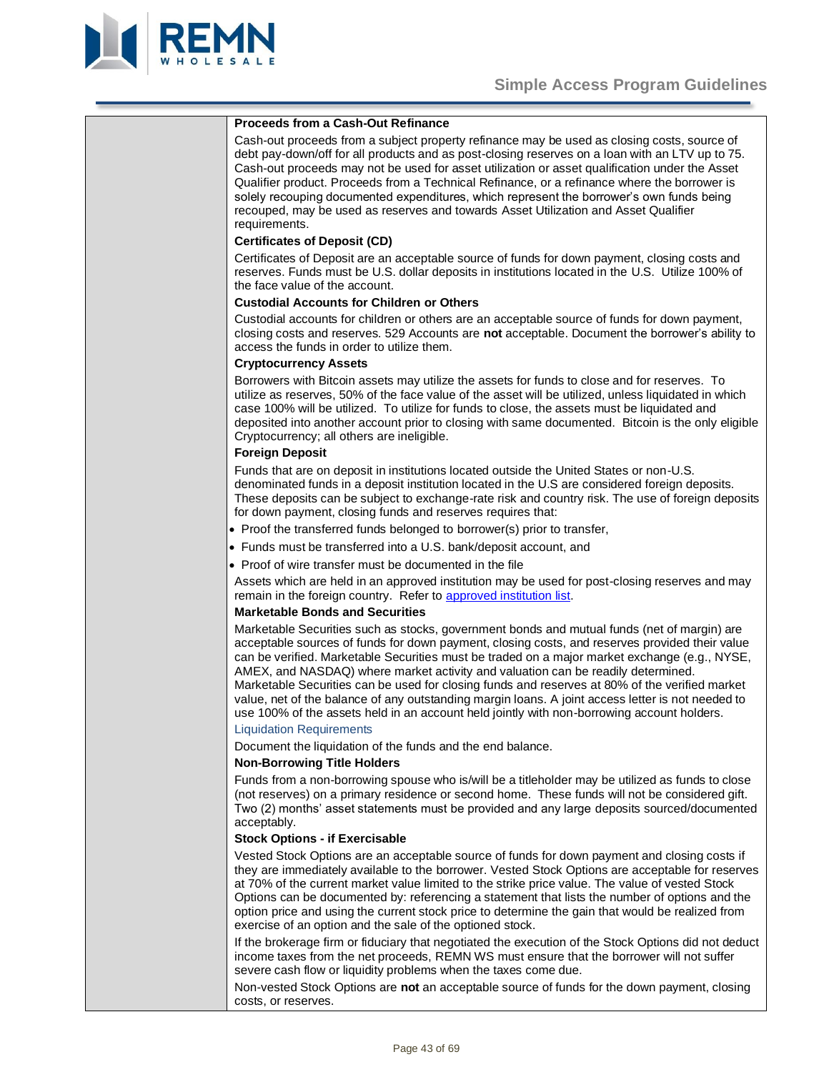**Proceeds from a Cash-Out Refinance**

Cash-out proceeds from a subject property refinance may be used as closing costs, source of debt pay-down/off for all products and as post-closing reserves on a loan with an LTV up to 75. Cash-out proceeds may not be used for asset utilization or asset qualification under the Asset Qualifier product. Proceeds from a Technical Refinance, or a refinance where the borrower is solely recouping documented expenditures, which represent the borrower's own funds being recouped, may be used as reserves and towards Asset Utilization and Asset Qualifier requirements.

**Certificates of Deposit (CD)**

Certificates of Deposit are an acceptable source of funds for down payment, closing costs and reserves. Funds must be U.S. dollar deposits in institutions located in the U.S. Utilize 100% of the face value of the account.

**Custodial Accounts for Children or Others**

Custodial accounts for children or others are an acceptable source of funds for down payment, closing costs and reserves. 529 Accounts are **not** acceptable. Document the borrower's ability to access the funds in order to utilize them.

**Cryptocurrency Assets**

Borrowers with Bitcoin assets may utilize the assets for funds to close and for reserves. To utilize as reserves, 50% of the face value of the asset will be utilized, unless liquidated in which case 100% will be utilized. To utilize for funds to close, the assets must be liquidated and deposited into another account prior to closing with same documented. Bitcoin is the only eligible Cryptocurrency; all others are ineligible.

**Foreign Deposit**

Funds that are on deposit in institutions located outside the United States or non-U.S. denominated funds in a deposit institution located in the U.S are considered foreign deposits. These deposits can be subject to exchange-rate risk and country risk. The use of foreign deposits for down payment, closing funds and reserves requires that:

- Proof the transferred funds belonged to borrower(s) prior to transfer,
- Funds must be transferred into a U.S. bank/deposit account, and
- Proof of wire transfer must be documented in the file

Assets which are held in an approved institution may be used for post-closing reserves and may remain in the foreign country. Refer to approved institution list.

**Marketable Bonds and Securities**

Marketable Securities such as stocks, government bonds and mutual funds (net of margin) are acceptable sources of funds for down payment, closing costs, and reserves provided their value can be verified. Marketable Securities must be traded on a major market exchange (e.g., NYSE, AMEX, and NASDAQ) where market activity and valuation can be readily determined. Marketable Securities can be used for closing funds and reserves at 80% of the verified market value, net of the balance of any outstanding margin loans. A joint access letter is not needed to use 100% of the assets held in an account held jointly with non-borrowing account holders.

Liquidation Requirements

Document the liquidation of the funds and the end balance.

**Non-Borrowing Title Holders**

Funds from a non-borrowing spouse who is/will be a titleholder may be utilized as funds to close (not reserves) on a primary residence or second home. These funds will not be considered gift. Two (2) months' asset statements must be provided and any large deposits sourced/documented acceptably.

**Stock Options - if Exercisable**

Vested Stock Options are an acceptable source of funds for down payment and closing costs if they are immediately available to the borrower. Vested Stock Options are acceptable for reserves at 70% of the current market value limited to the strike price value. The value of vested Stock Options can be documented by: referencing a statement that lists the number of options and the option price and using the current stock price to determine the gain that would be realized from exercise of an option and the sale of the optioned stock.

If the brokerage firm or fiduciary that negotiated the execution of the Stock Options did not deduct income taxes from the net proceeds, REMN WS must ensure that the borrower will not suffer severe cash flow or liquidity problems when the taxes come due.

Non-vested Stock Options are **not** an acceptable source of funds for the down payment, closing costs, or reserves.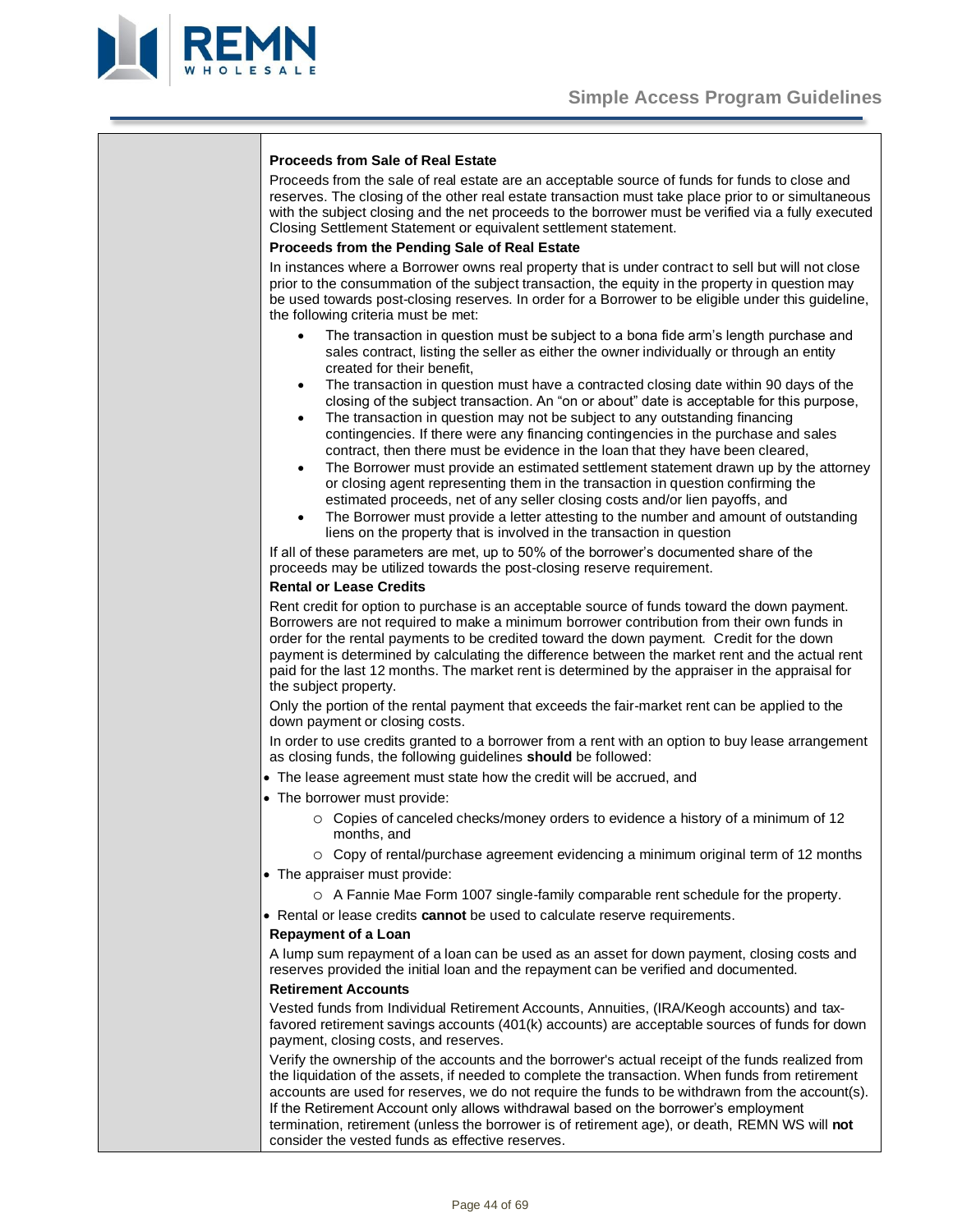**Proceeds from Sale of Real Estate**

Proceeds from the sale of real estate are an acceptable source of funds for funds to close and reserves. The closing of the other real estate transaction must take place prior to or simultaneous with the subject closing and the net proceeds to the borrower must be verified via a fully executed Closing Settlement Statement or equivalent settlement statement.

**Proceeds from the Pending Sale of Real Estate**

In instances where a Borrower owns real property that is under contract to sell but will not close prior to the consummation of the subject transaction, the equity in the property in question may be used towards post-closing reserves. In order for a Borrower to be eligible under this guideline, the following criteria must be met:

- The transaction in question must be subject to a bona fide arm's length purchase and sales contract, listing the seller as either the owner individually or through an entity created for their benefit,
- The transaction in question must have a contracted closing date within 90 days of the closing of the subject transaction. An "on or about" date is acceptable for this purpose,
- The transaction in question may not be subject to any outstanding financing contingencies. If there were any financing contingencies in the purchase and sales contract, then there must be evidence in the loan that they have been cleared,
- The Borrower must provide an estimated settlement statement drawn up by the attorney or closing agent representing them in the transaction in question confirming the estimated proceeds, net of any seller closing costs and/or lien payoffs, and
- The Borrower must provide a letter attesting to the number and amount of outstanding liens on the property that is involved in the transaction in question

If all of these parameters are met, up to 50% of the borrower's documented share of the proceeds may be utilized towards the post-closing reserve requirement.

**Rental or Lease Credits**

Rent credit for option to purchase is an acceptable source of funds toward the down payment. Borrowers are not required to make a minimum borrower contribution from their own funds in order for the rental payments to be credited toward the down payment. Credit for the down payment is determined by calculating the difference between the market rent and the actual rent paid for the last 12 months. The market rent is determined by the appraiser in the appraisal for the subject property.

Only the portion of the rental payment that exceeds the fair-market rent can be applied to the down payment or closing costs.

In order to use credits granted to a borrower from a rent with an option to buy lease arrangement as closing funds, the following guidelines **should** be followed:

- The lease agreement must state how the credit will be accrued, and
- The borrower must provide:
  - Copies of canceled checks/money orders to evidence a history of a minimum of 12 months, and
  - Copy of rental/purchase agreement evidencing a minimum original term of 12 months
- The appraiser must provide:
  - A Fannie Mae Form 1007 single-family comparable rent schedule for the property.
- Rental or lease credits **cannot** be used to calculate reserve requirements.

**Repayment of a Loan**

A lump sum repayment of a loan can be used as an asset for down payment, closing costs and reserves provided the initial loan and the repayment can be verified and documented.

**Retirement Accounts**

Vested funds from Individual Retirement Accounts, Annuities, (IRA/Keogh accounts) and tax-favored retirement savings accounts (401(k) accounts) are acceptable sources of funds for down payment, closing costs, and reserves.

Verify the ownership of the accounts and the borrower's actual receipt of the funds realized from the liquidation of the assets, if needed to complete the transaction. When funds from retirement accounts are used for reserves, we do not require the funds to be withdrawn from the account(s). If the Retirement Account only allows withdrawal based on the borrower's employment termination, retirement (unless the borrower is of retirement age), or death, REMN WS will **not** consider the vested funds as effective reserves.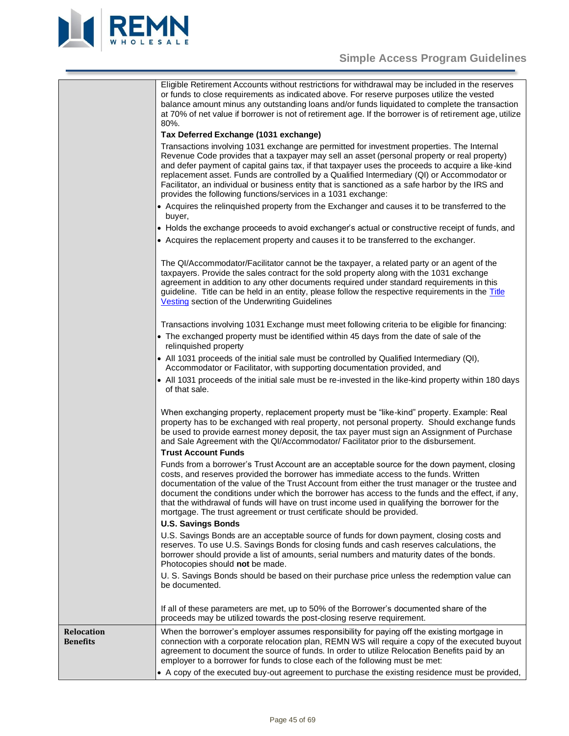| | |
|---|---|
| | Eligible Retirement Accounts without restrictions for withdrawal may be included in the reserves or funds to close requirements as indicated above. For reserve purposes utilize the vested balance amount minus any outstanding loans and/or funds liquidated to complete the transaction at 70% of net value if borrower is not of retirement age. If the borrower is of retirement age, utilize 80%.<br><br>**Tax Deferred Exchange (1031 exchange)**<br><br>Transactions involving 1031 exchange are permitted for investment properties. The Internal Revenue Code provides that a taxpayer may sell an asset (personal property or real property) and defer payment of capital gains tax, if that taxpayer uses the proceeds to acquire a like-kind replacement asset. Funds are controlled by a Qualified Intermediary (QI) or Accommodator or Facilitator, an individual or business entity that is sanctioned as a safe harbor by the IRS and provides the following functions/services in a 1031 exchange:<br>• Acquires the relinquished property from the Exchanger and causes it to be transferred to the buyer,<br>• Holds the exchange proceeds to avoid exchanger's actual or constructive receipt of funds, and<br>• Acquires the replacement property and causes it to be transferred to the exchanger.<br><br>The QI/Accommodator/Facilitator cannot be the taxpayer, a related party or an agent of the taxpayers. Provide the sales contract for the sold property along with the 1031 exchange agreement in addition to any other documents required under standard requirements in this guideline. Title can be held in an entity, please follow the respective requirements in the Title Vesting section of the Underwriting Guidelines<br><br>Transactions involving 1031 Exchange must meet following criteria to be eligible for financing:<br>• The exchanged property must be identified within 45 days from the date of sale of the relinquished property<br>• All 1031 proceeds of the initial sale must be controlled by Qualified Intermediary (QI), Accommodator or Facilitator, with supporting documentation provided, and<br>• All 1031 proceeds of the initial sale must be re-invested in the like-kind property within 180 days of that sale.<br><br>When exchanging property, replacement property must be "like-kind" property. Example: Real property has to be exchanged with real property, not personal property. Should exchange funds be used to provide earnest money deposit, the tax payer must sign an Assignment of Purchase and Sale Agreement with the QI/Accommodator/ Facilitator prior to the disbursement.<br><br>**Trust Account Funds**<br><br>Funds from a borrower's Trust Account are an acceptable source for the down payment, closing costs, and reserves provided the borrower has immediate access to the funds. Written documentation of the value of the Trust Account from either the trust manager or the trustee and document the conditions under which the borrower has access to the funds and the effect, if any, that the withdrawal of funds will have on trust income used in qualifying the borrower for the mortgage. The trust agreement or trust certificate should be provided.<br><br>**U.S. Savings Bonds**<br><br>U.S. Savings Bonds are an acceptable source of funds for down payment, closing costs and reserves. To use U.S. Savings Bonds for closing funds and cash reserves calculations, the borrower should provide a list of amounts, serial numbers and maturity dates of the bonds. Photocopies should **not** be made.<br><br>U. S. Savings Bonds should be based on their purchase price unless the redemption value can be documented.<br><br>If all of these parameters are met, up to 50% of the Borrower's documented share of the proceeds may be utilized towards the post-closing reserve requirement. |
| **Relocation Benefits** | When the borrower's employer assumes responsibility for paying off the existing mortgage in connection with a corporate relocation plan, REMN WS will require a copy of the executed buyout agreement to document the source of funds. In order to utilize Relocation Benefits paid by an employer to a borrower for funds to close each of the following must be met:<br>• A copy of the executed buy-out agreement to purchase the existing residence must be provided, |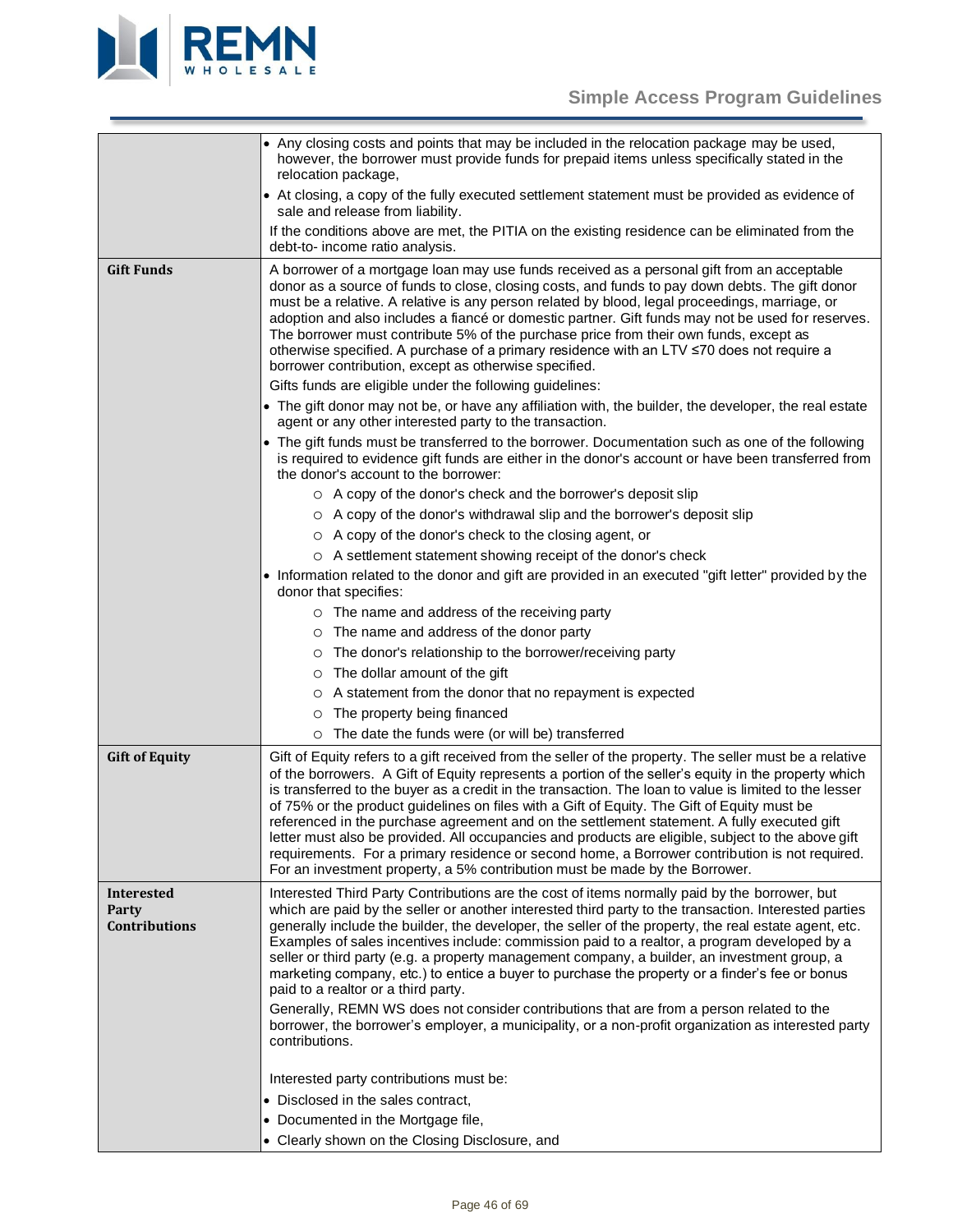| | |
|---|---|
| | • Any closing costs and points that may be included in the relocation package may be used, however, the borrower must provide funds for prepaid items unless specifically stated in the relocation package,<br>• At closing, a copy of the fully executed settlement statement must be provided as evidence of sale and release from liability.<br>If the conditions above are met, the PITIA on the existing residence can be eliminated from the debt-to- income ratio analysis. |
| **Gift Funds** | A borrower of a mortgage loan may use funds received as a personal gift from an acceptable donor as a source of funds to close, closing costs, and funds to pay down debts. The gift donor must be a relative. A relative is any person related by blood, legal proceedings, marriage, or adoption and also includes a fiancé or domestic partner. Gift funds may not be used for reserves. The borrower must contribute 5% of the purchase price from their own funds, except as otherwise specified. A purchase of a primary residence with an LTV ≤70 does not require a borrower contribution, except as otherwise specified.<br>Gifts funds are eligible under the following guidelines:<br>• The gift donor may not be, or have any affiliation with, the builder, the developer, the real estate agent or any other interested party to the transaction.<br>• The gift funds must be transferred to the borrower. Documentation such as one of the following is required to evidence gift funds are either in the donor's account or have been transferred from the donor's account to the borrower:<br>&nbsp;&nbsp;&nbsp;&nbsp;○ A copy of the donor's check and the borrower's deposit slip<br>&nbsp;&nbsp;&nbsp;&nbsp;○ A copy of the donor's withdrawal slip and the borrower's deposit slip<br>&nbsp;&nbsp;&nbsp;&nbsp;○ A copy of the donor's check to the closing agent, or<br>&nbsp;&nbsp;&nbsp;&nbsp;○ A settlement statement showing receipt of the donor's check<br>• Information related to the donor and gift are provided in an executed "gift letter" provided by the donor that specifies:<br>&nbsp;&nbsp;&nbsp;&nbsp;○ The name and address of the receiving party<br>&nbsp;&nbsp;&nbsp;&nbsp;○ The name and address of the donor party<br>&nbsp;&nbsp;&nbsp;&nbsp;○ The donor's relationship to the borrower/receiving party<br>&nbsp;&nbsp;&nbsp;&nbsp;○ The dollar amount of the gift<br>&nbsp;&nbsp;&nbsp;&nbsp;○ A statement from the donor that no repayment is expected<br>&nbsp;&nbsp;&nbsp;&nbsp;○ The property being financed<br>&nbsp;&nbsp;&nbsp;&nbsp;○ The date the funds were (or will be) transferred |
| **Gift of Equity** | Gift of Equity refers to a gift received from the seller of the property. The seller must be a relative of the borrowers. A Gift of Equity represents a portion of the seller's equity in the property which is transferred to the buyer as a credit in the transaction. The loan to value is limited to the lesser of 75% or the product guidelines on files with a Gift of Equity. The Gift of Equity must be referenced in the purchase agreement and on the settlement statement. A fully executed gift letter must also be provided. All occupancies and products are eligible, subject to the above gift requirements. For a primary residence or second home, a Borrower contribution is not required. For an investment property, a 5% contribution must be made by the Borrower. |
| **Interested Party Contributions** | Interested Third Party Contributions are the cost of items normally paid by the borrower, but which are paid by the seller or another interested third party to the transaction. Interested parties generally include the builder, the developer, the seller of the property, the real estate agent, etc. Examples of sales incentives include: commission paid to a realtor, a program developed by a seller or third party (e.g. a property management company, a builder, an investment group, a marketing company, etc.) to entice a buyer to purchase the property or a finder's fee or bonus paid to a realtor or a third party.<br>Generally, REMN WS does not consider contributions that are from a person related to the borrower, the borrower's employer, a municipality, or a non-profit organization as interested party contributions.<br><br>Interested party contributions must be:<br>• Disclosed in the sales contract,<br>• Documented in the Mortgage file,<br>• Clearly shown on the Closing Disclosure, and |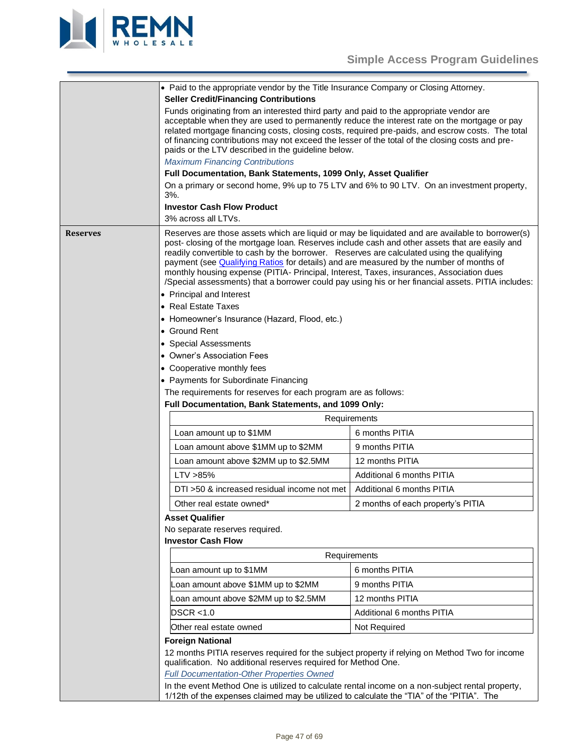- Paid to the appropriate vendor by the Title Insurance Company or Closing Attorney.

**Seller Credit/Financing Contributions**

Funds originating from an interested third party and paid to the appropriate vendor are acceptable when they are used to permanently reduce the interest rate on the mortgage or pay related mortgage financing costs, closing costs, required pre-paids, and escrow costs. The total of financing contributions may not exceed the lesser of the total of the closing costs and pre-paids or the LTV described in the guideline below.

*Maximum Financing Contributions*

**Full Documentation, Bank Statements, 1099 Only, Asset Qualifier**

On a primary or second home, 9% up to 75 LTV and 6% to 90 LTV. On an investment property, 3%.

**Investor Cash Flow Product**

3% across all LTVs.

## Reserves

Reserves are those assets which are liquid or may be liquidated and are available to borrower(s) post- closing of the mortgage loan. Reserves include cash and other assets that are easily and readily convertible to cash by the borrower. Reserves are calculated using the qualifying payment (see Qualifying Ratios for details) and are measured by the number of months of monthly housing expense (PITIA- Principal, Interest, Taxes, insurances, Association dues /Special assessments) that a borrower could pay using his or her financial assets. PITIA includes:

- Principal and Interest
- Real Estate Taxes
- Homeowner's Insurance (Hazard, Flood, etc.)
- Ground Rent
- Special Assessments
- Owner's Association Fees
- Cooperative monthly fees
- Payments for Subordinate Financing

The requirements for reserves for each program are as follows:

**Full Documentation, Bank Statements, and 1099 Only:**

| Requirements | |
|---|---|
| Loan amount up to $1MM | 6 months PITIA |
| Loan amount above $1MM up to $2MM | 9 months PITIA |
| Loan amount above $2MM up to $2.5MM | 12 months PITIA |
| LTV >85% | Additional 6 months PITIA |
| DTI >50 & increased residual income not met | Additional 6 months PITIA |
| Other real estate owned* | 2 months of each property's PITIA |

**Asset Qualifier**

No separate reserves required.

**Investor Cash Flow**

| Requirements | |
|---|---|
| Loan amount up to $1MM | 6 months PITIA |
| Loan amount above $1MM up to $2MM | 9 months PITIA |
| Loan amount above $2MM up to $2.5MM | 12 months PITIA |
| DSCR <1.0 | Additional 6 months PITIA |
| Other real estate owned | Not Required |

**Foreign National**

12 months PITIA reserves required for the subject property if relying on Method Two for income qualification. No additional reserves required for Method One.

*Full Documentation-Other Properties Owned*

In the event Method One is utilized to calculate rental income on a non-subject rental property, 1/12th of the expenses claimed may be utilized to calculate the "TIA" of the "PITIA". The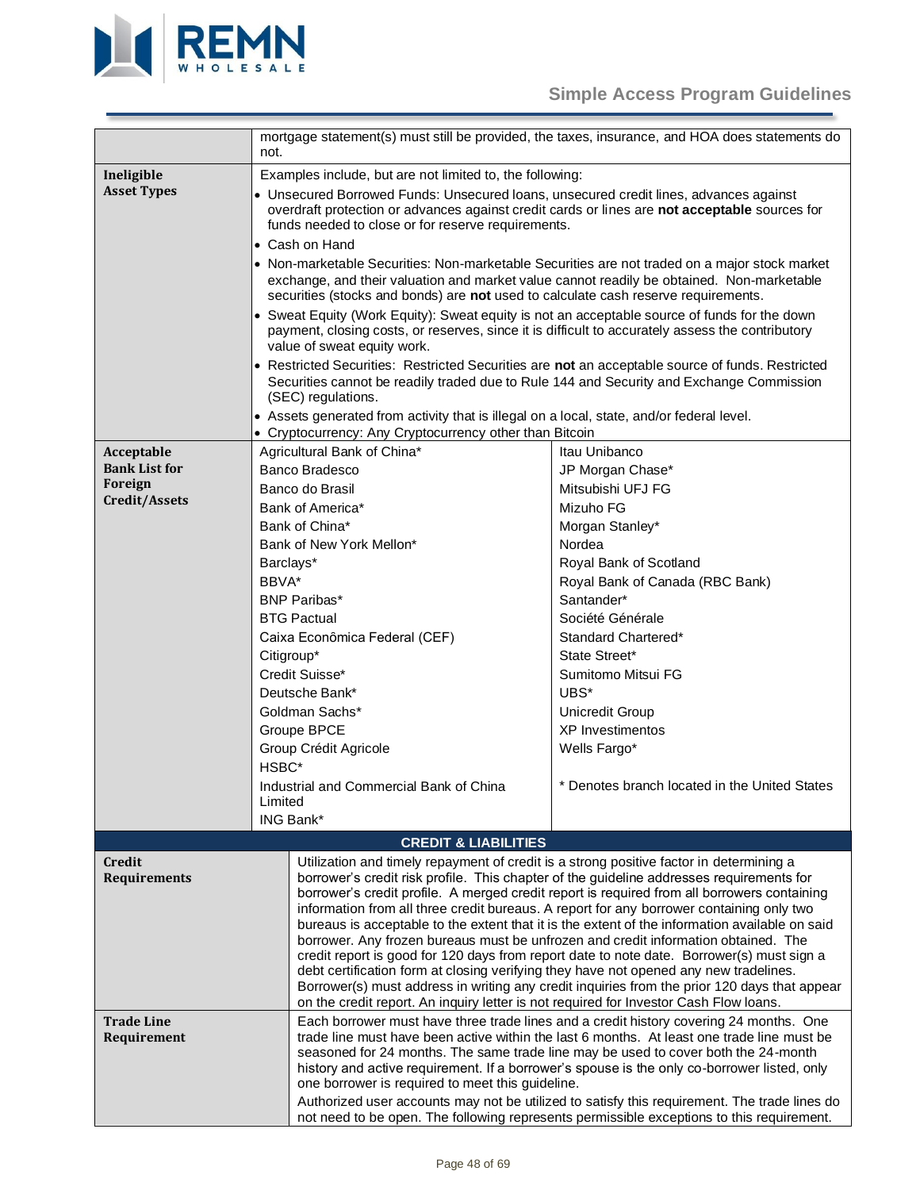| | |
|---|---|
| | mortgage statement(s) must still be provided, the taxes, insurance, and HOA does statements do not. |
| **Ineligible Asset Types** | Examples include, but are not limited to, the following:<br>• Unsecured Borrowed Funds: Unsecured loans, unsecured credit lines, advances against overdraft protection or advances against credit cards or lines are **not acceptable** sources for funds needed to close or for reserve requirements.<br>• Cash on Hand<br>• Non-marketable Securities: Non-marketable Securities are not traded on a major stock market exchange, and their valuation and market value cannot readily be obtained. Non-marketable securities (stocks and bonds) are **not** used to calculate cash reserve requirements.<br>• Sweat Equity (Work Equity): Sweat equity is not an acceptable source of funds for the down payment, closing costs, or reserves, since it is difficult to accurately assess the contributory value of sweat equity work.<br>• Restricted Securities: Restricted Securities are **not** an acceptable source of funds. Restricted Securities cannot be readily traded due to Rule 144 and Security and Exchange Commission (SEC) regulations.<br>• Assets generated from activity that is illegal on a local, state, and/or federal level.<br>• Cryptocurrency: Any Cryptocurrency other than Bitcoin |

| **Acceptable Bank List for Foreign Credit/Assets** | | |
|---|---|---|
| | Agricultural Bank of China* | Itau Unibanco |
| | Banco Bradesco | JP Morgan Chase* |
| | Banco do Brasil | Mitsubishi UFJ FG |
| | Bank of America* | Mizuho FG |
| | Bank of China* | Morgan Stanley* |
| | Bank of New York Mellon* | Nordea |
| | Barclays* | Royal Bank of Scotland |
| | BBVA* | Royal Bank of Canada (RBC Bank) |
| | BNP Paribas* | Santander* |
| | BTG Pactual | Société Générale |
| | Caixa Econômica Federal (CEF) | Standard Chartered* |
| | Citigroup* | State Street* |
| | Credit Suisse* | Sumitomo Mitsui FG |
| | Deutsche Bank* | UBS* |
| | Goldman Sachs* | Unicredit Group |
| | Groupe BPCE | XP Investimentos |
| | Group Crédit Agricole | Wells Fargo* |
| | HSBC* | |
| | Industrial and Commercial Bank of China Limited | * Denotes branch located in the United States |
| | ING Bank* | |

## CREDIT & LIABILITIES

| | |
|---|---|
| **Credit Requirements** | Utilization and timely repayment of credit is a strong positive factor in determining a borrower's credit risk profile. This chapter of the guideline addresses requirements for borrower's credit profile. A merged credit report is required from all borrowers containing information from all three credit bureaus. A report for any borrower containing only two bureaus is acceptable to the extent that it is the extent of the information available on said borrower. Any frozen bureaus must be unfrozen and credit information obtained. The credit report is good for 120 days from report date to note date. Borrower(s) must sign a debt certification form at closing verifying they have not opened any new tradelines. Borrower(s) must address in writing any credit inquiries from the prior 120 days that appear on the credit report. An inquiry letter is not required for Investor Cash Flow loans. |
| **Trade Line Requirement** | Each borrower must have three trade lines and a credit history covering 24 months. One trade line must have been active within the last 6 months. At least one trade line must be seasoned for 24 months. The same trade line may be used to cover both the 24-month history and active requirement. If a borrower's spouse is the only co-borrower listed, only one borrower is required to meet this guideline.<br>Authorized user accounts may not be utilized to satisfy this requirement. The trade lines do not need to be open. The following represents permissible exceptions to this requirement. |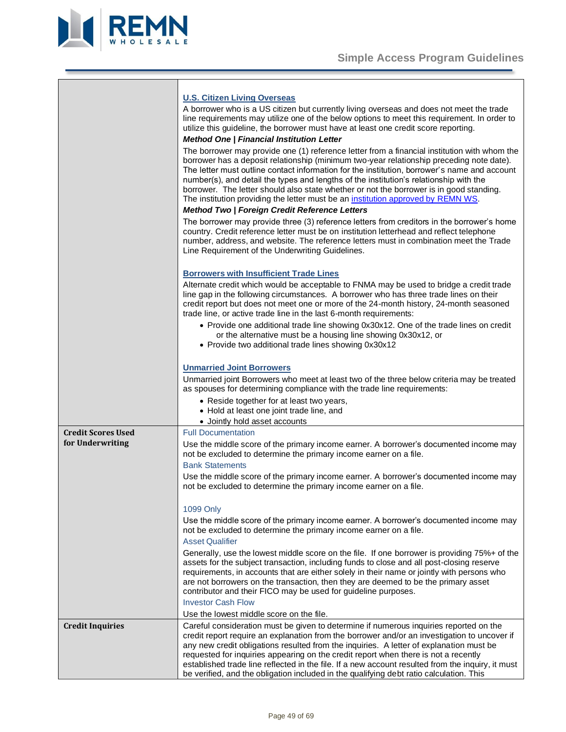| | |
|---|---|
| | **U.S. Citizen Living Overseas**<br>A borrower who is a US citizen but currently living overseas and does not meet the trade line requirements may utilize one of the below options to meet this requirement. In order to utilize this guideline, the borrower must have at least one credit score reporting.<br>***Method One \| Financial Institution Letter***<br>The borrower may provide one (1) reference letter from a financial institution with whom the borrower has a deposit relationship (minimum two-year relationship preceding note date). The letter must outline contact information for the institution, borrower's name and account number(s), and detail the types and lengths of the institution's relationship with the borrower. The letter should also state whether or not the borrower is in good standing. The institution providing the letter must be an institution approved by REMN WS.<br>***Method Two \| Foreign Credit Reference Letters***<br>The borrower may provide three (3) reference letters from creditors in the borrower's home country. Credit reference letter must be on institution letterhead and reflect telephone number, address, and website. The reference letters must in combination meet the Trade Line Requirement of the Underwriting Guidelines.<br><br>**Borrowers with Insufficient Trade Lines**<br>Alternate credit which would be acceptable to FNMA may be used to bridge a credit trade line gap in the following circumstances. A borrower who has three trade lines on their credit report but does not meet one or more of the 24-month history, 24-month seasoned trade line, or active trade line in the last 6-month requirements:<br>• Provide one additional trade line showing 0x30x12. One of the trade lines on credit or the alternative must be a housing line showing 0x30x12, or<br>• Provide two additional trade lines showing 0x30x12<br><br>**Unmarried Joint Borrowers**<br>Unmarried joint Borrowers who meet at least two of the three below criteria may be treated as spouses for determining compliance with the trade line requirements:<br>• Reside together for at least two years,<br>• Hold at least one joint trade line, and<br>• Jointly hold asset accounts |
| **Credit Scores Used for Underwriting** | Full Documentation<br>Use the middle score of the primary income earner. A borrower's documented income may not be excluded to determine the primary income earner on a file.<br>Bank Statements<br>Use the middle score of the primary income earner. A borrower's documented income may not be excluded to determine the primary income earner on a file.<br><br>1099 Only<br>Use the middle score of the primary income earner. A borrower's documented income may not be excluded to determine the primary income earner on a file.<br>Asset Qualifier<br>Generally, use the lowest middle score on the file. If one borrower is providing 75%+ of the assets for the subject transaction, including funds to close and all post-closing reserve requirements, in accounts that are either solely in their name or jointly with persons who are not borrowers on the transaction, then they are deemed to be the primary asset contributor and their FICO may be used for guideline purposes.<br>Investor Cash Flow<br>Use the lowest middle score on the file. |
| **Credit Inquiries** | Careful consideration must be given to determine if numerous inquiries reported on the credit report require an explanation from the borrower and/or an investigation to uncover if any new credit obligations resulted from the inquiries. A letter of explanation must be requested for inquiries appearing on the credit report when there is not a recently established trade line reflected in the file. If a new account resulted from the inquiry, it must be verified, and the obligation included in the qualifying debt ratio calculation. This |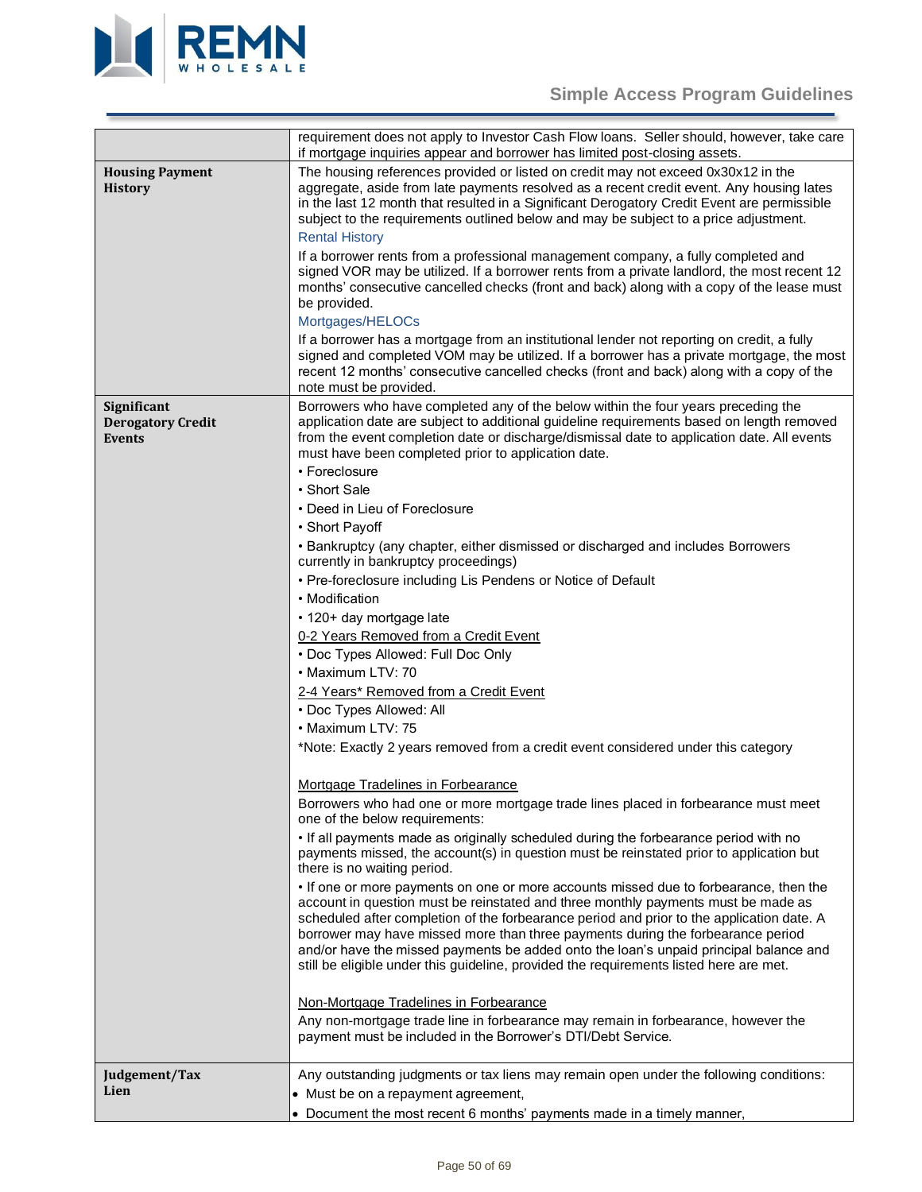| | |
|---|---|
| | requirement does not apply to Investor Cash Flow loans. Seller should, however, take care if mortgage inquiries appear and borrower has limited post-closing assets. |
| **Housing Payment History** | The housing references provided or listed on credit may not exceed 0x30x12 in the aggregate, aside from late payments resolved as a recent credit event. Any housing lates in the last 12 month that resulted in a Significant Derogatory Credit Event are permissible subject to the requirements outlined below and may be subject to a price adjustment.<br>Rental History<br>If a borrower rents from a professional management company, a fully completed and signed VOR may be utilized. If a borrower rents from a private landlord, the most recent 12 months' consecutive cancelled checks (front and back) along with a copy of the lease must be provided.<br>Mortgages/HELOCs<br>If a borrower has a mortgage from an institutional lender not reporting on credit, a fully signed and completed VOM may be utilized. If a borrower has a private mortgage, the most recent 12 months' consecutive cancelled checks (front and back) along with a copy of the note must be provided. |
| **Significant Derogatory Credit Events** | Borrowers who have completed any of the below within the four years preceding the application date are subject to additional guideline requirements based on length removed from the event completion date or discharge/dismissal date to application date. All events must have been completed prior to application date.<br>• Foreclosure<br>• Short Sale<br>• Deed in Lieu of Foreclosure<br>• Short Payoff<br>• Bankruptcy (any chapter, either dismissed or discharged and includes Borrowers currently in bankruptcy proceedings)<br>• Pre-foreclosure including Lis Pendens or Notice of Default<br>• Modification<br>• 120+ day mortgage late<br><u>0-2 Years Removed from a Credit Event</u><br>• Doc Types Allowed: Full Doc Only<br>• Maximum LTV: 70<br><u>2-4 Years* Removed from a Credit Event</u><br>• Doc Types Allowed: All<br>• Maximum LTV: 75<br>*Note: Exactly 2 years removed from a credit event considered under this category<br><br><u>Mortgage Tradelines in Forbearance</u><br>Borrowers who had one or more mortgage trade lines placed in forbearance must meet one of the below requirements:<br>• If all payments made as originally scheduled during the forbearance period with no payments missed, the account(s) in question must be reinstated prior to application but there is no waiting period.<br>• If one or more payments on one or more accounts missed due to forbearance, then the account in question must be reinstated and three monthly payments must be made as scheduled after completion of the forbearance period and prior to the application date. A borrower may have missed more than three payments during the forbearance period and/or have the missed payments be added onto the loan's unpaid principal balance and still be eligible under this guideline, provided the requirements listed here are met.<br><br><u>Non-Mortgage Tradelines in Forbearance</u><br>Any non-mortgage trade line in forbearance may remain in forbearance, however the payment must be included in the Borrower's DTI/Debt Service. |
| **Judgement/Tax Lien** | Any outstanding judgments or tax liens may remain open under the following conditions:<br>• Must be on a repayment agreement,<br>• Document the most recent 6 months' payments made in a timely manner, |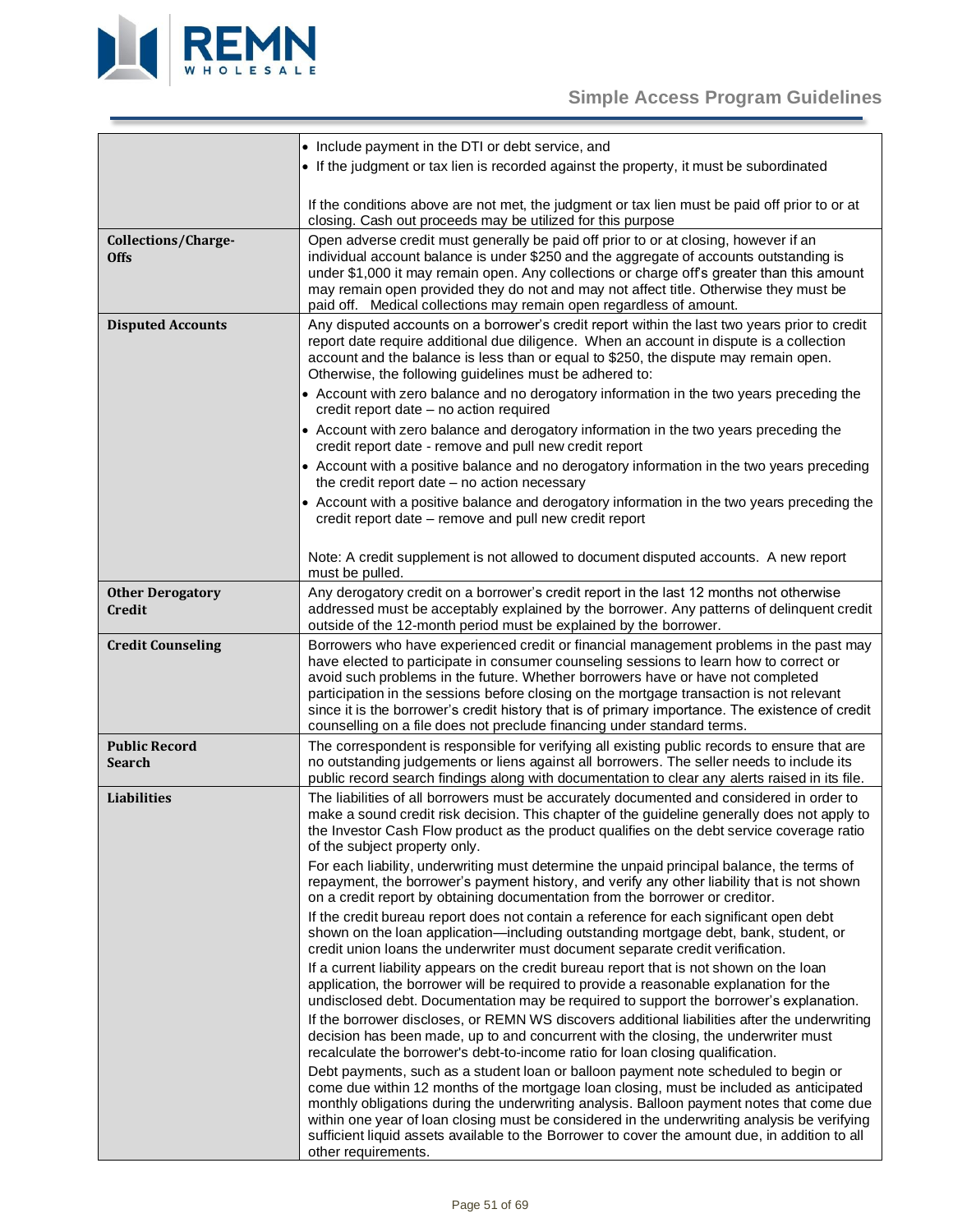| | |
|---|---|
| | • Include payment in the DTI or debt service, and<br>• If the judgment or tax lien is recorded against the property, it must be subordinated<br><br>If the conditions above are not met, the judgment or tax lien must be paid off prior to or at closing. Cash out proceeds may be utilized for this purpose |
| **Collections/Charge-Offs** | Open adverse credit must generally be paid off prior to or at closing, however if an individual account balance is under $250 and the aggregate of accounts outstanding is under $1,000 it may remain open. Any collections or charge off's greater than this amount may remain open provided they do not and may not affect title. Otherwise they must be paid off. Medical collections may remain open regardless of amount. |
| **Disputed Accounts** | Any disputed accounts on a borrower's credit report within the last two years prior to credit report date require additional due diligence. When an account in dispute is a collection account and the balance is less than or equal to $250, the dispute may remain open. Otherwise, the following guidelines must be adhered to:<br>• Account with zero balance and no derogatory information in the two years preceding the credit report date – no action required<br>• Account with zero balance and derogatory information in the two years preceding the credit report date - remove and pull new credit report<br>• Account with a positive balance and no derogatory information in the two years preceding the credit report date – no action necessary<br>• Account with a positive balance and derogatory information in the two years preceding the credit report date – remove and pull new credit report<br><br>Note: A credit supplement is not allowed to document disputed accounts. A new report must be pulled. |
| **Other Derogatory Credit** | Any derogatory credit on a borrower's credit report in the last 12 months not otherwise addressed must be acceptably explained by the borrower. Any patterns of delinquent credit outside of the 12-month period must be explained by the borrower. |
| **Credit Counseling** | Borrowers who have experienced credit or financial management problems in the past may have elected to participate in consumer counseling sessions to learn how to correct or avoid such problems in the future. Whether borrowers have or have not completed participation in the sessions before closing on the mortgage transaction is not relevant since it is the borrower's credit history that is of primary importance. The existence of credit counselling on a file does not preclude financing under standard terms. |
| **Public Record Search** | The correspondent is responsible for verifying all existing public records to ensure that are no outstanding judgements or liens against all borrowers. The seller needs to include its public record search findings along with documentation to clear any alerts raised in its file. |
| **Liabilities** | The liabilities of all borrowers must be accurately documented and considered in order to make a sound credit risk decision. This chapter of the guideline generally does not apply to the Investor Cash Flow product as the product qualifies on the debt service coverage ratio of the subject property only.<br>For each liability, underwriting must determine the unpaid principal balance, the terms of repayment, the borrower's payment history, and verify any other liability that is not shown on a credit report by obtaining documentation from the borrower or creditor.<br>If the credit bureau report does not contain a reference for each significant open debt shown on the loan application—including outstanding mortgage debt, bank, student, or credit union loans the underwriter must document separate credit verification.<br>If a current liability appears on the credit bureau report that is not shown on the loan application, the borrower will be required to provide a reasonable explanation for the undisclosed debt. Documentation may be required to support the borrower's explanation.<br>If the borrower discloses, or REMN WS discovers additional liabilities after the underwriting decision has been made, up to and concurrent with the closing, the underwriter must recalculate the borrower's debt-to-income ratio for loan closing qualification.<br>Debt payments, such as a student loan or balloon payment note scheduled to begin or come due within 12 months of the mortgage loan closing, must be included as anticipated monthly obligations during the underwriting analysis. Balloon payment notes that come due within one year of loan closing must be considered in the underwriting analysis be verifying sufficient liquid assets available to the Borrower to cover the amount due, in addition to all other requirements. |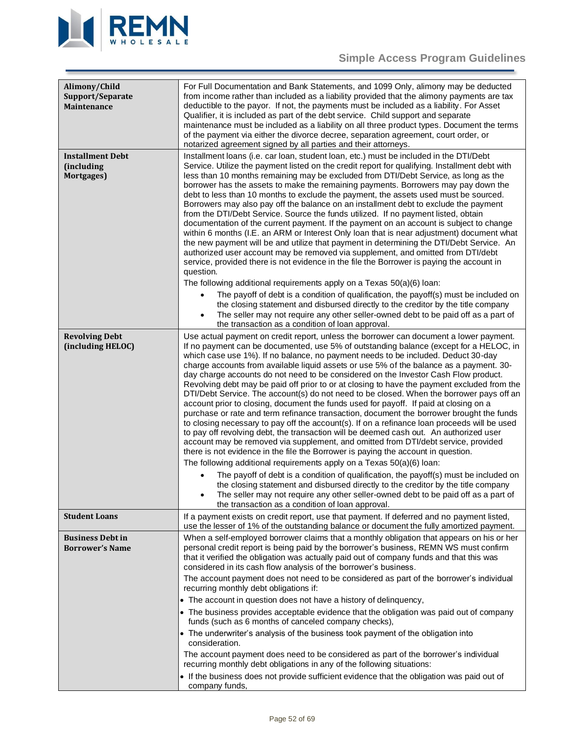| | |
|---|---|
| **Alimony/Child Support/Separate Maintenance** | For Full Documentation and Bank Statements, and 1099 Only, alimony may be deducted from income rather than included as a liability provided that the alimony payments are tax deductible to the payor. If not, the payments must be included as a liability. For Asset Qualifier, it is included as part of the debt service. Child support and separate maintenance must be included as a liability on all three product types. Document the terms of the payment via either the divorce decree, separation agreement, court order, or notarized agreement signed by all parties and their attorneys. |
| **Installment Debt (including Mortgages)** | Installment loans (i.e. car loan, student loan, etc.) must be included in the DTI/Debt Service. Utilize the payment listed on the credit report for qualifying. Installment debt with less than 10 months remaining may be excluded from DTI/Debt Service, as long as the borrower has the assets to make the remaining payments. Borrowers may pay down the debt to less than 10 months to exclude the payment, the assets used must be sourced. Borrowers may also pay off the balance on an installment debt to exclude the payment from the DTI/Debt Service. Source the funds utilized. If no payment listed, obtain documentation of the current payment. If the payment on an account is subject to change within 6 months (I.E. an ARM or Interest Only loan that is near adjustment) document what the new payment will be and utilize that payment in determining the DTI/Debt Service. An authorized user account may be removed via supplement, and omitted from DTI/debt service, provided there is not evidence in the file the Borrower is paying the account in question.<br>The following additional requirements apply on a Texas 50(a)(6) loan:<br>• The payoff of debt is a condition of qualification, the payoff(s) must be included on the closing statement and disbursed directly to the creditor by the title company<br>• The seller may not require any other seller-owned debt to be paid off as a part of the transaction as a condition of loan approval. |
| **Revolving Debt (including HELOC)** | Use actual payment on credit report, unless the borrower can document a lower payment. If no payment can be documented, use 5% of outstanding balance (except for a HELOC, in which case use 1%). If no balance, no payment needs to be included. Deduct 30-day charge accounts from available liquid assets or use 5% of the balance as a payment. 30-day charge accounts do not need to be considered on the Investor Cash Flow product. Revolving debt may be paid off prior to or at closing to have the payment excluded from the DTI/Debt Service. The account(s) do not need to be closed. When the borrower pays off an account prior to closing, document the funds used for payoff. If paid at closing on a purchase or rate and term refinance transaction, document the borrower brought the funds to closing necessary to pay off the account(s). If on a refinance loan proceeds will be used to pay off revolving debt, the transaction will be deemed cash out. An authorized user account may be removed via supplement, and omitted from DTI/debt service, provided there is not evidence in the file the Borrower is paying the account in question.<br>The following additional requirements apply on a Texas 50(a)(6) loan:<br>• The payoff of debt is a condition of qualification, the payoff(s) must be included on the closing statement and disbursed directly to the creditor by the title company<br>• The seller may not require any other seller-owned debt to be paid off as a part of the transaction as a condition of loan approval. |
| **Student Loans** | If a payment exists on credit report, use that payment. If deferred and no payment listed, use the lesser of 1% of the outstanding balance or document the fully amortized payment. |
| **Business Debt in Borrower's Name** | When a self-employed borrower claims that a monthly obligation that appears on his or her personal credit report is being paid by the borrower's business, REMN WS must confirm that it verified the obligation was actually paid out of company funds and that this was considered in its cash flow analysis of the borrower's business.<br>The account payment does not need to be considered as part of the borrower's individual recurring monthly debt obligations if:<br>• The account in question does not have a history of delinquency,<br>• The business provides acceptable evidence that the obligation was paid out of company funds (such as 6 months of canceled company checks),<br>• The underwriter's analysis of the business took payment of the obligation into consideration.<br>The account payment does need to be considered as part of the borrower's individual recurring monthly debt obligations in any of the following situations:<br>• If the business does not provide sufficient evidence that the obligation was paid out of company funds, |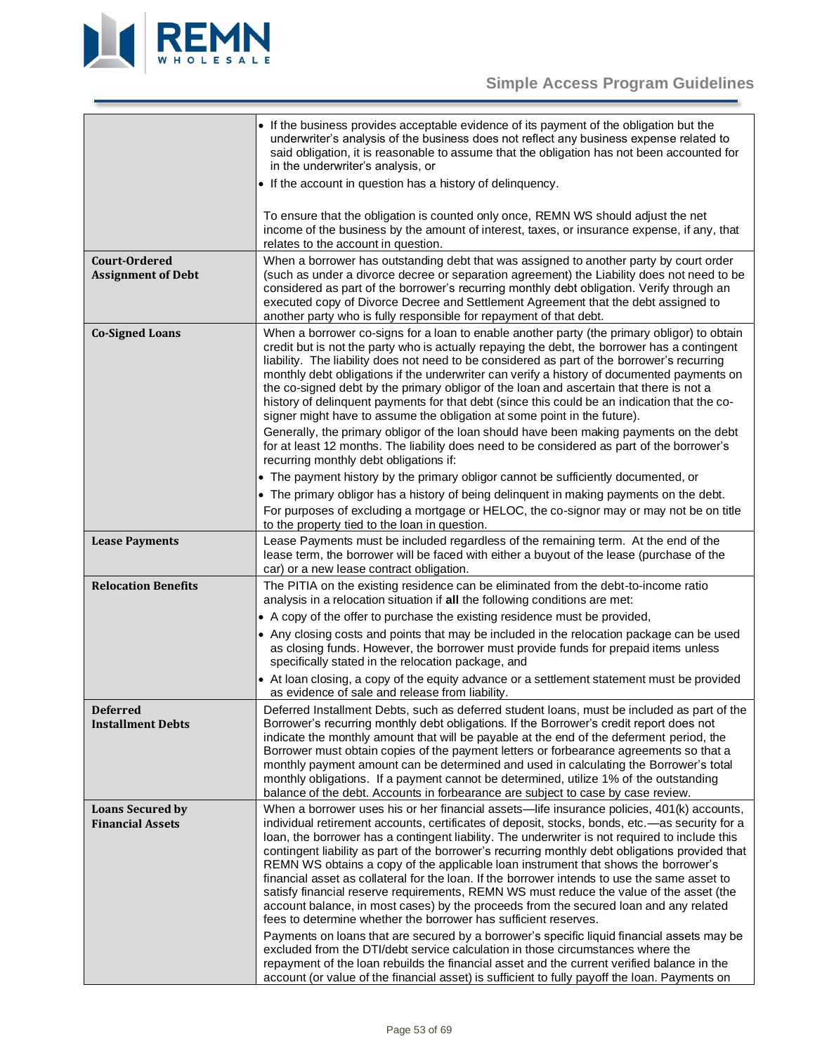| | |
|---|---|
| | • If the business provides acceptable evidence of its payment of the obligation but the underwriter's analysis of the business does not reflect any business expense related to said obligation, it is reasonable to assume that the obligation has not been accounted for in the underwriter's analysis, or<br>• If the account in question has a history of delinquency.<br><br>To ensure that the obligation is counted only once, REMN WS should adjust the net income of the business by the amount of interest, taxes, or insurance expense, if any, that relates to the account in question. |
| **Court-Ordered Assignment of Debt** | When a borrower has outstanding debt that was assigned to another party by court order (such as under a divorce decree or separation agreement) the Liability does not need to be considered as part of the borrower's recurring monthly debt obligation. Verify through an executed copy of Divorce Decree and Settlement Agreement that the debt assigned to another party who is fully responsible for repayment of that debt. |
| **Co-Signed Loans** | When a borrower co-signs for a loan to enable another party (the primary obligor) to obtain credit but is not the party who is actually repaying the debt, the borrower has a contingent liability. The liability does not need to be considered as part of the borrower's recurring monthly debt obligations if the underwriter can verify a history of documented payments on the co-signed debt by the primary obligor of the loan and ascertain that there is not a history of delinquent payments for that debt (since this could be an indication that the co-signer might have to assume the obligation at some point in the future).<br>Generally, the primary obligor of the loan should have been making payments on the debt for at least 12 months. The liability does need to be considered as part of the borrower's recurring monthly debt obligations if:<br>• The payment history by the primary obligor cannot be sufficiently documented, or<br>• The primary obligor has a history of being delinquent in making payments on the debt.<br>For purposes of excluding a mortgage or HELOC, the co-signor may or may not be on title to the property tied to the loan in question. |
| **Lease Payments** | Lease Payments must be included regardless of the remaining term. At the end of the lease term, the borrower will be faced with either a buyout of the lease (purchase of the car) or a new lease contract obligation. |
| **Relocation Benefits** | The PITIA on the existing residence can be eliminated from the debt-to-income ratio analysis in a relocation situation if **all** the following conditions are met:<br>• A copy of the offer to purchase the existing residence must be provided,<br>• Any closing costs and points that may be included in the relocation package can be used as closing funds. However, the borrower must provide funds for prepaid items unless specifically stated in the relocation package, and<br>• At loan closing, a copy of the equity advance or a settlement statement must be provided as evidence of sale and release from liability. |
| **Deferred Installment Debts** | Deferred Installment Debts, such as deferred student loans, must be included as part of the Borrower's recurring monthly debt obligations. If the Borrower's credit report does not indicate the monthly amount that will be payable at the end of the deferment period, the Borrower must obtain copies of the payment letters or forbearance agreements so that a monthly payment amount can be determined and used in calculating the Borrower's total monthly obligations. If a payment cannot be determined, utilize 1% of the outstanding balance of the debt. Accounts in forbearance are subject to case by case review. |
| **Loans Secured by Financial Assets** | When a borrower uses his or her financial assets—life insurance policies, 401(k) accounts, individual retirement accounts, certificates of deposit, stocks, bonds, etc.—as security for a loan, the borrower has a contingent liability. The underwriter is not required to include this contingent liability as part of the borrower's recurring monthly debt obligations provided that REMN WS obtains a copy of the applicable loan instrument that shows the borrower's financial asset as collateral for the loan. If the borrower intends to use the same asset to satisfy financial reserve requirements, REMN WS must reduce the value of the asset (the account balance, in most cases) by the proceeds from the secured loan and any related fees to determine whether the borrower has sufficient reserves.<br>Payments on loans that are secured by a borrower's specific liquid financial assets may be excluded from the DTI/debt service calculation in those circumstances where the repayment of the loan rebuilds the financial asset and the current verified balance in the account (or value of the financial asset) is sufficient to fully payoff the loan. Payments on |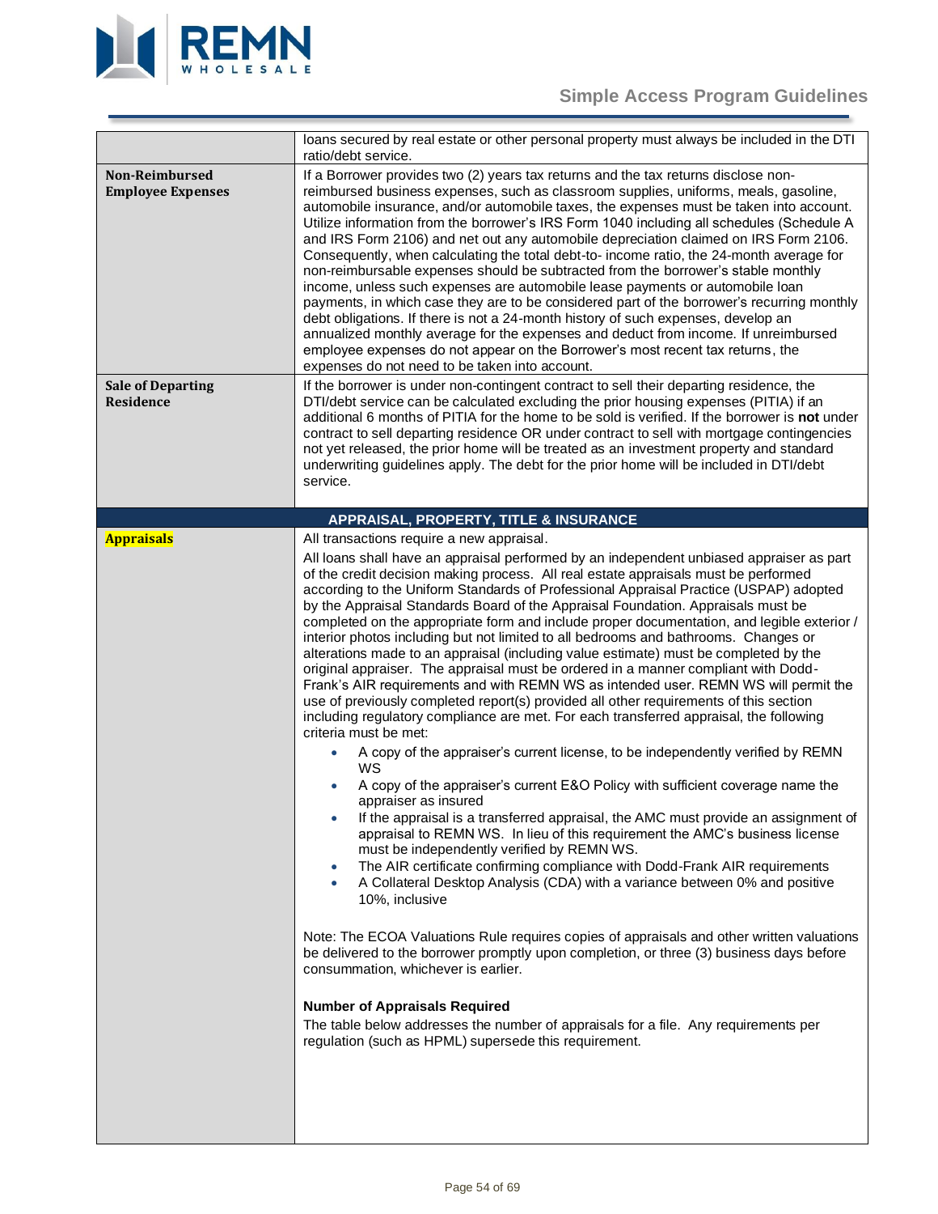| | |
|---|---|
| | loans secured by real estate or other personal property must always be included in the DTI ratio/debt service. |
| **Non-Reimbursed Employee Expenses** | If a Borrower provides two (2) years tax returns and the tax returns disclose non-reimbursed business expenses, such as classroom supplies, uniforms, meals, gasoline, automobile insurance, and/or automobile taxes, the expenses must be taken into account. Utilize information from the borrower's IRS Form 1040 including all schedules (Schedule A and IRS Form 2106) and net out any automobile depreciation claimed on IRS Form 2106. Consequently, when calculating the total debt-to- income ratio, the 24-month average for non-reimbursable expenses should be subtracted from the borrower's stable monthly income, unless such expenses are automobile lease payments or automobile loan payments, in which case they are to be considered part of the borrower's recurring monthly debt obligations. If there is not a 24-month history of such expenses, develop an annualized monthly average for the expenses and deduct from income. If unreimbursed employee expenses do not appear on the Borrower's most recent tax returns, the expenses do not need to be taken into account. |
| **Sale of Departing Residence** | If the borrower is under non-contingent contract to sell their departing residence, the DTI/debt service can be calculated excluding the prior housing expenses (PITIA) if an additional 6 months of PITIA for the home to be sold is verified. If the borrower is **not** under contract to sell departing residence OR under contract to sell with mortgage contingencies not yet released, the prior home will be treated as an investment property and standard underwriting guidelines apply. The debt for the prior home will be included in DTI/debt service. |
| **APPRAISAL, PROPERTY, TITLE & INSURANCE** | |
| **Appraisals** | All transactions require a new appraisal.<br><br>All loans shall have an appraisal performed by an independent unbiased appraiser as part of the credit decision making process. All real estate appraisals must be performed according to the Uniform Standards of Professional Appraisal Practice (USPAP) adopted by the Appraisal Standards Board of the Appraisal Foundation. Appraisals must be completed on the appropriate form and include proper documentation, and legible exterior / interior photos including but not limited to all bedrooms and bathrooms. Changes or alterations made to an appraisal (including value estimate) must be completed by the original appraiser. The appraisal must be ordered in a manner compliant with Dodd-Frank's AIR requirements and with REMN WS as intended user. REMN WS will permit the use of previously completed report(s) provided all other requirements of this section including regulatory compliance are met. For each transferred appraisal, the following criteria must be met:<br>• A copy of the appraiser's current license, to be independently verified by REMN WS<br>• A copy of the appraiser's current E&O Policy with sufficient coverage name the appraiser as insured<br>• If the appraisal is a transferred appraisal, the AMC must provide an assignment of appraisal to REMN WS. In lieu of this requirement the AMC's business license must be independently verified by REMN WS.<br>• The AIR certificate confirming compliance with Dodd-Frank AIR requirements<br>• A Collateral Desktop Analysis (CDA) with a variance between 0% and positive 10%, inclusive<br><br>Note: The ECOA Valuations Rule requires copies of appraisals and other written valuations be delivered to the borrower promptly upon completion, or three (3) business days before consummation, whichever is earlier.<br><br>**Number of Appraisals Required**<br>The table below addresses the number of appraisals for a file. Any requirements per regulation (such as HPML) supersede this requirement. |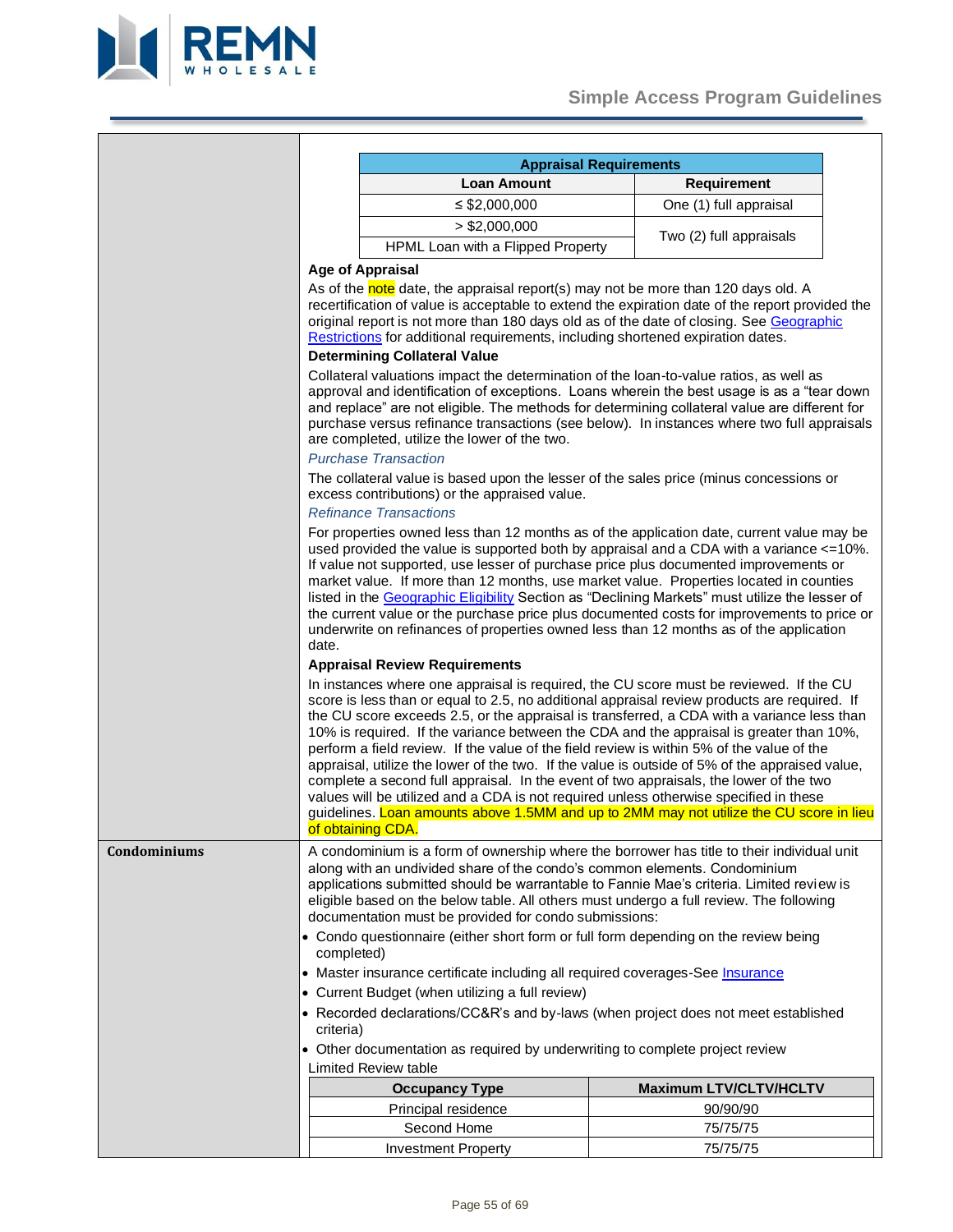| Appraisal Requirements | |
|---|---|
| **Loan Amount** | **Requirement** |
| ≤ $2,000,000 | One (1) full appraisal |
| > $2,000,000 | Two (2) full appraisals |
| HPML Loan with a Flipped Property | |

**Age of Appraisal**

As of the note date, the appraisal report(s) may not be more than 120 days old. A recertification of value is acceptable to extend the expiration date of the report provided the original report is not more than 180 days old as of the date of closing. See Geographic Restrictions for additional requirements, including shortened expiration dates.

**Determining Collateral Value**

Collateral valuations impact the determination of the loan-to-value ratios, as well as approval and identification of exceptions. Loans wherein the best usage is as a "tear down and replace" are not eligible. The methods for determining collateral value are different for purchase versus refinance transactions (see below). In instances where two full appraisals are completed, utilize the lower of the two.

*Purchase Transaction*

The collateral value is based upon the lesser of the sales price (minus concessions or excess contributions) or the appraised value.

*Refinance Transactions*

For properties owned less than 12 months as of the application date, current value may be used provided the value is supported both by appraisal and a CDA with a variance <=10%. If value not supported, use lesser of purchase price plus documented improvements or market value. If more than 12 months, use market value. Properties located in counties listed in the Geographic Eligibility Section as "Declining Markets" must utilize the lesser of the current value or the purchase price plus documented costs for improvements to price or underwrite on refinances of properties owned less than 12 months as of the application date.

**Appraisal Review Requirements**

In instances where one appraisal is required, the CU score must be reviewed. If the CU score is less than or equal to 2.5, no additional appraisal review products are required. If the CU score exceeds 2.5, or the appraisal is transferred, a CDA with a variance less than 10% is required. If the variance between the CDA and the appraisal is greater than 10%, perform a field review. If the value of the field review is within 5% of the value of the appraisal, utilize the lower of the two. If the value is outside of 5% of the appraised value, complete a second full appraisal. In the event of two appraisals, the lower of the two values will be utilized and a CDA is not required unless otherwise specified in these guidelines. Loan amounts above 1.5MM and up to 2MM may not utilize the CU score in lieu of obtaining CDA.

## Condominiums

A condominium is a form of ownership where the borrower has title to their individual unit along with an undivided share of the condo's common elements. Condominium applications submitted should be warrantable to Fannie Mae's criteria. Limited review is eligible based on the below table. All others must undergo a full review. The following documentation must be provided for condo submissions:

- Condo questionnaire (either short form or full form depending on the review being completed)
- Master insurance certificate including all required coverages-See Insurance
- Current Budget (when utilizing a full review)
- Recorded declarations/CC&R's and by-laws (when project does not meet established criteria)
- Other documentation as required by underwriting to complete project review

Limited Review table

| Occupancy Type | Maximum LTV/CLTV/HCLTV |
|---|---|
| Principal residence | 90/90/90 |
| Second Home | 75/75/75 |
| Investment Property | 75/75/75 |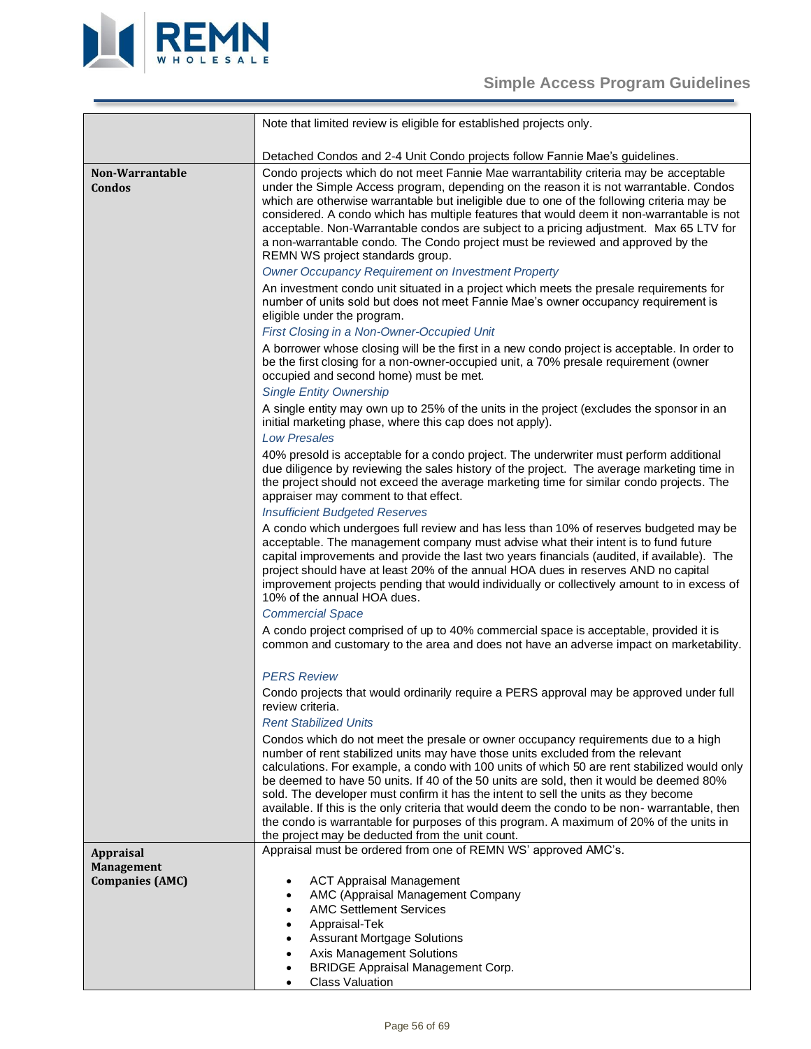| | |
|---|---|
| | Note that limited review is eligible for established projects only.<br><br>Detached Condos and 2-4 Unit Condo projects follow Fannie Mae's guidelines. |
| **Non-Warrantable Condos** | Condo projects which do not meet Fannie Mae warrantability criteria may be acceptable under the Simple Access program, depending on the reason it is not warrantable. Condos which are otherwise warrantable but ineligible due to one of the following criteria may be considered. A condo which has multiple features that would deem it non-warrantable is not acceptable. Non-Warrantable condos are subject to a pricing adjustment. Max 65 LTV for a non-warrantable condo. The Condo project must be reviewed and approved by the REMN WS project standards group.<br>*Owner Occupancy Requirement on Investment Property*<br>An investment condo unit situated in a project which meets the presale requirements for number of units sold but does not meet Fannie Mae's owner occupancy requirement is eligible under the program.<br>*First Closing in a Non-Owner-Occupied Unit*<br>A borrower whose closing will be the first in a new condo project is acceptable. In order to be the first closing for a non-owner-occupied unit, a 70% presale requirement (owner occupied and second home) must be met.<br>*Single Entity Ownership*<br>A single entity may own up to 25% of the units in the project (excludes the sponsor in an initial marketing phase, where this cap does not apply).<br>*Low Presales*<br>40% presold is acceptable for a condo project. The underwriter must perform additional due diligence by reviewing the sales history of the project. The average marketing time in the project should not exceed the average marketing time for similar condo projects. The appraiser may comment to that effect.<br>*Insufficient Budgeted Reserves*<br>A condo which undergoes full review and has less than 10% of reserves budgeted may be acceptable. The management company must advise what their intent is to fund future capital improvements and provide the last two years financials (audited, if available). The project should have at least 20% of the annual HOA dues in reserves AND no capital improvement projects pending that would individually or collectively amount to in excess of 10% of the annual HOA dues.<br>*Commercial Space*<br>A condo project comprised of up to 40% commercial space is acceptable, provided it is common and customary to the area and does not have an adverse impact on marketability.<br><br>*PERS Review*<br>Condo projects that would ordinarily require a PERS approval may be approved under full review criteria.<br>*Rent Stabilized Units*<br>Condos which do not meet the presale or owner occupancy requirements due to a high number of rent stabilized units may have those units excluded from the relevant calculations. For example, a condo with 100 units of which 50 are rent stabilized would only be deemed to have 50 units. If 40 of the 50 units are sold, then it would be deemed 80% sold. The developer must confirm it has the intent to sell the units as they become available. If this is the only criteria that would deem the condo to be non- warrantable, then the condo is warrantable for purposes of this program. A maximum of 20% of the units in the project may be deducted from the unit count. |
| **Appraisal Management Companies (AMC)** | Appraisal must be ordered from one of REMN WS' approved AMC's.<br><br>• ACT Appraisal Management<br>• AMC (Appraisal Management Company<br>• AMC Settlement Services<br>• Appraisal-Tek<br>• Assurant Mortgage Solutions<br>• Axis Management Solutions<br>• BRIDGE Appraisal Management Corp.<br>• Class Valuation |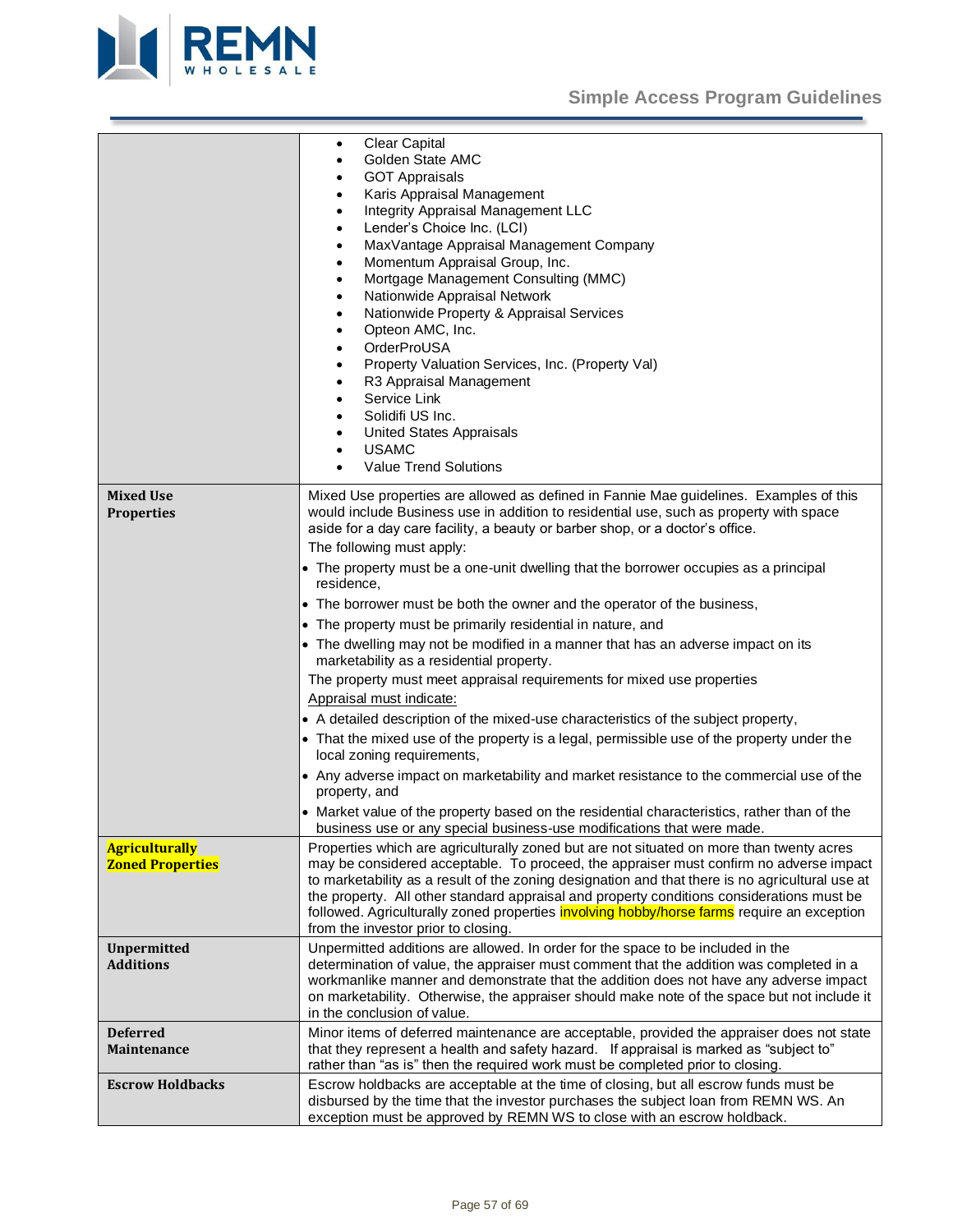| | |
|---|---|
| | • Clear Capital<br>• Golden State AMC<br>• GOT Appraisals<br>• Karis Appraisal Management<br>• Integrity Appraisal Management LLC<br>• Lender's Choice Inc. (LCI)<br>• MaxVantage Appraisal Management Company<br>• Momentum Appraisal Group, Inc.<br>• Mortgage Management Consulting (MMC)<br>• Nationwide Appraisal Network<br>• Nationwide Property & Appraisal Services<br>• Opteon AMC, Inc.<br>• OrderProUSA<br>• Property Valuation Services, Inc. (Property Val)<br>• R3 Appraisal Management<br>• Service Link<br>• Solidifi US Inc.<br>• United States Appraisals<br>• USAMC<br>• Value Trend Solutions |
| **Mixed Use Properties** | Mixed Use properties are allowed as defined in Fannie Mae guidelines. Examples of this would include Business use in addition to residential use, such as property with space aside for a day care facility, a beauty or barber shop, or a doctor's office.<br>The following must apply:<br>• The property must be a one-unit dwelling that the borrower occupies as a principal residence,<br>• The borrower must be both the owner and the operator of the business,<br>• The property must be primarily residential in nature, and<br>• The dwelling may not be modified in a manner that has an adverse impact on its marketability as a residential property.<br>The property must meet appraisal requirements for mixed use properties<br>Appraisal must indicate:<br>• A detailed description of the mixed-use characteristics of the subject property,<br>• That the mixed use of the property is a legal, permissible use of the property under the local zoning requirements,<br>• Any adverse impact on marketability and market resistance to the commercial use of the property, and<br>• Market value of the property based on the residential characteristics, rather than of the business use or any special business-use modifications that were made. |
| **Agriculturally Zoned Properties** | Properties which are agriculturally zoned but are not situated on more than twenty acres may be considered acceptable. To proceed, the appraiser must confirm no adverse impact to marketability as a result of the zoning designation and that there is no agricultural use at the property. All other standard appraisal and property conditions considerations must be followed. Agriculturally zoned properties involving hobby/horse farms require an exception from the investor prior to closing. |
| **Unpermitted Additions** | Unpermitted additions are allowed. In order for the space to be included in the determination of value, the appraiser must comment that the addition was completed in a workmanlike manner and demonstrate that the addition does not have any adverse impact on marketability. Otherwise, the appraiser should make note of the space but not include it in the conclusion of value. |
| **Deferred Maintenance** | Minor items of deferred maintenance are acceptable, provided the appraiser does not state that they represent a health and safety hazard. If appraisal is marked as "subject to" rather than "as is" then the required work must be completed prior to closing. |
| **Escrow Holdbacks** | Escrow holdbacks are acceptable at the time of closing, but all escrow funds must be disbursed by the time that the investor purchases the subject loan from REMN WS. An exception must be approved by REMN WS to close with an escrow holdback. |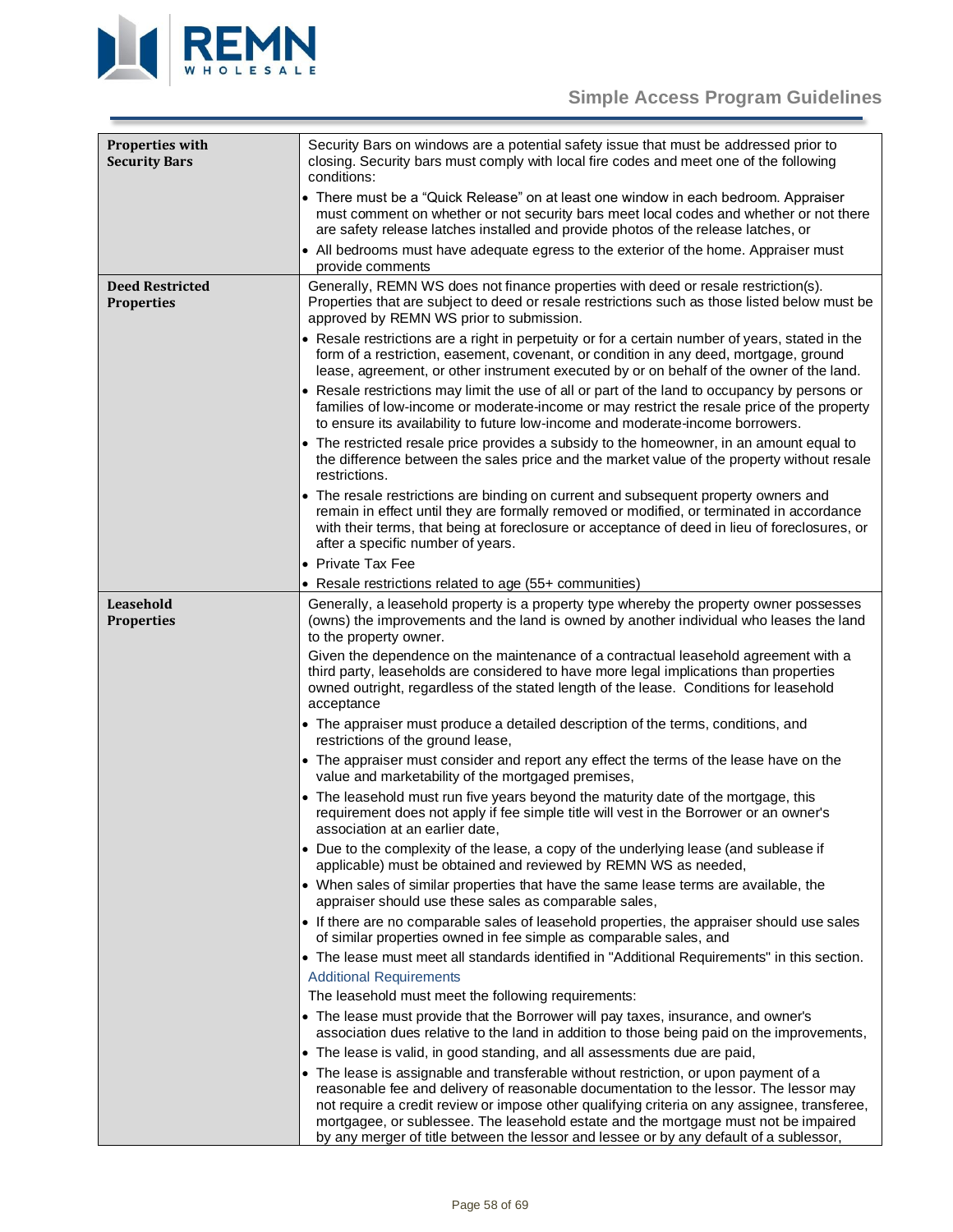| | |
|---|---|
| **Properties with Security Bars** | Security Bars on windows are a potential safety issue that must be addressed prior to closing. Security bars must comply with local fire codes and meet one of the following conditions:<br>• There must be a "Quick Release" on at least one window in each bedroom. Appraiser must comment on whether or not security bars meet local codes and whether or not there are safety release latches installed and provide photos of the release latches, or<br>• All bedrooms must have adequate egress to the exterior of the home. Appraiser must provide comments |
| **Deed Restricted Properties** | Generally, REMN WS does not finance properties with deed or resale restriction(s). Properties that are subject to deed or resale restrictions such as those listed below must be approved by REMN WS prior to submission.<br>• Resale restrictions are a right in perpetuity or for a certain number of years, stated in the form of a restriction, easement, covenant, or condition in any deed, mortgage, ground lease, agreement, or other instrument executed by or on behalf of the owner of the land.<br>• Resale restrictions may limit the use of all or part of the land to occupancy by persons or families of low-income or moderate-income or may restrict the resale price of the property to ensure its availability to future low-income and moderate-income borrowers.<br>• The restricted resale price provides a subsidy to the homeowner, in an amount equal to the difference between the sales price and the market value of the property without resale restrictions.<br>• The resale restrictions are binding on current and subsequent property owners and remain in effect until they are formally removed or modified, or terminated in accordance with their terms, that being at foreclosure or acceptance of deed in lieu of foreclosures, or after a specific number of years.<br>• Private Tax Fee<br>• Resale restrictions related to age (55+ communities) |
| **Leasehold Properties** | Generally, a leasehold property is a property type whereby the property owner possesses (owns) the improvements and the land is owned by another individual who leases the land to the property owner.<br>Given the dependence on the maintenance of a contractual leasehold agreement with a third party, leaseholds are considered to have more legal implications than properties owned outright, regardless of the stated length of the lease. Conditions for leasehold acceptance<br>• The appraiser must produce a detailed description of the terms, conditions, and restrictions of the ground lease,<br>• The appraiser must consider and report any effect the terms of the lease have on the value and marketability of the mortgaged premises,<br>• The leasehold must run five years beyond the maturity date of the mortgage, this requirement does not apply if fee simple title will vest in the Borrower or an owner's association at an earlier date,<br>• Due to the complexity of the lease, a copy of the underlying lease (and sublease if applicable) must be obtained and reviewed by REMN WS as needed,<br>• When sales of similar properties that have the same lease terms are available, the appraiser should use these sales as comparable sales,<br>• If there are no comparable sales of leasehold properties, the appraiser should use sales of similar properties owned in fee simple as comparable sales, and<br>• The lease must meet all standards identified in "Additional Requirements" in this section.<br>Additional Requirements<br>The leasehold must meet the following requirements:<br>• The lease must provide that the Borrower will pay taxes, insurance, and owner's association dues relative to the land in addition to those being paid on the improvements,<br>• The lease is valid, in good standing, and all assessments due are paid,<br>• The lease is assignable and transferable without restriction, or upon payment of a reasonable fee and delivery of reasonable documentation to the lessor. The lessor may not require a credit review or impose other qualifying criteria on any assignee, transferee, mortgagee, or sublessee. The leasehold estate and the mortgage must not be impaired by any merger of title between the lessor and lessee or by any default of a sublessor, |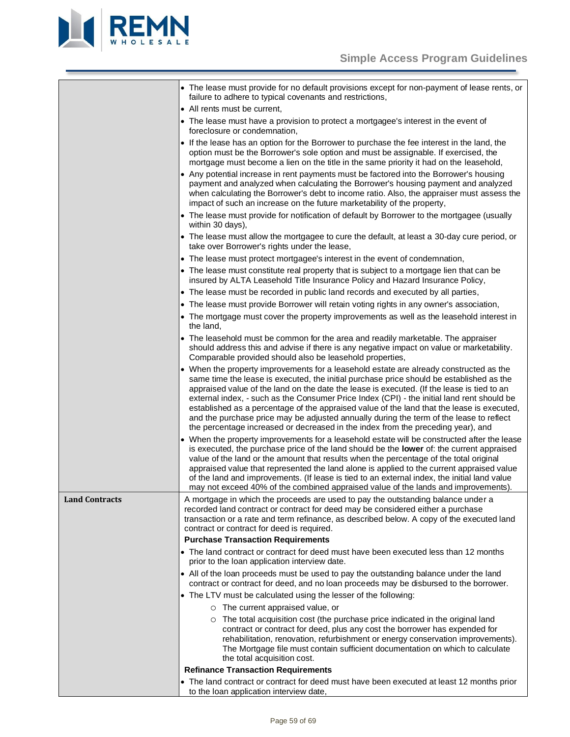| | |
|---|---|
| | • The lease must provide for no default provisions except for non-payment of lease rents, or failure to adhere to typical covenants and restrictions,<br>• All rents must be current,<br>• The lease must have a provision to protect a mortgagee's interest in the event of foreclosure or condemnation,<br>• If the lease has an option for the Borrower to purchase the fee interest in the land, the option must be the Borrower's sole option and must be assignable. If exercised, the mortgage must become a lien on the title in the same priority it had on the leasehold,<br>• Any potential increase in rent payments must be factored into the Borrower's housing payment and analyzed when calculating the Borrower's housing payment and analyzed when calculating the Borrower's debt to income ratio. Also, the appraiser must assess the impact of such an increase on the future marketability of the property,<br>• The lease must provide for notification of default by Borrower to the mortgagee (usually within 30 days),<br>• The lease must allow the mortgagee to cure the default, at least a 30-day cure period, or take over Borrower's rights under the lease,<br>• The lease must protect mortgagee's interest in the event of condemnation,<br>• The lease must constitute real property that is subject to a mortgage lien that can be insured by ALTA Leasehold Title Insurance Policy and Hazard Insurance Policy,<br>• The lease must be recorded in public land records and executed by all parties,<br>• The lease must provide Borrower will retain voting rights in any owner's association,<br>• The mortgage must cover the property improvements as well as the leasehold interest in the land,<br>• The leasehold must be common for the area and readily marketable. The appraiser should address this and advise if there is any negative impact on value or marketability. Comparable provided should also be leasehold properties,<br>• When the property improvements for a leasehold estate are already constructed as the same time the lease is executed, the initial purchase price should be established as the appraised value of the land on the date the lease is executed. (If the lease is tied to an external index, - such as the Consumer Price Index (CPI) - the initial land rent should be established as a percentage of the appraised value of the land that the lease is executed, and the purchase price may be adjusted annually during the term of the lease to reflect the percentage increased or decreased in the index from the preceding year), and<br>• When the property improvements for a leasehold estate will be constructed after the lease is executed, the purchase price of the land should be the **lower** of: the current appraised value of the land or the amount that results when the percentage of the total original appraised value that represented the land alone is applied to the current appraised value of the land and improvements. (If lease is tied to an external index, the initial land value may not exceed 40% of the combined appraised value of the lands and improvements). |
| **Land Contracts** | A mortgage in which the proceeds are used to pay the outstanding balance under a recorded land contract or contract for deed may be considered either a purchase transaction or a rate and term refinance, as described below. A copy of the executed land contract or contract for deed is required.<br>**Purchase Transaction Requirements**<br>• The land contract or contract for deed must have been executed less than 12 months prior to the loan application interview date.<br>• All of the loan proceeds must be used to pay the outstanding balance under the land contract or contract for deed, and no loan proceeds may be disbursed to the borrower.<br>• The LTV must be calculated using the lesser of the following:<br>&nbsp;&nbsp;&nbsp;&nbsp;○ The current appraised value, or<br>&nbsp;&nbsp;&nbsp;&nbsp;○ The total acquisition cost (the purchase price indicated in the original land contract or contract for deed, plus any cost the borrower has expended for rehabilitation, renovation, refurbishment or energy conservation improvements). The Mortgage file must contain sufficient documentation on which to calculate the total acquisition cost.<br>**Refinance Transaction Requirements**<br>• The land contract or contract for deed must have been executed at least 12 months prior to the loan application interview date, |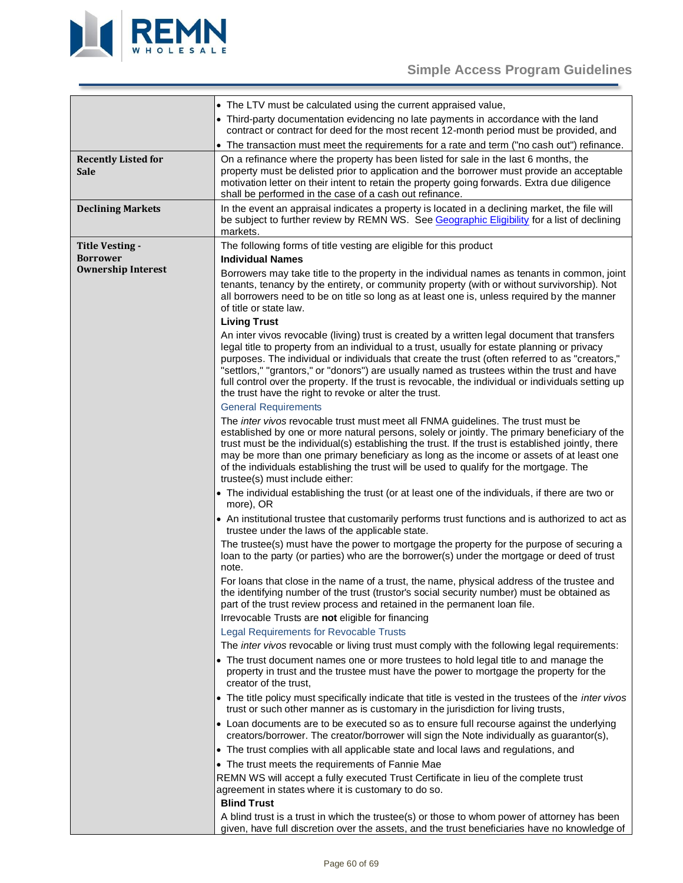| | |
|---|---|
| | • The LTV must be calculated using the current appraised value,<br>• Third-party documentation evidencing no late payments in accordance with the land contract or contract for deed for the most recent 12-month period must be provided, and<br>• The transaction must meet the requirements for a rate and term ("no cash out") refinance. |
| **Recently Listed for Sale** | On a refinance where the property has been listed for sale in the last 6 months, the property must be delisted prior to application and the borrower must provide an acceptable motivation letter on their intent to retain the property going forwards. Extra due diligence shall be performed in the case of a cash out refinance. |
| **Declining Markets** | In the event an appraisal indicates a property is located in a declining market, the file will be subject to further review by REMN WS. See Geographic Eligibility for a list of declining markets. |
| **Title Vesting - Borrower Ownership Interest** | The following forms of title vesting are eligible for this product<br>**Individual Names**<br>Borrowers may take title to the property in the individual names as tenants in common, joint tenants, tenancy by the entirety, or community property (with or without survivorship). Not all borrowers need to be on title so long as at least one is, unless required by the manner of title or state law.<br>**Living Trust**<br>An inter vivos revocable (living) trust is created by a written legal document that transfers legal title to property from an individual to a trust, usually for estate planning or privacy purposes. The individual or individuals that create the trust (often referred to as "creators," "settlors," "grantors," or "donors") are usually named as trustees within the trust and have full control over the property. If the trust is revocable, the individual or individuals setting up the trust have the right to revoke or alter the trust.<br>General Requirements<br>The *inter vivos* revocable trust must meet all FNMA guidelines. The trust must be established by one or more natural persons, solely or jointly. The primary beneficiary of the trust must be the individual(s) establishing the trust. If the trust is established jointly, there may be more than one primary beneficiary as long as the income or assets of at least one of the individuals establishing the trust will be used to qualify for the mortgage. The trustee(s) must include either:<br>• The individual establishing the trust (or at least one of the individuals, if there are two or more), OR<br>• An institutional trustee that customarily performs trust functions and is authorized to act as trustee under the laws of the applicable state.<br>The trustee(s) must have the power to mortgage the property for the purpose of securing a loan to the party (or parties) who are the borrower(s) under the mortgage or deed of trust note.<br>For loans that close in the name of a trust, the name, physical address of the trustee and the identifying number of the trust (trustor's social security number) must be obtained as part of the trust review process and retained in the permanent loan file.<br>Irrevocable Trusts are **not** eligible for financing<br>Legal Requirements for Revocable Trusts<br>The *inter vivos* revocable or living trust must comply with the following legal requirements:<br>• The trust document names one or more trustees to hold legal title to and manage the property in trust and the trustee must have the power to mortgage the property for the creator of the trust,<br>• The title policy must specifically indicate that title is vested in the trustees of the *inter vivos* trust or such other manner as is customary in the jurisdiction for living trusts,<br>• Loan documents are to be executed so as to ensure full recourse against the underlying creators/borrower. The creator/borrower will sign the Note individually as guarantor(s),<br>• The trust complies with all applicable state and local laws and regulations, and<br>• The trust meets the requirements of Fannie Mae<br>REMN WS will accept a fully executed Trust Certificate in lieu of the complete trust agreement in states where it is customary to do so.<br>**Blind Trust**<br>A blind trust is a trust in which the trustee(s) or those to whom power of attorney has been given, have full discretion over the assets, and the trust beneficiaries have no knowledge of |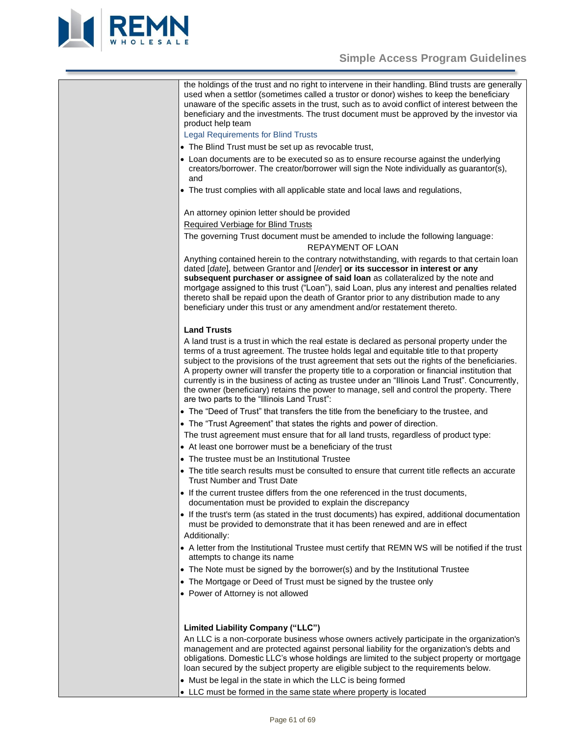the holdings of the trust and no right to intervene in their handling. Blind trusts are generally used when a settlor (sometimes called a trustor or donor) wishes to keep the beneficiary unaware of the specific assets in the trust, such as to avoid conflict of interest between the beneficiary and the investments. The trust document must be approved by the investor via product help team

Legal Requirements for Blind Trusts

- The Blind Trust must be set up as revocable trust,
- Loan documents are to be executed so as to ensure recourse against the underlying creators/borrower. The creator/borrower will sign the Note individually as guarantor(s), and
- The trust complies with all applicable state and local laws and regulations,

An attorney opinion letter should be provided

Required Verbiage for Blind Trusts

The governing Trust document must be amended to include the following language:

REPAYMENT OF LOAN

Anything contained herein to the contrary notwithstanding, with regards to that certain loan dated [*date*], between Grantor and [*lender*] **or its successor in interest or any subsequent purchaser or assignee of said loan** as collateralized by the note and mortgage assigned to this trust ("Loan"), said Loan, plus any interest and penalties related thereto shall be repaid upon the death of Grantor prior to any distribution made to any beneficiary under this trust or any amendment and/or restatement thereto.

**Land Trusts**

A land trust is a trust in which the real estate is declared as personal property under the terms of a trust agreement. The trustee holds legal and equitable title to that property subject to the provisions of the trust agreement that sets out the rights of the beneficiaries. A property owner will transfer the property title to a corporation or financial institution that currently is in the business of acting as trustee under an "Illinois Land Trust". Concurrently, the owner (beneficiary) retains the power to manage, sell and control the property. There are two parts to the "Illinois Land Trust":

- The "Deed of Trust" that transfers the title from the beneficiary to the trustee, and
- The "Trust Agreement" that states the rights and power of direction.

The trust agreement must ensure that for all land trusts, regardless of product type:

- At least one borrower must be a beneficiary of the trust
- The trustee must be an Institutional Trustee
- The title search results must be consulted to ensure that current title reflects an accurate Trust Number and Trust Date
- If the current trustee differs from the one referenced in the trust documents, documentation must be provided to explain the discrepancy
- If the trust's term (as stated in the trust documents) has expired, additional documentation must be provided to demonstrate that it has been renewed and are in effect

Additionally:

- A letter from the Institutional Trustee must certify that REMN WS will be notified if the trust attempts to change its name
- The Note must be signed by the borrower(s) and by the Institutional Trustee
- The Mortgage or Deed of Trust must be signed by the trustee only
- Power of Attorney is not allowed

**Limited Liability Company ("LLC")**

An LLC is a non-corporate business whose owners actively participate in the organization's management and are protected against personal liability for the organization's debts and obligations. Domestic LLC's whose holdings are limited to the subject property or mortgage loan secured by the subject property are eligible subject to the requirements below.

- Must be legal in the state in which the LLC is being formed
- LLC must be formed in the same state where property is located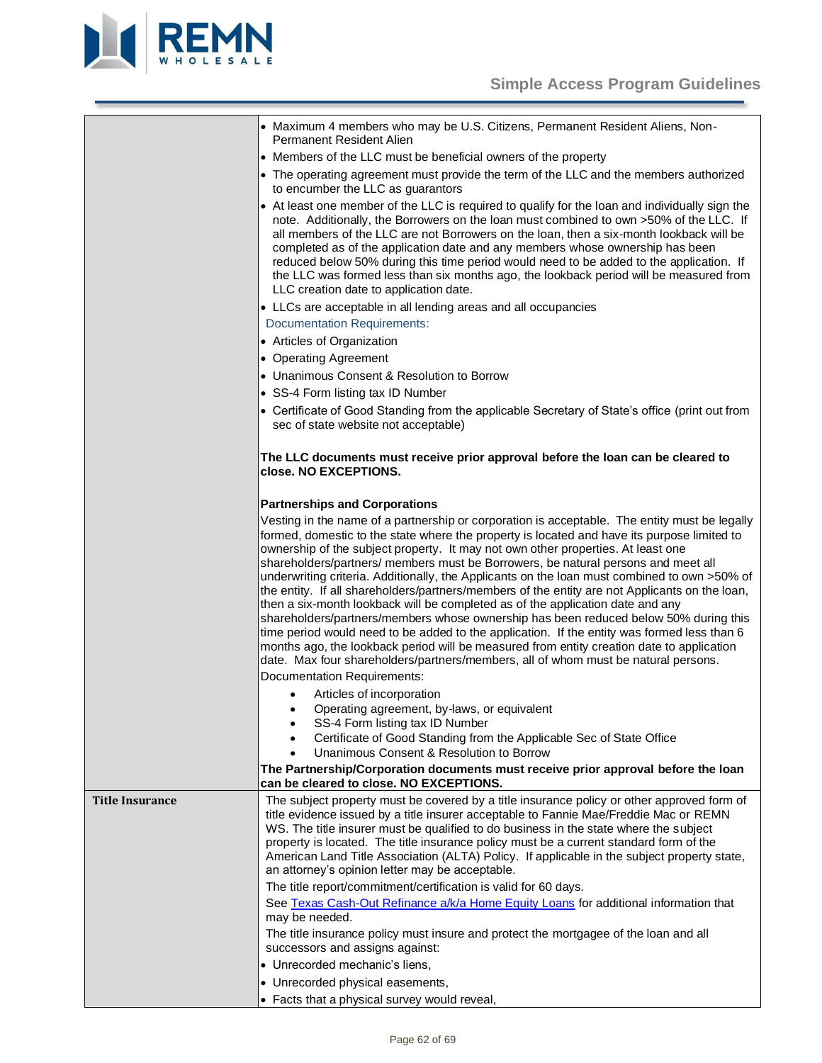| | |
|---|---|
| | • Maximum 4 members who may be U.S. Citizens, Permanent Resident Aliens, Non-Permanent Resident Alien<br>• Members of the LLC must be beneficial owners of the property<br>• The operating agreement must provide the term of the LLC and the members authorized to encumber the LLC as guarantors<br>• At least one member of the LLC is required to qualify for the loan and individually sign the note. Additionally, the Borrowers on the loan must combined to own >50% of the LLC. If all members of the LLC are not Borrowers on the loan, then a six-month lookback will be completed as of the application date and any members whose ownership has been reduced below 50% during this time period would need to be added to the application. If the LLC was formed less than six months ago, the lookback period will be measured from LLC creation date to application date.<br>• LLCs are acceptable in all lending areas and all occupancies<br>Documentation Requirements:<br>• Articles of Organization<br>• Operating Agreement<br>• Unanimous Consent & Resolution to Borrow<br>• SS-4 Form listing tax ID Number<br>• Certificate of Good Standing from the applicable Secretary of State's office (print out from sec of state website not acceptable)<br><br>**The LLC documents must receive prior approval before the loan can be cleared to close. NO EXCEPTIONS.**<br><br>**Partnerships and Corporations**<br>Vesting in the name of a partnership or corporation is acceptable. The entity must be legally formed, domestic to the state where the property is located and have its purpose limited to ownership of the subject property. It may not own other properties. At least one shareholders/partners/ members must be Borrowers, be natural persons and meet all underwriting criteria. Additionally, the Applicants on the loan must combined to own >50% of the entity. If all shareholders/partners/members of the entity are not Applicants on the loan, then a six-month lookback will be completed as of the application date and any shareholders/partners/members whose ownership has been reduced below 50% during this time period would need to be added to the application. If the entity was formed less than 6 months ago, the lookback period will be measured from entity creation date to application date. Max four shareholders/partners/members, all of whom must be natural persons.<br>Documentation Requirements:<br>• Articles of incorporation<br>• Operating agreement, by-laws, or equivalent<br>• SS-4 Form listing tax ID Number<br>• Certificate of Good Standing from the Applicable Sec of State Office<br>• Unanimous Consent & Resolution to Borrow<br>**The Partnership/Corporation documents must receive prior approval before the loan can be cleared to close. NO EXCEPTIONS.** |
| **Title Insurance** | The subject property must be covered by a title insurance policy or other approved form of title evidence issued by a title insurer acceptable to Fannie Mae/Freddie Mac or REMN WS. The title insurer must be qualified to do business in the state where the subject property is located. The title insurance policy must be a current standard form of the American Land Title Association (ALTA) Policy. If applicable in the subject property state, an attorney's opinion letter may be acceptable.<br>The title report/commitment/certification is valid for 60 days.<br>See Texas Cash-Out Refinance a/k/a Home Equity Loans for additional information that may be needed.<br>The title insurance policy must insure and protect the mortgagee of the loan and all successors and assigns against:<br>• Unrecorded mechanic's liens,<br>• Unrecorded physical easements,<br>• Facts that a physical survey would reveal, |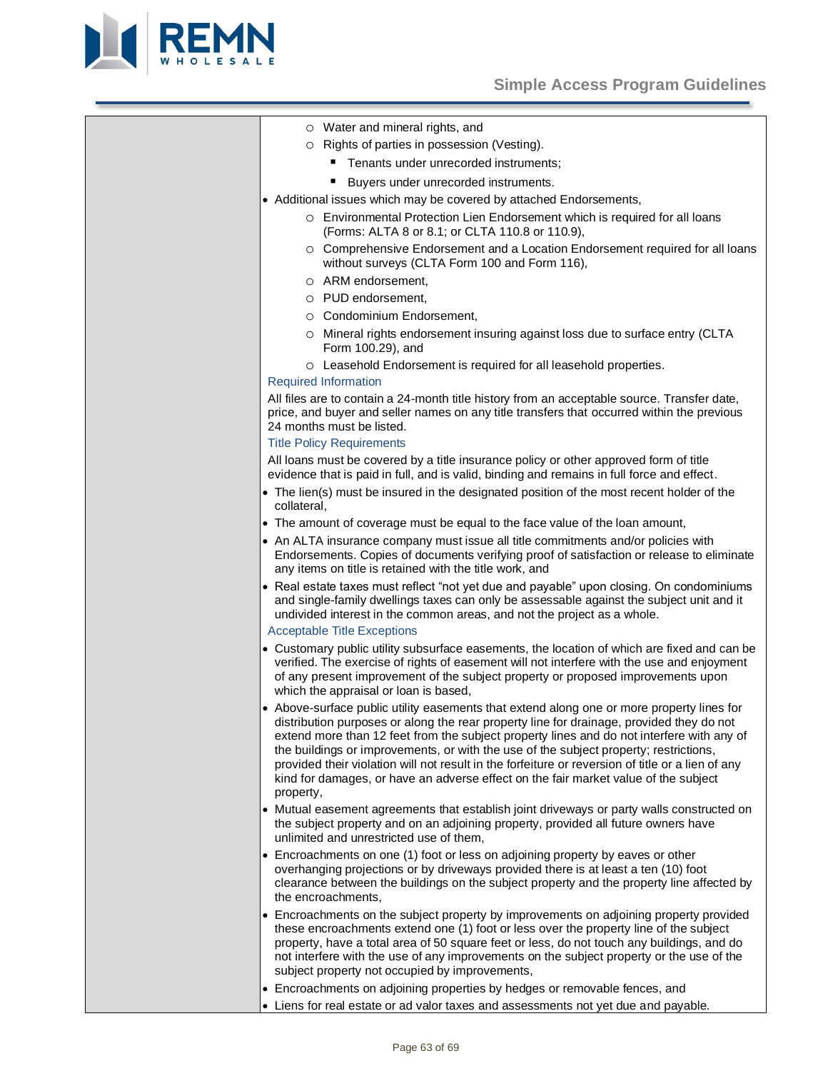- Water and mineral rights, and
- Rights of parties in possession (Vesting).
  - Tenants under unrecorded instruments;
  - Buyers under unrecorded instruments.

- Additional issues which may be covered by attached Endorsements,
  - Environmental Protection Lien Endorsement which is required for all loans (Forms: ALTA 8 or 8.1; or CLTA 110.8 or 110.9),
  - Comprehensive Endorsement and a Location Endorsement required for all loans without surveys (CLTA Form 100 and Form 116),
  - ARM endorsement,
  - PUD endorsement,
  - Condominium Endorsement,
  - Mineral rights endorsement insuring against loss due to surface entry (CLTA Form 100.29), and
  - Leasehold Endorsement is required for all leasehold properties.

### Required Information

All files are to contain a 24-month title history from an acceptable source. Transfer date, price, and buyer and seller names on any title transfers that occurred within the previous 24 months must be listed.

### Title Policy Requirements

All loans must be covered by a title insurance policy or other approved form of title evidence that is paid in full, and is valid, binding and remains in full force and effect.

- The lien(s) must be insured in the designated position of the most recent holder of the collateral,
- The amount of coverage must be equal to the face value of the loan amount,
- An ALTA insurance company must issue all title commitments and/or policies with Endorsements. Copies of documents verifying proof of satisfaction or release to eliminate any items on title is retained with the title work, and
- Real estate taxes must reflect "not yet due and payable" upon closing. On condominiums and single-family dwellings taxes can only be assessable against the subject unit and it undivided interest in the common areas, and not the project as a whole.

### Acceptable Title Exceptions

- Customary public utility subsurface easements, the location of which are fixed and can be verified. The exercise of rights of easement will not interfere with the use and enjoyment of any present improvement of the subject property or proposed improvements upon which the appraisal or loan is based,
- Above-surface public utility easements that extend along one or more property lines for distribution purposes or along the rear property line for drainage, provided they do not extend more than 12 feet from the subject property lines and do not interfere with any of the buildings or improvements, or with the use of the subject property; restrictions, provided their violation will not result in the forfeiture or reversion of title or a lien of any kind for damages, or have an adverse effect on the fair market value of the subject property,
- Mutual easement agreements that establish joint driveways or party walls constructed on the subject property and on an adjoining property, provided all future owners have unlimited and unrestricted use of them,
- Encroachments on one (1) foot or less on adjoining property by eaves or other overhanging projections or by driveways provided there is at least a ten (10) foot clearance between the buildings on the subject property and the property line affected by the encroachments,
- Encroachments on the subject property by improvements on adjoining property provided these encroachments extend one (1) foot or less over the property line of the subject property, have a total area of 50 square feet or less, do not touch any buildings, and do not interfere with the use of any improvements on the subject property or the use of the subject property not occupied by improvements,
- Encroachments on adjoining properties by hedges or removable fences, and
- Liens for real estate or ad valor taxes and assessments not yet due and payable.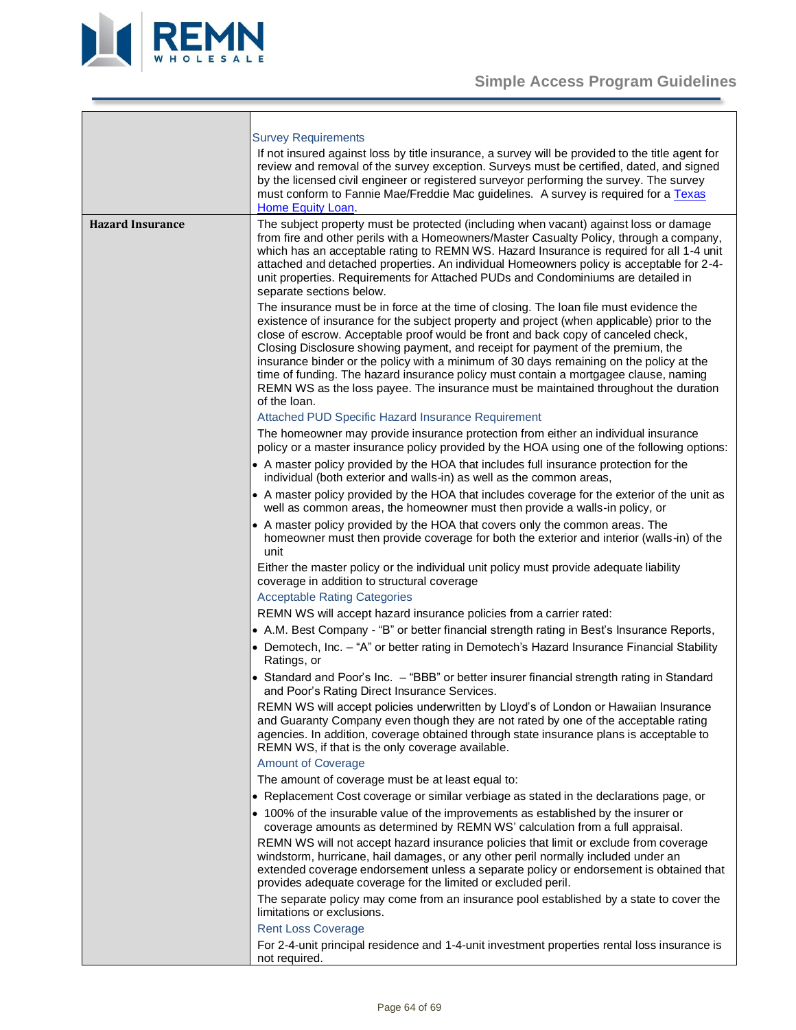| | |
|---|---|
| | **Survey Requirements**<br>If not insured against loss by title insurance, a survey will be provided to the title agent for review and removal of the survey exception. Surveys must be certified, dated, and signed by the licensed civil engineer or registered surveyor performing the survey. The survey must conform to Fannie Mae/Freddie Mac guidelines. A survey is required for a Texas Home Equity Loan. |
| **Hazard Insurance** | The subject property must be protected (including when vacant) against loss or damage from fire and other perils with a Homeowners/Master Casualty Policy, through a company, which has an acceptable rating to REMN WS. Hazard Insurance is required for all 1-4 unit attached and detached properties. An individual Homeowners policy is acceptable for 2-4-unit properties. Requirements for Attached PUDs and Condominiums are detailed in separate sections below.<br>The insurance must be in force at the time of closing. The loan file must evidence the existence of insurance for the subject property and project (when applicable) prior to the close of escrow. Acceptable proof would be front and back copy of canceled check, Closing Disclosure showing payment, and receipt for payment of the premium, the insurance binder or the policy with a minimum of 30 days remaining on the policy at the time of funding. The hazard insurance policy must contain a mortgagee clause, naming REMN WS as the loss payee. The insurance must be maintained throughout the duration of the loan.<br>**Attached PUD Specific Hazard Insurance Requirement**<br>The homeowner may provide insurance protection from either an individual insurance policy or a master insurance policy provided by the HOA using one of the following options:<br>• A master policy provided by the HOA that includes full insurance protection for the individual (both exterior and walls-in) as well as the common areas,<br>• A master policy provided by the HOA that includes coverage for the exterior of the unit as well as common areas, the homeowner must then provide a walls-in policy, or<br>• A master policy provided by the HOA that covers only the common areas. The homeowner must then provide coverage for both the exterior and interior (walls-in) of the unit<br>Either the master policy or the individual unit policy must provide adequate liability coverage in addition to structural coverage<br>**Acceptable Rating Categories**<br>REMN WS will accept hazard insurance policies from a carrier rated:<br>• A.M. Best Company - "B" or better financial strength rating in Best's Insurance Reports,<br>• Demotech, Inc. – "A" or better rating in Demotech's Hazard Insurance Financial Stability Ratings, or<br>• Standard and Poor's Inc. – "BBB" or better insurer financial strength rating in Standard and Poor's Rating Direct Insurance Services.<br>REMN WS will accept policies underwritten by Lloyd's of London or Hawaiian Insurance and Guaranty Company even though they are not rated by one of the acceptable rating agencies. In addition, coverage obtained through state insurance plans is acceptable to REMN WS, if that is the only coverage available.<br>**Amount of Coverage**<br>The amount of coverage must be at least equal to:<br>• Replacement Cost coverage or similar verbiage as stated in the declarations page, or<br>• 100% of the insurable value of the improvements as established by the insurer or coverage amounts as determined by REMN WS' calculation from a full appraisal.<br>REMN WS will not accept hazard insurance policies that limit or exclude from coverage windstorm, hurricane, hail damages, or any other peril normally included under an extended coverage endorsement unless a separate policy or endorsement is obtained that provides adequate coverage for the limited or excluded peril.<br>The separate policy may come from an insurance pool established by a state to cover the limitations or exclusions.<br>**Rent Loss Coverage**<br>For 2-4-unit principal residence and 1-4-unit investment properties rental loss insurance is not required. |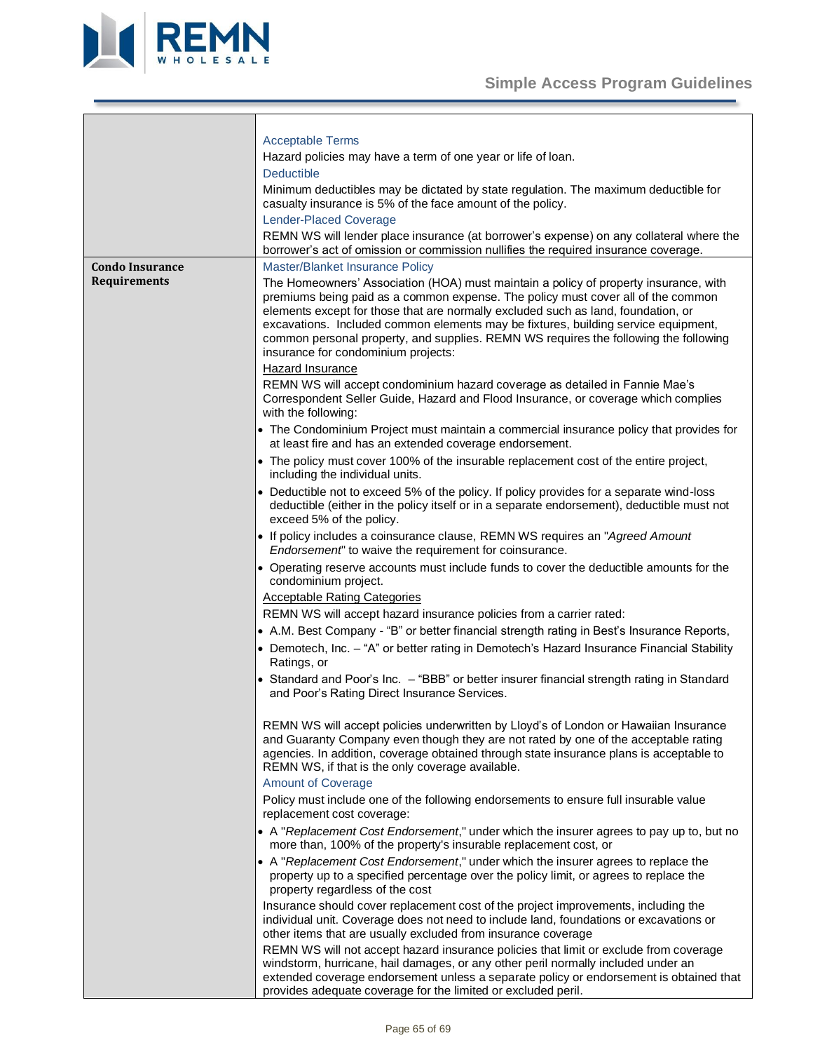| | |
|---|---|
| | Acceptable Terms<br>Hazard policies may have a term of one year or life of loan.<br>Deductible<br>Minimum deductibles may be dictated by state regulation. The maximum deductible for casualty insurance is 5% of the face amount of the policy.<br>Lender-Placed Coverage<br>REMN WS will lender place insurance (at borrower's expense) on any collateral where the borrower's act of omission or commission nullifies the required insurance coverage. |
| **Condo Insurance Requirements** | Master/Blanket Insurance Policy<br>The Homeowners' Association (HOA) must maintain a policy of property insurance, with premiums being paid as a common expense. The policy must cover all of the common elements except for those that are normally excluded such as land, foundation, or excavations. Included common elements may be fixtures, building service equipment, common personal property, and supplies. REMN WS requires the following the following insurance for condominium projects:<br>Hazard Insurance<br>REMN WS will accept condominium hazard coverage as detailed in Fannie Mae's Correspondent Seller Guide, Hazard and Flood Insurance, or coverage which complies with the following:<br>• The Condominium Project must maintain a commercial insurance policy that provides for at least fire and has an extended coverage endorsement.<br>• The policy must cover 100% of the insurable replacement cost of the entire project, including the individual units.<br>• Deductible not to exceed 5% of the policy. If policy provides for a separate wind-loss deductible (either in the policy itself or in a separate endorsement), deductible must not exceed 5% of the policy.<br>• If policy includes a coinsurance clause, REMN WS requires an "*Agreed Amount Endorsement*" to waive the requirement for coinsurance.<br>• Operating reserve accounts must include funds to cover the deductible amounts for the condominium project.<br>Acceptable Rating Categories<br>REMN WS will accept hazard insurance policies from a carrier rated:<br>• A.M. Best Company - "B" or better financial strength rating in Best's Insurance Reports,<br>• Demotech, Inc. – "A" or better rating in Demotech's Hazard Insurance Financial Stability Ratings, or<br>• Standard and Poor's Inc. – "BBB" or better insurer financial strength rating in Standard and Poor's Rating Direct Insurance Services.<br><br>REMN WS will accept policies underwritten by Lloyd's of London or Hawaiian Insurance and Guaranty Company even though they are not rated by one of the acceptable rating agencies. In addition, coverage obtained through state insurance plans is acceptable to REMN WS, if that is the only coverage available.<br>Amount of Coverage<br>Policy must include one of the following endorsements to ensure full insurable value replacement cost coverage:<br>• A "*Replacement Cost Endorsement*," under which the insurer agrees to pay up to, but no more than, 100% of the property's insurable replacement cost, or<br>• A "*Replacement Cost Endorsement*," under which the insurer agrees to replace the property up to a specified percentage over the policy limit, or agrees to replace the property regardless of the cost<br>Insurance should cover replacement cost of the project improvements, including the individual unit. Coverage does not need to include land, foundations or excavations or other items that are usually excluded from insurance coverage<br>REMN WS will not accept hazard insurance policies that limit or exclude from coverage windstorm, hurricane, hail damages, or any other peril normally included under an extended coverage endorsement unless a separate policy or endorsement is obtained that provides adequate coverage for the limited or excluded peril. |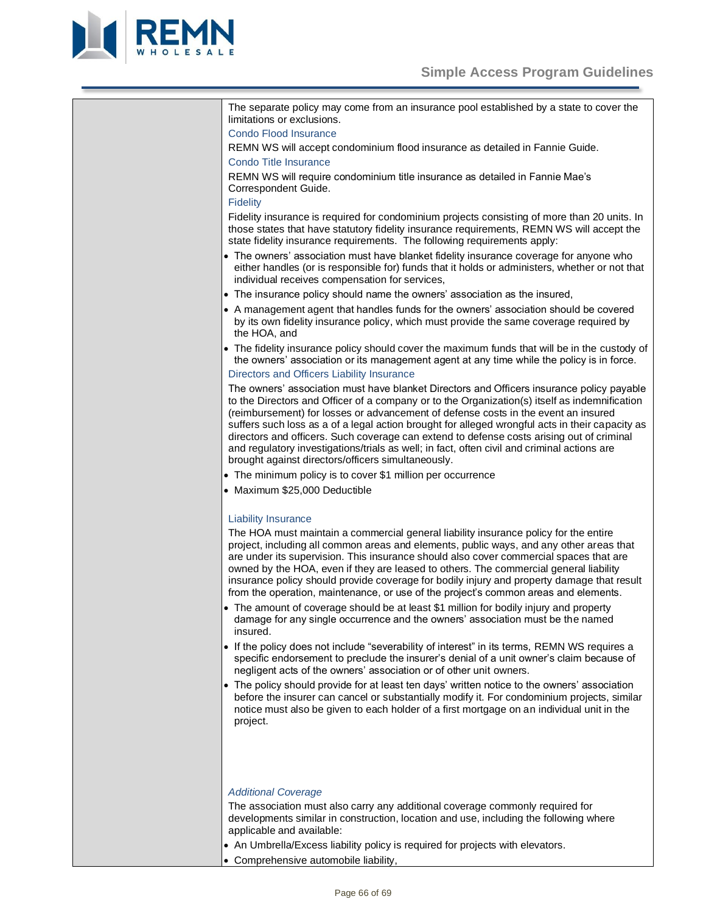The separate policy may come from an insurance pool established by a state to cover the limitations or exclusions.

### Condo Flood Insurance

REMN WS will accept condominium flood insurance as detailed in Fannie Guide.

### Condo Title Insurance

REMN WS will require condominium title insurance as detailed in Fannie Mae's Correspondent Guide.

### Fidelity

Fidelity insurance is required for condominium projects consisting of more than 20 units. In those states that have statutory fidelity insurance requirements, REMN WS will accept the state fidelity insurance requirements. The following requirements apply:

- The owners' association must have blanket fidelity insurance coverage for anyone who either handles (or is responsible for) funds that it holds or administers, whether or not that individual receives compensation for services,
- The insurance policy should name the owners' association as the insured,
- A management agent that handles funds for the owners' association should be covered by its own fidelity insurance policy, which must provide the same coverage required by the HOA, and
- The fidelity insurance policy should cover the maximum funds that will be in the custody of the owners' association or its management agent at any time while the policy is in force.

### Directors and Officers Liability Insurance

The owners' association must have blanket Directors and Officers insurance policy payable to the Directors and Officer of a company or to the Organization(s) itself as indemnification (reimbursement) for losses or advancement of defense costs in the event an insured suffers such loss as a of a legal action brought for alleged wrongful acts in their capacity as directors and officers. Such coverage can extend to defense costs arising out of criminal and regulatory investigations/trials as well; in fact, often civil and criminal actions are brought against directors/officers simultaneously.

- The minimum policy is to cover $1 million per occurrence
- Maximum $25,000 Deductible

### Liability Insurance

The HOA must maintain a commercial general liability insurance policy for the entire project, including all common areas and elements, public ways, and any other areas that are under its supervision. This insurance should also cover commercial spaces that are owned by the HOA, even if they are leased to others. The commercial general liability insurance policy should provide coverage for bodily injury and property damage that result from the operation, maintenance, or use of the project's common areas and elements.

- The amount of coverage should be at least $1 million for bodily injury and property damage for any single occurrence and the owners' association must be the named insured.
- If the policy does not include "severability of interest" in its terms, REMN WS requires a specific endorsement to preclude the insurer's denial of a unit owner's claim because of negligent acts of the owners' association or of other unit owners.
- The policy should provide for at least ten days' written notice to the owners' association before the insurer can cancel or substantially modify it. For condominium projects, similar notice must also be given to each holder of a first mortgage on an individual unit in the project.

#### *Additional Coverage*

The association must also carry any additional coverage commonly required for developments similar in construction, location and use, including the following where applicable and available:

- An Umbrella/Excess liability policy is required for projects with elevators.
- Comprehensive automobile liability,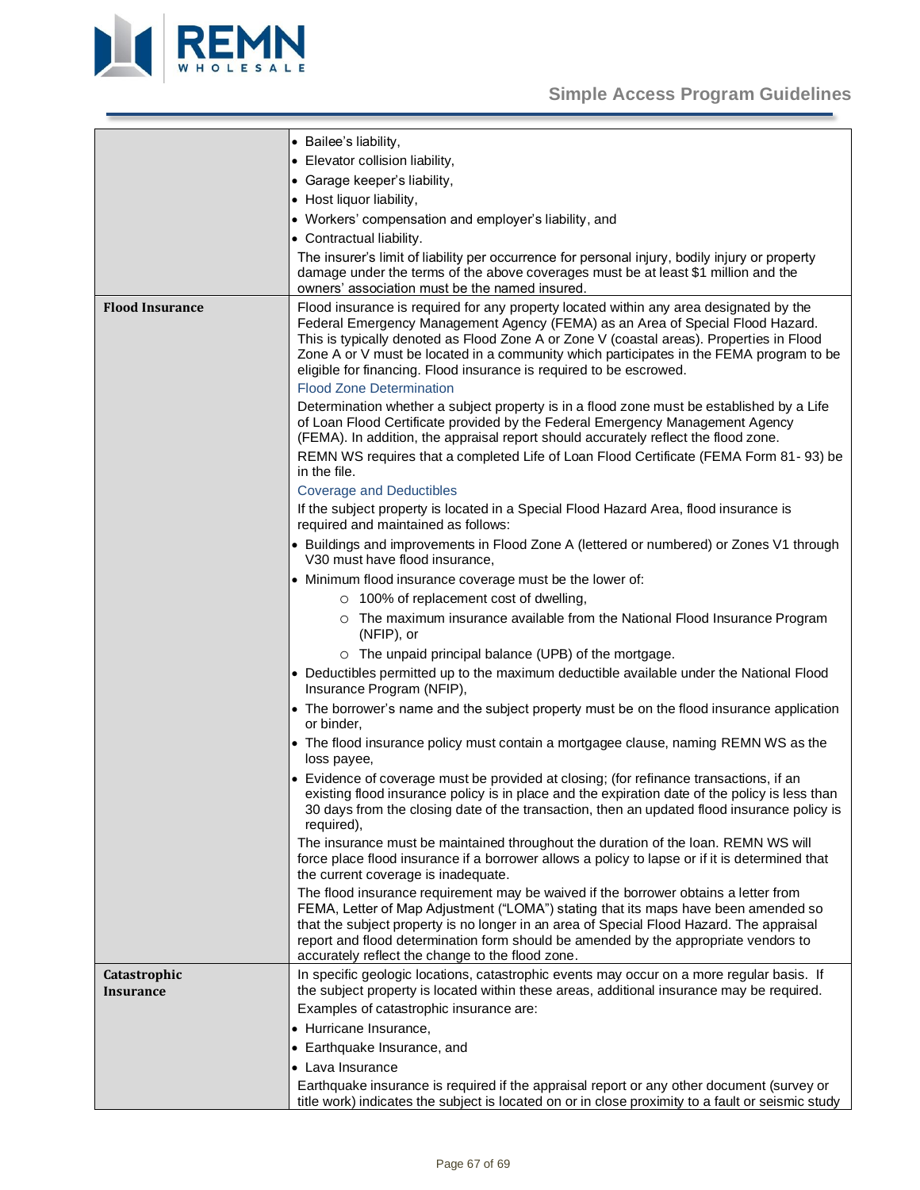| | |
|---|---|
| | • Bailee's liability,<br>• Elevator collision liability,<br>• Garage keeper's liability,<br>• Host liquor liability,<br>• Workers' compensation and employer's liability, and<br>• Contractual liability.<br>The insurer's limit of liability per occurrence for personal injury, bodily injury or property damage under the terms of the above coverages must be at least $1 million and the owners' association must be the named insured. |
| **Flood Insurance** | Flood insurance is required for any property located within any area designated by the Federal Emergency Management Agency (FEMA) as an Area of Special Flood Hazard. This is typically denoted as Flood Zone A or Zone V (coastal areas). Properties in Flood Zone A or V must be located in a community which participates in the FEMA program to be eligible for financing. Flood insurance is required to be escrowed.<br>Flood Zone Determination<br>Determination whether a subject property is in a flood zone must be established by a Life of Loan Flood Certificate provided by the Federal Emergency Management Agency (FEMA). In addition, the appraisal report should accurately reflect the flood zone.<br>REMN WS requires that a completed Life of Loan Flood Certificate (FEMA Form 81- 93) be in the file.<br>Coverage and Deductibles<br>If the subject property is located in a Special Flood Hazard Area, flood insurance is required and maintained as follows:<br>• Buildings and improvements in Flood Zone A (lettered or numbered) or Zones V1 through V30 must have flood insurance,<br>• Minimum flood insurance coverage must be the lower of:<br>&nbsp;&nbsp;&nbsp;&nbsp;○ 100% of replacement cost of dwelling,<br>&nbsp;&nbsp;&nbsp;&nbsp;○ The maximum insurance available from the National Flood Insurance Program (NFIP), or<br>&nbsp;&nbsp;&nbsp;&nbsp;○ The unpaid principal balance (UPB) of the mortgage.<br>• Deductibles permitted up to the maximum deductible available under the National Flood Insurance Program (NFIP),<br>• The borrower's name and the subject property must be on the flood insurance application or binder,<br>• The flood insurance policy must contain a mortgagee clause, naming REMN WS as the loss payee,<br>• Evidence of coverage must be provided at closing; (for refinance transactions, if an existing flood insurance policy is in place and the expiration date of the policy is less than 30 days from the closing date of the transaction, then an updated flood insurance policy is required),<br>The insurance must be maintained throughout the duration of the loan. REMN WS will force place flood insurance if a borrower allows a policy to lapse or if it is determined that the current coverage is inadequate.<br>The flood insurance requirement may be waived if the borrower obtains a letter from FEMA, Letter of Map Adjustment ("LOMA") stating that its maps have been amended so that the subject property is no longer in an area of Special Flood Hazard. The appraisal report and flood determination form should be amended by the appropriate vendors to accurately reflect the change to the flood zone. |
| **Catastrophic Insurance** | In specific geologic locations, catastrophic events may occur on a more regular basis. If the subject property is located within these areas, additional insurance may be required.<br>Examples of catastrophic insurance are:<br>• Hurricane Insurance,<br>• Earthquake Insurance, and<br>• Lava Insurance<br>Earthquake insurance is required if the appraisal report or any other document (survey or title work) indicates the subject is located on or in close proximity to a fault or seismic study |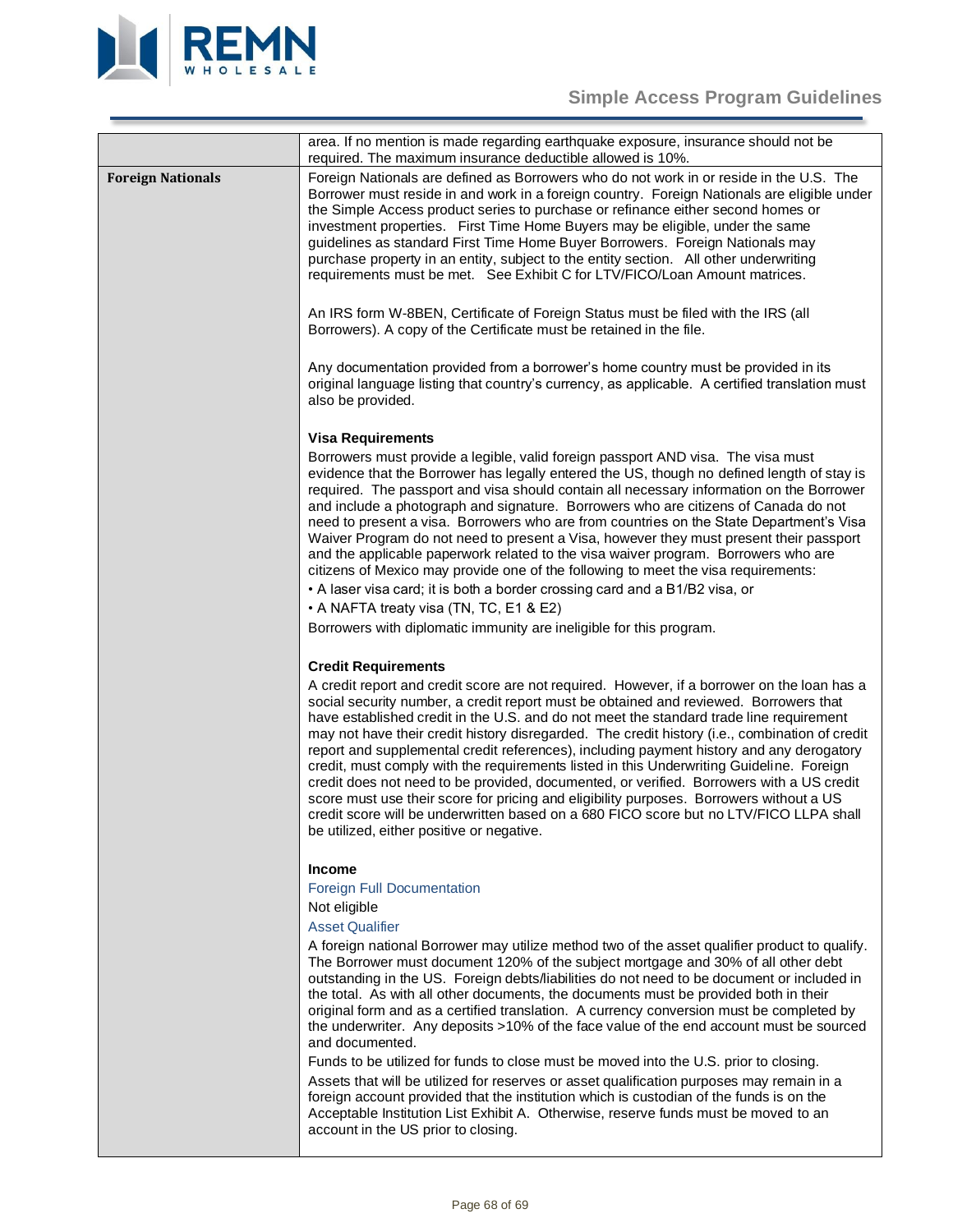| | |
|---|---|
| | area. If no mention is made regarding earthquake exposure, insurance should not be required. The maximum insurance deductible allowed is 10%. |
| **Foreign Nationals** | Foreign Nationals are defined as Borrowers who do not work in or reside in the U.S. The Borrower must reside in and work in a foreign country. Foreign Nationals are eligible under the Simple Access product series to purchase or refinance either second homes or investment properties. First Time Home Buyers may be eligible, under the same guidelines as standard First Time Home Buyer Borrowers. Foreign Nationals may purchase property in an entity, subject to the entity section. All other underwriting requirements must be met. See Exhibit C for LTV/FICO/Loan Amount matrices.<br><br>An IRS form W-8BEN, Certificate of Foreign Status must be filed with the IRS (all Borrowers). A copy of the Certificate must be retained in the file.<br><br>Any documentation provided from a borrower's home country must be provided in its original language listing that country's currency, as applicable. A certified translation must also be provided.<br><br>**Visa Requirements**<br>Borrowers must provide a legible, valid foreign passport AND visa. The visa must evidence that the Borrower has legally entered the US, though no defined length of stay is required. The passport and visa should contain all necessary information on the Borrower and include a photograph and signature. Borrowers who are citizens of Canada do not need to present a visa. Borrowers who are from countries on the State Department's Visa Waiver Program do not need to present a Visa, however they must present their passport and the applicable paperwork related to the visa waiver program. Borrowers who are citizens of Mexico may provide one of the following to meet the visa requirements:<br>• A laser visa card; it is both a border crossing card and a B1/B2 visa, or<br>• A NAFTA treaty visa (TN, TC, E1 & E2)<br>Borrowers with diplomatic immunity are ineligible for this program.<br><br>**Credit Requirements**<br>A credit report and credit score are not required. However, if a borrower on the loan has a social security number, a credit report must be obtained and reviewed. Borrowers that have established credit in the U.S. and do not meet the standard trade line requirement may not have their credit history disregarded. The credit history (i.e., combination of credit report and supplemental credit references), including payment history and any derogatory credit, must comply with the requirements listed in this Underwriting Guideline. Foreign credit does not need to be provided, documented, or verified. Borrowers with a US credit score must use their score for pricing and eligibility purposes. Borrowers without a US credit score will be underwritten based on a 680 FICO score but no LTV/FICO LLPA shall be utilized, either positive or negative.<br><br>**Income**<br>Foreign Full Documentation<br>Not eligible<br>Asset Qualifier<br>A foreign national Borrower may utilize method two of the asset qualifier product to qualify. The Borrower must document 120% of the subject mortgage and 30% of all other debt outstanding in the US. Foreign debts/liabilities do not need to be document or included in the total. As with all other documents, the documents must be provided both in their original form and as a certified translation. A currency conversion must be completed by the underwriter. Any deposits >10% of the face value of the end account must be sourced and documented.<br>Funds to be utilized for funds to close must be moved into the U.S. prior to closing.<br>Assets that will be utilized for reserves or asset qualification purposes may remain in a foreign account provided that the institution which is custodian of the funds is on the Acceptable Institution List Exhibit A. Otherwise, reserve funds must be moved to an account in the US prior to closing. |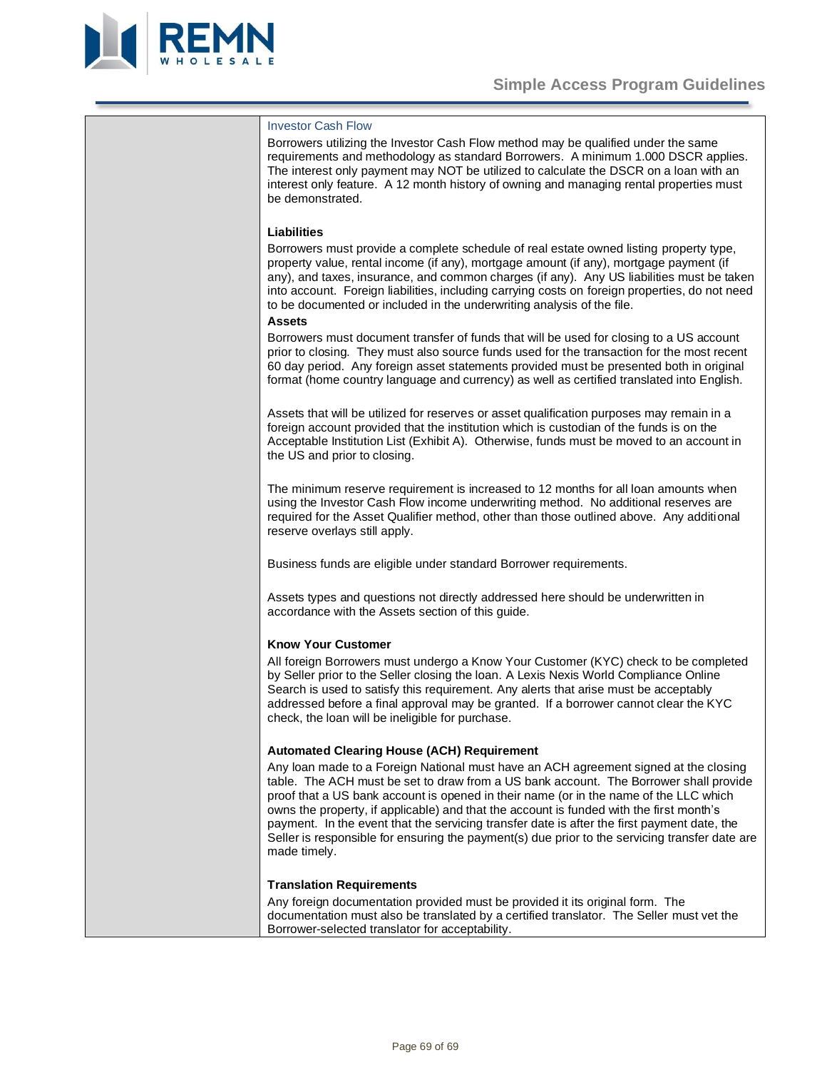### Investor Cash Flow

Borrowers utilizing the Investor Cash Flow method may be qualified under the same requirements and methodology as standard Borrowers. A minimum 1.000 DSCR applies. The interest only payment may NOT be utilized to calculate the DSCR on a loan with an interest only feature. A 12 month history of owning and managing rental properties must be demonstrated.

**Liabilities**

Borrowers must provide a complete schedule of real estate owned listing property type, property value, rental income (if any), mortgage amount (if any), mortgage payment (if any), and taxes, insurance, and common charges (if any). Any US liabilities must be taken into account. Foreign liabilities, including carrying costs on foreign properties, do not need to be documented or included in the underwriting analysis of the file.

**Assets**

Borrowers must document transfer of funds that will be used for closing to a US account prior to closing. They must also source funds used for the transaction for the most recent 60 day period. Any foreign asset statements provided must be presented both in original format (home country language and currency) as well as certified translated into English.

Assets that will be utilized for reserves or asset qualification purposes may remain in a foreign account provided that the institution which is custodian of the funds is on the Acceptable Institution List (Exhibit A). Otherwise, funds must be moved to an account in the US and prior to closing.

The minimum reserve requirement is increased to 12 months for all loan amounts when using the Investor Cash Flow income underwriting method. No additional reserves are required for the Asset Qualifier method, other than those outlined above. Any additional reserve overlays still apply.

Business funds are eligible under standard Borrower requirements.

Assets types and questions not directly addressed here should be underwritten in accordance with the Assets section of this guide.

**Know Your Customer**

All foreign Borrowers must undergo a Know Your Customer (KYC) check to be completed by Seller prior to the Seller closing the loan. A Lexis Nexis World Compliance Online Search is used to satisfy this requirement. Any alerts that arise must be acceptably addressed before a final approval may be granted. If a borrower cannot clear the KYC check, the loan will be ineligible for purchase.

**Automated Clearing House (ACH) Requirement**

Any loan made to a Foreign National must have an ACH agreement signed at the closing table. The ACH must be set to draw from a US bank account. The Borrower shall provide proof that a US bank account is opened in their name (or in the name of the LLC which owns the property, if applicable) and that the account is funded with the first month's payment. In the event that the servicing transfer date is after the first payment date, the Seller is responsible for ensuring the payment(s) due prior to the servicing transfer date are made timely.

**Translation Requirements**

Any foreign documentation provided must be provided it its original form. The documentation must also be translated by a certified translator. The Seller must vet the Borrower-selected translator for acceptability.